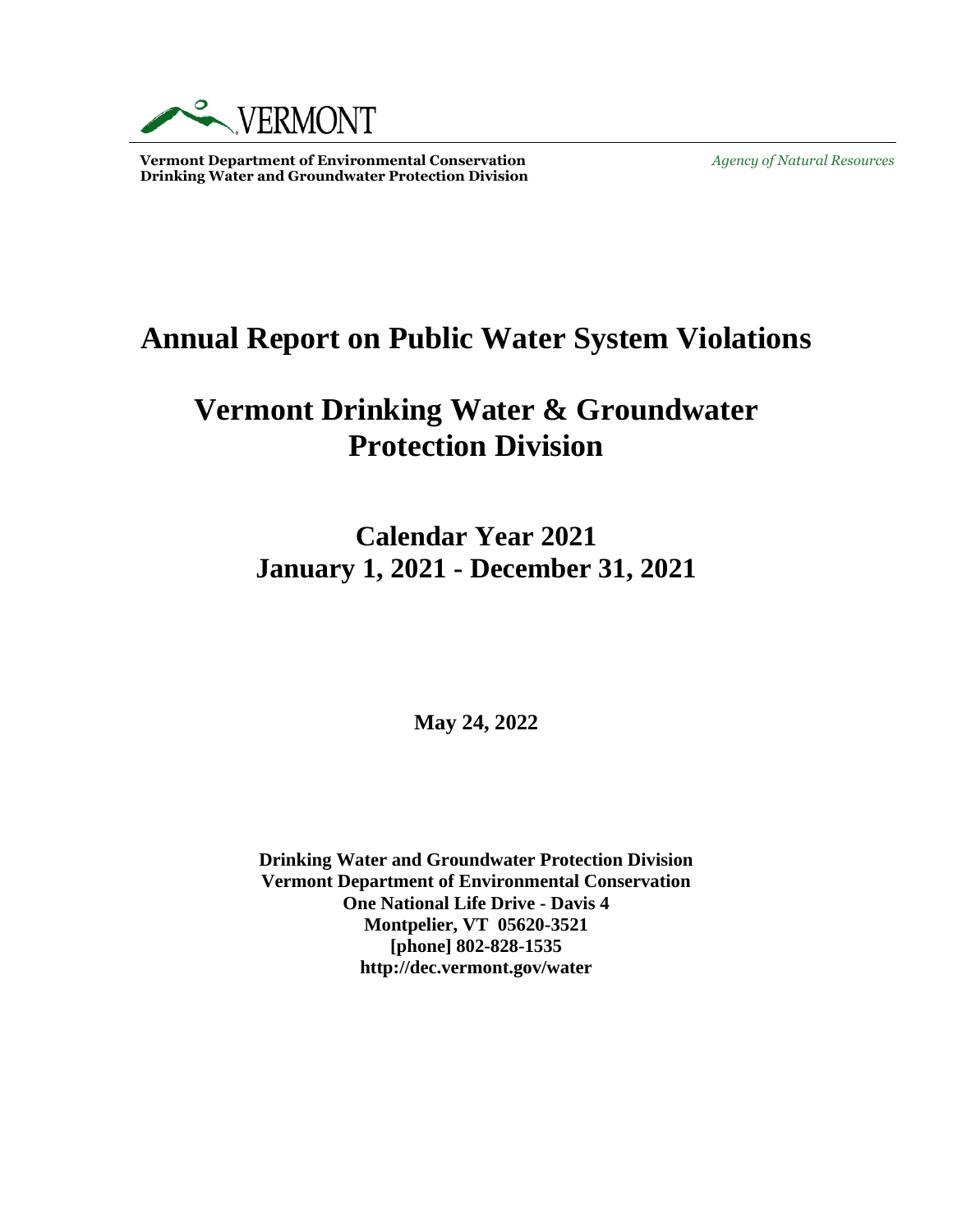VERMONT

**Vermont Department of Environmental Conservation**
**Drinking Water and Groundwater Protection Division**

*Agency of Natural Resources*

# Annual Report on Public Water System Violations

# Vermont Drinking Water & Groundwater Protection Division

## Calendar Year 2021
## January 1, 2021 - December 31, 2021

**May 24, 2022**

**Drinking Water and Groundwater Protection Division**
**Vermont Department of Environmental Conservation**
**One National Life Drive - Davis 4**
**Montpelier, VT 05620-3521**
**[phone] 802-828-1535**
**http://dec.vermont.gov/water**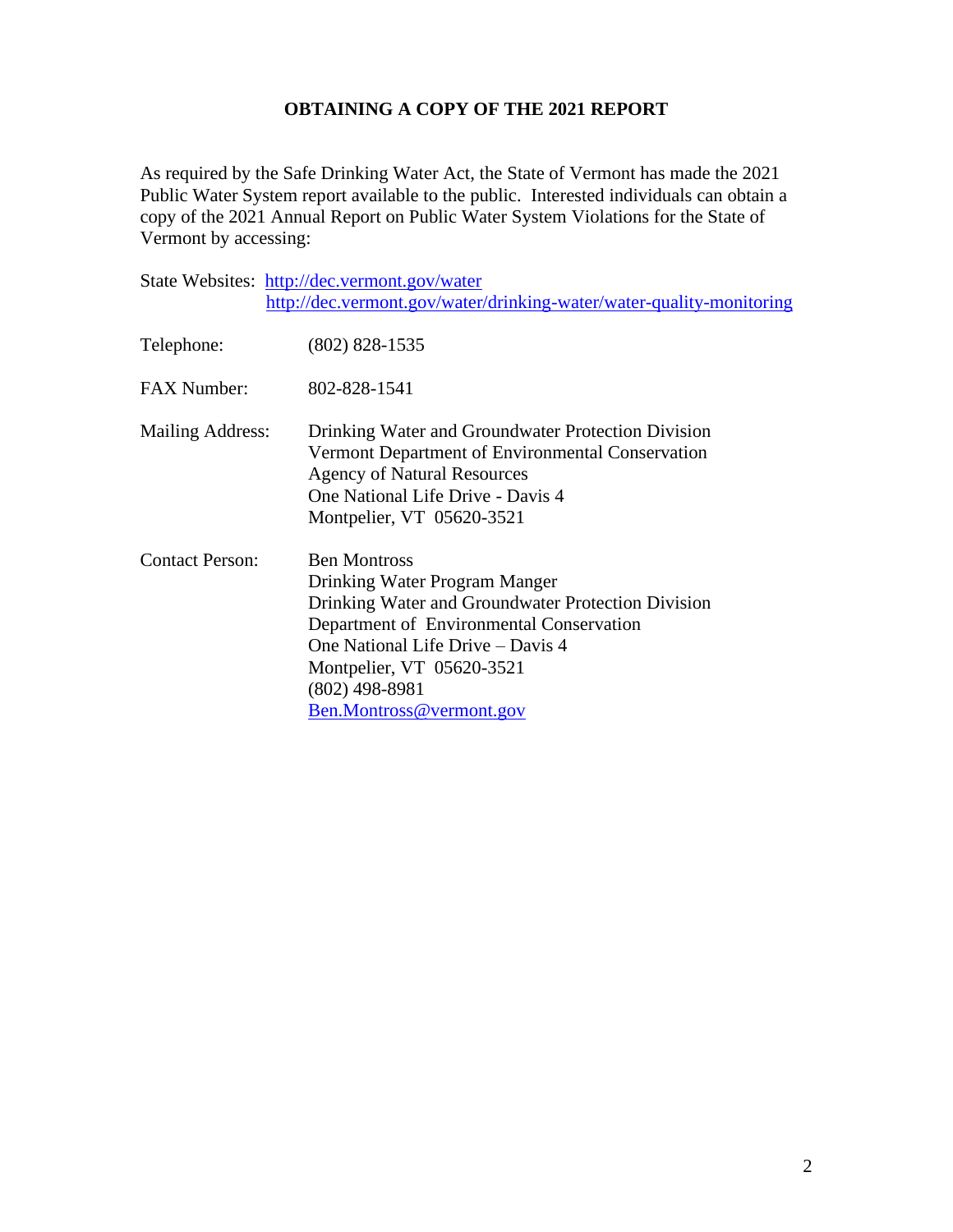## OBTAINING A COPY OF THE 2021 REPORT

As required by the Safe Drinking Water Act, the State of Vermont has made the 2021 Public Water System report available to the public. Interested individuals can obtain a copy of the 2021 Annual Report on Public Water System Violations for the State of Vermont by accessing:

State Websites: http://dec.vermont.gov/water
http://dec.vermont.gov/water/drinking-water/water-quality-monitoring

Telephone: (802) 828-1535

FAX Number: 802-828-1541

Mailing Address:
Drinking Water and Groundwater Protection Division
Vermont Department of Environmental Conservation
Agency of Natural Resources
One National Life Drive - Davis 4
Montpelier, VT 05620-3521

Contact Person:
Ben Montross
Drinking Water Program Manger
Drinking Water and Groundwater Protection Division
Department of Environmental Conservation
One National Life Drive – Davis 4
Montpelier, VT 05620-3521
(802) 498-8981
Ben.Montross@vermont.gov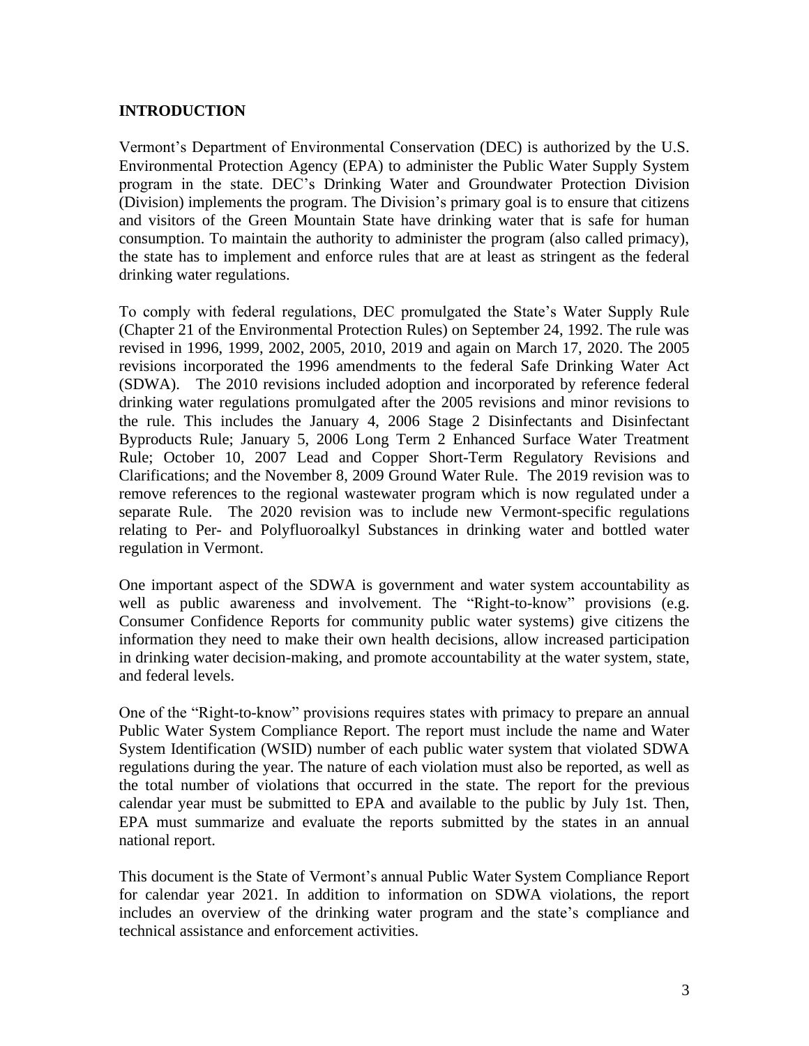## INTRODUCTION

Vermont's Department of Environmental Conservation (DEC) is authorized by the U.S. Environmental Protection Agency (EPA) to administer the Public Water Supply System program in the state. DEC's Drinking Water and Groundwater Protection Division (Division) implements the program. The Division's primary goal is to ensure that citizens and visitors of the Green Mountain State have drinking water that is safe for human consumption. To maintain the authority to administer the program (also called primacy), the state has to implement and enforce rules that are at least as stringent as the federal drinking water regulations.

To comply with federal regulations, DEC promulgated the State's Water Supply Rule (Chapter 21 of the Environmental Protection Rules) on September 24, 1992. The rule was revised in 1996, 1999, 2002, 2005, 2010, 2019 and again on March 17, 2020. The 2005 revisions incorporated the 1996 amendments to the federal Safe Drinking Water Act (SDWA). The 2010 revisions included adoption and incorporated by reference federal drinking water regulations promulgated after the 2005 revisions and minor revisions to the rule. This includes the January 4, 2006 Stage 2 Disinfectants and Disinfectant Byproducts Rule; January 5, 2006 Long Term 2 Enhanced Surface Water Treatment Rule; October 10, 2007 Lead and Copper Short-Term Regulatory Revisions and Clarifications; and the November 8, 2009 Ground Water Rule. The 2019 revision was to remove references to the regional wastewater program which is now regulated under a separate Rule. The 2020 revision was to include new Vermont-specific regulations relating to Per- and Polyfluoroalkyl Substances in drinking water and bottled water regulation in Vermont.

One important aspect of the SDWA is government and water system accountability as well as public awareness and involvement. The "Right-to-know" provisions (e.g. Consumer Confidence Reports for community public water systems) give citizens the information they need to make their own health decisions, allow increased participation in drinking water decision-making, and promote accountability at the water system, state, and federal levels.

One of the "Right-to-know" provisions requires states with primacy to prepare an annual Public Water System Compliance Report. The report must include the name and Water System Identification (WSID) number of each public water system that violated SDWA regulations during the year. The nature of each violation must also be reported, as well as the total number of violations that occurred in the state. The report for the previous calendar year must be submitted to EPA and available to the public by July 1st. Then, EPA must summarize and evaluate the reports submitted by the states in an annual national report.

This document is the State of Vermont's annual Public Water System Compliance Report for calendar year 2021. In addition to information on SDWA violations, the report includes an overview of the drinking water program and the state's compliance and technical assistance and enforcement activities.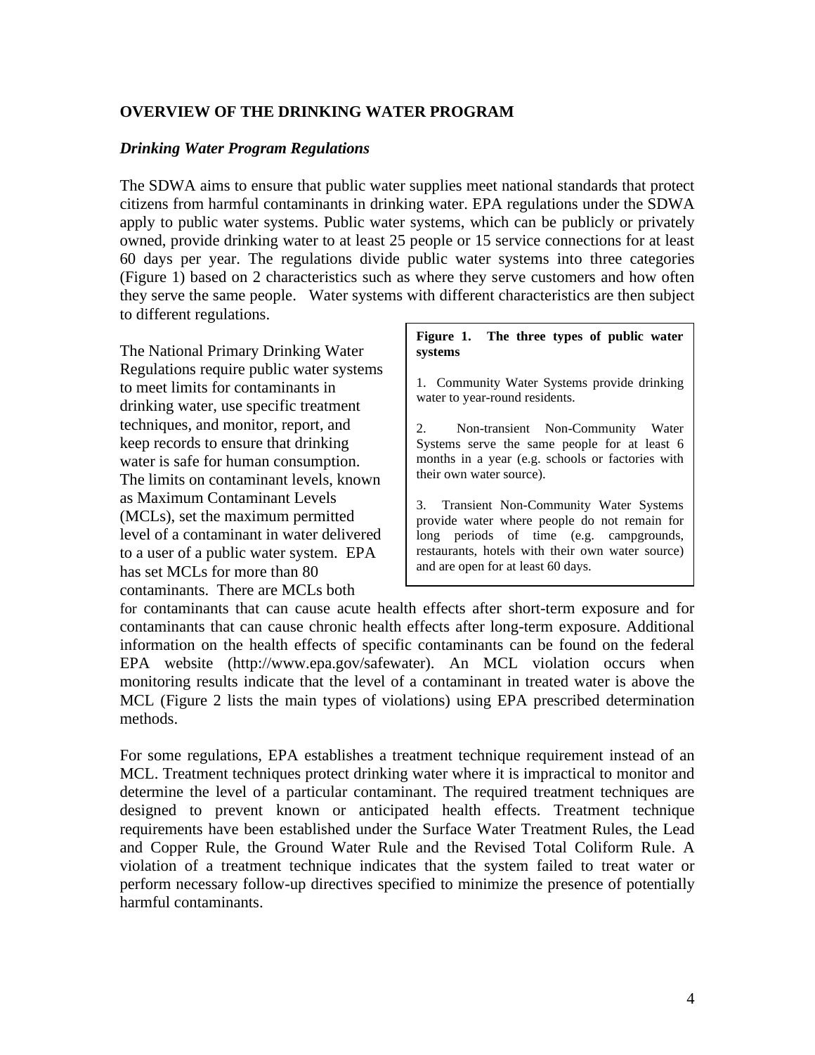## OVERVIEW OF THE DRINKING WATER PROGRAM

### *Drinking Water Program Regulations*

The SDWA aims to ensure that public water supplies meet national standards that protect citizens from harmful contaminants in drinking water. EPA regulations under the SDWA apply to public water systems. Public water systems, which can be publicly or privately owned, provide drinking water to at least 25 people or 15 service connections for at least 60 days per year. The regulations divide public water systems into three categories (Figure 1) based on 2 characteristics such as where they serve customers and how often they serve the same people. Water systems with different characteristics are then subject to different regulations.

> **Figure 1. The three types of public water systems**
>
> 1. Community Water Systems provide drinking water to year-round residents.
>
> 2. Non-transient Non-Community Water Systems serve the same people for at least 6 months in a year (e.g. schools or factories with their own water source).
>
> 3. Transient Non-Community Water Systems provide water where people do not remain for long periods of time (e.g. campgrounds, restaurants, hotels with their own water source) and are open for at least 60 days.

The National Primary Drinking Water Regulations require public water systems to meet limits for contaminants in drinking water, use specific treatment techniques, and monitor, report, and keep records to ensure that drinking water is safe for human consumption. The limits on contaminant levels, known as Maximum Contaminant Levels (MCLs), set the maximum permitted level of a contaminant in water delivered to a user of a public water system. EPA has set MCLs for more than 80 contaminants. There are MCLs both for contaminants that can cause acute health effects after short-term exposure and for contaminants that can cause chronic health effects after long-term exposure. Additional information on the health effects of specific contaminants can be found on the federal EPA website (http://www.epa.gov/safewater). An MCL violation occurs when monitoring results indicate that the level of a contaminant in treated water is above the MCL (Figure 2 lists the main types of violations) using EPA prescribed determination methods.

For some regulations, EPA establishes a treatment technique requirement instead of an MCL. Treatment techniques protect drinking water where it is impractical to monitor and determine the level of a particular contaminant. The required treatment techniques are designed to prevent known or anticipated health effects. Treatment technique requirements have been established under the Surface Water Treatment Rules, the Lead and Copper Rule, the Ground Water Rule and the Revised Total Coliform Rule. A violation of a treatment technique indicates that the system failed to treat water or perform necessary follow-up directives specified to minimize the presence of potentially harmful contaminants.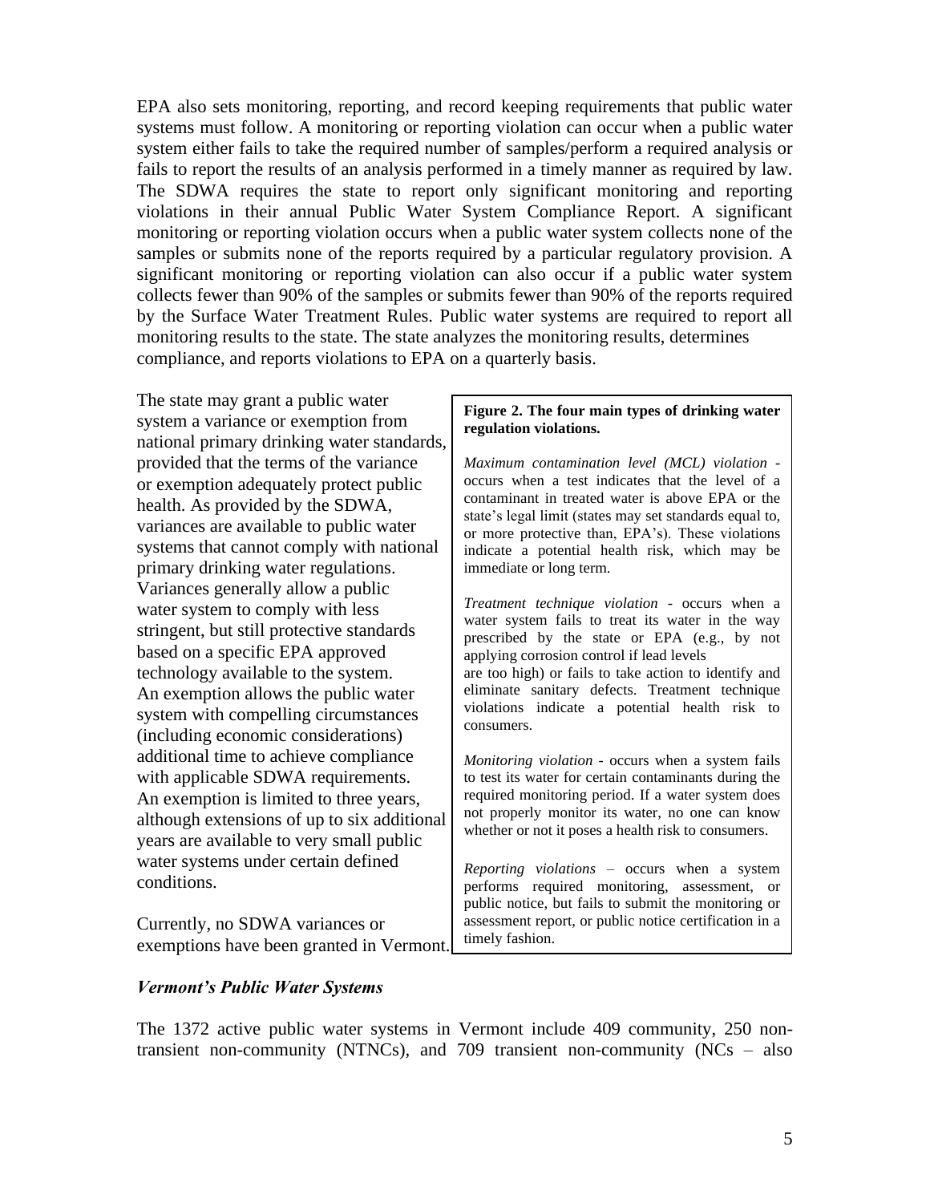EPA also sets monitoring, reporting, and record keeping requirements that public water systems must follow. A monitoring or reporting violation can occur when a public water system either fails to take the required number of samples/perform a required analysis or fails to report the results of an analysis performed in a timely manner as required by law. The SDWA requires the state to report only significant monitoring and reporting violations in their annual Public Water System Compliance Report. A significant monitoring or reporting violation occurs when a public water system collects none of the samples or submits none of the reports required by a particular regulatory provision. A significant monitoring or reporting violation can also occur if a public water system collects fewer than 90% of the samples or submits fewer than 90% of the reports required by the Surface Water Treatment Rules. Public water systems are required to report all monitoring results to the state. The state analyzes the monitoring results, determines compliance, and reports violations to EPA on a quarterly basis.

The state may grant a public water system a variance or exemption from national primary drinking water standards, provided that the terms of the variance or exemption adequately protect public health. As provided by the SDWA, variances are available to public water systems that cannot comply with national primary drinking water regulations. Variances generally allow a public water system to comply with less stringent, but still protective standards based on a specific EPA approved technology available to the system. An exemption allows the public water system with compelling circumstances (including economic considerations) additional time to achieve compliance with applicable SDWA requirements. An exemption is limited to three years, although extensions of up to six additional years are available to very small public water systems under certain defined conditions.

Currently, no SDWA variances or exemptions have been granted in Vermont.

**Figure 2. The four main types of drinking water regulation violations.**

*Maximum contamination level (MCL) violation* - occurs when a test indicates that the level of a contaminant in treated water is above EPA or the state's legal limit (states may set standards equal to, or more protective than, EPA's). These violations indicate a potential health risk, which may be immediate or long term.

*Treatment technique violation* - occurs when a water system fails to treat its water in the way prescribed by the state or EPA (e.g., by not applying corrosion control if lead levels are too high) or fails to take action to identify and eliminate sanitary defects. Treatment technique violations indicate a potential health risk to consumers.

*Monitoring violation* - occurs when a system fails to test its water for certain contaminants during the required monitoring period. If a water system does not properly monitor its water, no one can know whether or not it poses a health risk to consumers.

*Reporting violations* – occurs when a system performs required monitoring, assessment, or public notice, but fails to submit the monitoring or assessment report, or public notice certification in a timely fashion.

### *Vermont's Public Water Systems*

The 1372 active public water systems in Vermont include 409 community, 250 non-transient non-community (NTNCs), and 709 transient non-community (NCs – also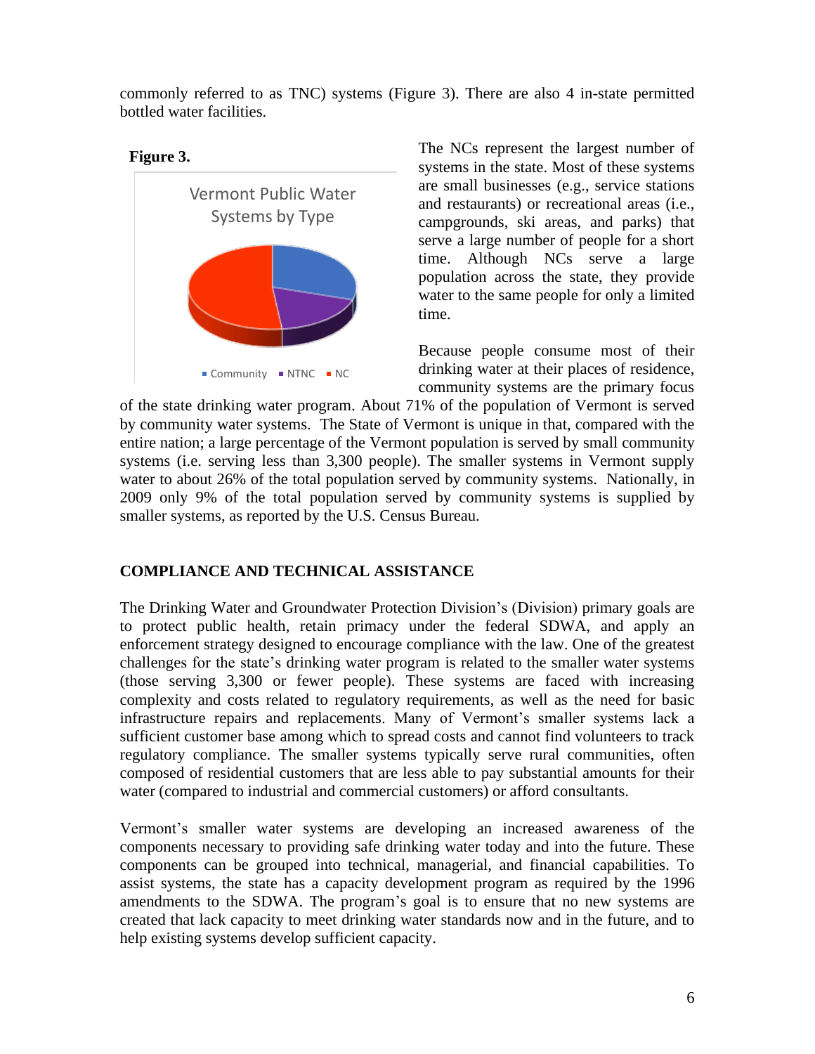commonly referred to as TNC) systems (Figure 3). There are also 4 in-state permitted bottled water facilities.

**Figure 3.**

Vermont Public Water Systems by Type

■ Community ■ NTNC ■ NC

The NCs represent the largest number of systems in the state. Most of these systems are small businesses (e.g., service stations and restaurants) or recreational areas (i.e., campgrounds, ski areas, and parks) that serve a large number of people for a short time. Although NCs serve a large population across the state, they provide water to the same people for only a limited time.

Because people consume most of their drinking water at their places of residence, community systems are the primary focus of the state drinking water program. About 71% of the population of Vermont is served by community water systems. The State of Vermont is unique in that, compared with the entire nation; a large percentage of the Vermont population is served by small community systems (i.e. serving less than 3,300 people). The smaller systems in Vermont supply water to about 26% of the total population served by community systems. Nationally, in 2009 only 9% of the total population served by community systems is supplied by smaller systems, as reported by the U.S. Census Bureau.

## COMPLIANCE AND TECHNICAL ASSISTANCE

The Drinking Water and Groundwater Protection Division's (Division) primary goals are to protect public health, retain primacy under the federal SDWA, and apply an enforcement strategy designed to encourage compliance with the law. One of the greatest challenges for the state's drinking water program is related to the smaller water systems (those serving 3,300 or fewer people). These systems are faced with increasing complexity and costs related to regulatory requirements, as well as the need for basic infrastructure repairs and replacements. Many of Vermont's smaller systems lack a sufficient customer base among which to spread costs and cannot find volunteers to track regulatory compliance. The smaller systems typically serve rural communities, often composed of residential customers that are less able to pay substantial amounts for their water (compared to industrial and commercial customers) or afford consultants.

Vermont's smaller water systems are developing an increased awareness of the components necessary to providing safe drinking water today and into the future. These components can be grouped into technical, managerial, and financial capabilities. To assist systems, the state has a capacity development program as required by the 1996 amendments to the SDWA. The program's goal is to ensure that no new systems are created that lack capacity to meet drinking water standards now and in the future, and to help existing systems develop sufficient capacity.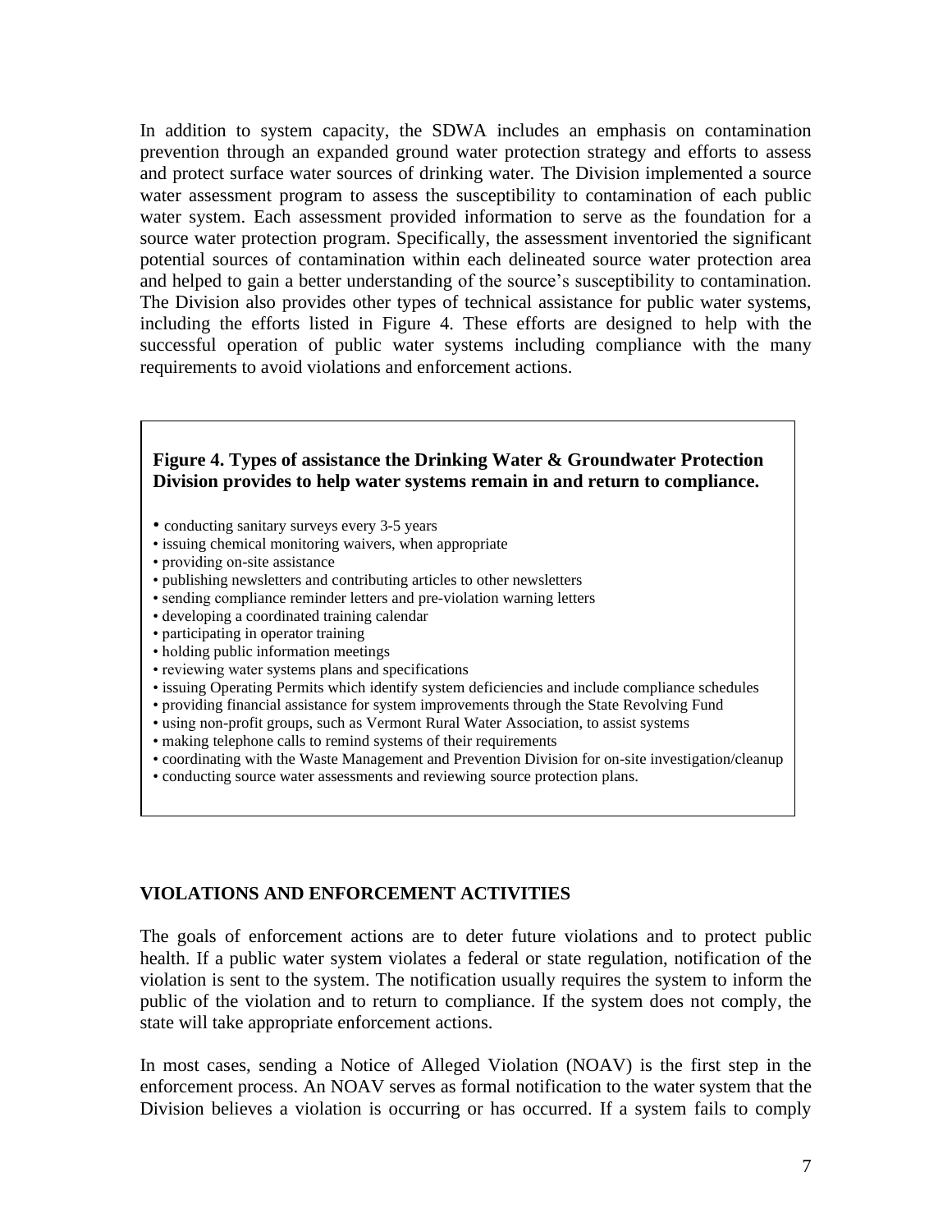In addition to system capacity, the SDWA includes an emphasis on contamination prevention through an expanded ground water protection strategy and efforts to assess and protect surface water sources of drinking water. The Division implemented a source water assessment program to assess the susceptibility to contamination of each public water system. Each assessment provided information to serve as the foundation for a source water protection program. Specifically, the assessment inventoried the significant potential sources of contamination within each delineated source water protection area and helped to gain a better understanding of the source's susceptibility to contamination. The Division also provides other types of technical assistance for public water systems, including the efforts listed in Figure 4. These efforts are designed to help with the successful operation of public water systems including compliance with the many requirements to avoid violations and enforcement actions.

**Figure 4. Types of assistance the Drinking Water & Groundwater Protection Division provides to help water systems remain in and return to compliance.**

- conducting sanitary surveys every 3-5 years
- issuing chemical monitoring waivers, when appropriate
- providing on-site assistance
- publishing newsletters and contributing articles to other newsletters
- sending compliance reminder letters and pre-violation warning letters
- developing a coordinated training calendar
- participating in operator training
- holding public information meetings
- reviewing water systems plans and specifications
- issuing Operating Permits which identify system deficiencies and include compliance schedules
- providing financial assistance for system improvements through the State Revolving Fund
- using non-profit groups, such as Vermont Rural Water Association, to assist systems
- making telephone calls to remind systems of their requirements
- coordinating with the Waste Management and Prevention Division for on-site investigation/cleanup
- conducting source water assessments and reviewing source protection plans.

## VIOLATIONS AND ENFORCEMENT ACTIVITIES

The goals of enforcement actions are to deter future violations and to protect public health. If a public water system violates a federal or state regulation, notification of the violation is sent to the system. The notification usually requires the system to inform the public of the violation and to return to compliance. If the system does not comply, the state will take appropriate enforcement actions.

In most cases, sending a Notice of Alleged Violation (NOAV) is the first step in the enforcement process. An NOAV serves as formal notification to the water system that the Division believes a violation is occurring or has occurred. If a system fails to comply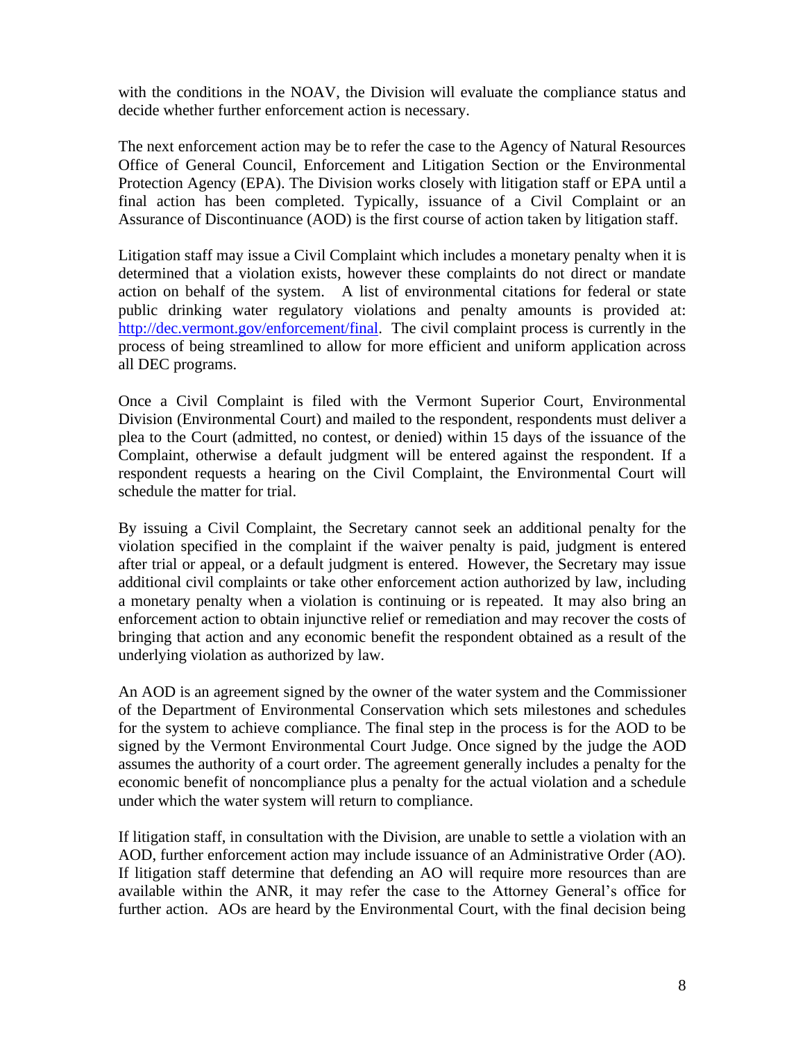with the conditions in the NOAV, the Division will evaluate the compliance status and decide whether further enforcement action is necessary.

The next enforcement action may be to refer the case to the Agency of Natural Resources Office of General Council, Enforcement and Litigation Section or the Environmental Protection Agency (EPA). The Division works closely with litigation staff or EPA until a final action has been completed. Typically, issuance of a Civil Complaint or an Assurance of Discontinuance (AOD) is the first course of action taken by litigation staff.

Litigation staff may issue a Civil Complaint which includes a monetary penalty when it is determined that a violation exists, however these complaints do not direct or mandate action on behalf of the system. A list of environmental citations for federal or state public drinking water regulatory violations and penalty amounts is provided at: [http://dec.vermont.gov/enforcement/final](http://dec.vermont.gov/enforcement/final). The civil complaint process is currently in the process of being streamlined to allow for more efficient and uniform application across all DEC programs.

Once a Civil Complaint is filed with the Vermont Superior Court, Environmental Division (Environmental Court) and mailed to the respondent, respondents must deliver a plea to the Court (admitted, no contest, or denied) within 15 days of the issuance of the Complaint, otherwise a default judgment will be entered against the respondent. If a respondent requests a hearing on the Civil Complaint, the Environmental Court will schedule the matter for trial.

By issuing a Civil Complaint, the Secretary cannot seek an additional penalty for the violation specified in the complaint if the waiver penalty is paid, judgment is entered after trial or appeal, or a default judgment is entered. However, the Secretary may issue additional civil complaints or take other enforcement action authorized by law, including a monetary penalty when a violation is continuing or is repeated. It may also bring an enforcement action to obtain injunctive relief or remediation and may recover the costs of bringing that action and any economic benefit the respondent obtained as a result of the underlying violation as authorized by law.

An AOD is an agreement signed by the owner of the water system and the Commissioner of the Department of Environmental Conservation which sets milestones and schedules for the system to achieve compliance. The final step in the process is for the AOD to be signed by the Vermont Environmental Court Judge. Once signed by the judge the AOD assumes the authority of a court order. The agreement generally includes a penalty for the economic benefit of noncompliance plus a penalty for the actual violation and a schedule under which the water system will return to compliance.

If litigation staff, in consultation with the Division, are unable to settle a violation with an AOD, further enforcement action may include issuance of an Administrative Order (AO). If litigation staff determine that defending an AO will require more resources than are available within the ANR, it may refer the case to the Attorney General's office for further action. AOs are heard by the Environmental Court, with the final decision being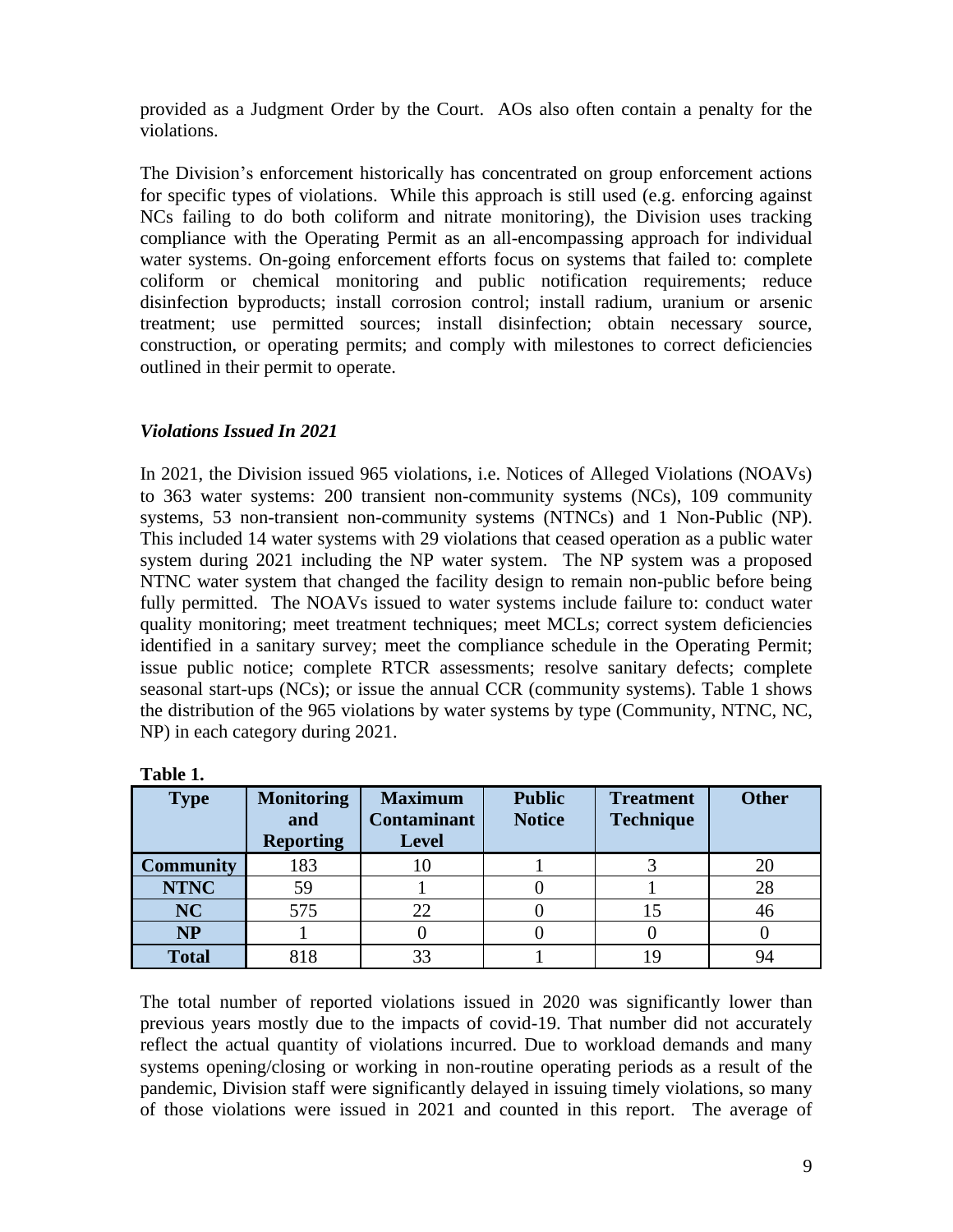provided as a Judgment Order by the Court. AOs also often contain a penalty for the violations.

The Division's enforcement historically has concentrated on group enforcement actions for specific types of violations. While this approach is still used (e.g. enforcing against NCs failing to do both coliform and nitrate monitoring), the Division uses tracking compliance with the Operating Permit as an all-encompassing approach for individual water systems. On-going enforcement efforts focus on systems that failed to: complete coliform or chemical monitoring and public notification requirements; reduce disinfection byproducts; install corrosion control; install radium, uranium or arsenic treatment; use permitted sources; install disinfection; obtain necessary source, construction, or operating permits; and comply with milestones to correct deficiencies outlined in their permit to operate.

### *Violations Issued In 2021*

In 2021, the Division issued 965 violations, i.e. Notices of Alleged Violations (NOAVs) to 363 water systems: 200 transient non-community systems (NCs), 109 community systems, 53 non-transient non-community systems (NTNCs) and 1 Non-Public (NP). This included 14 water systems with 29 violations that ceased operation as a public water system during 2021 including the NP water system. The NP system was a proposed NTNC water system that changed the facility design to remain non-public before being fully permitted. The NOAVs issued to water systems include failure to: conduct water quality monitoring; meet treatment techniques; meet MCLs; correct system deficiencies identified in a sanitary survey; meet the compliance schedule in the Operating Permit; issue public notice; complete RTCR assessments; resolve sanitary defects; complete seasonal start-ups (NCs); or issue the annual CCR (community systems). Table 1 shows the distribution of the 965 violations by water systems by type (Community, NTNC, NC, NP) in each category during 2021.

**Table 1.**

| Type | Monitoring and Reporting | Maximum Contaminant Level | Public Notice | Treatment Technique | Other |
|---|---|---|---|---|---|
| **Community** | 183 | 10 | 1 | 3 | 20 |
| **NTNC** | 59 | 1 | 0 | 1 | 28 |
| **NC** | 575 | 22 | 0 | 15 | 46 |
| **NP** | 1 | 0 | 0 | 0 | 0 |
| **Total** | 818 | 33 | 1 | 19 | 94 |

The total number of reported violations issued in 2020 was significantly lower than previous years mostly due to the impacts of covid-19. That number did not accurately reflect the actual quantity of violations incurred. Due to workload demands and many systems opening/closing or working in non-routine operating periods as a result of the pandemic, Division staff were significantly delayed in issuing timely violations, so many of those violations were issued in 2021 and counted in this report. The average of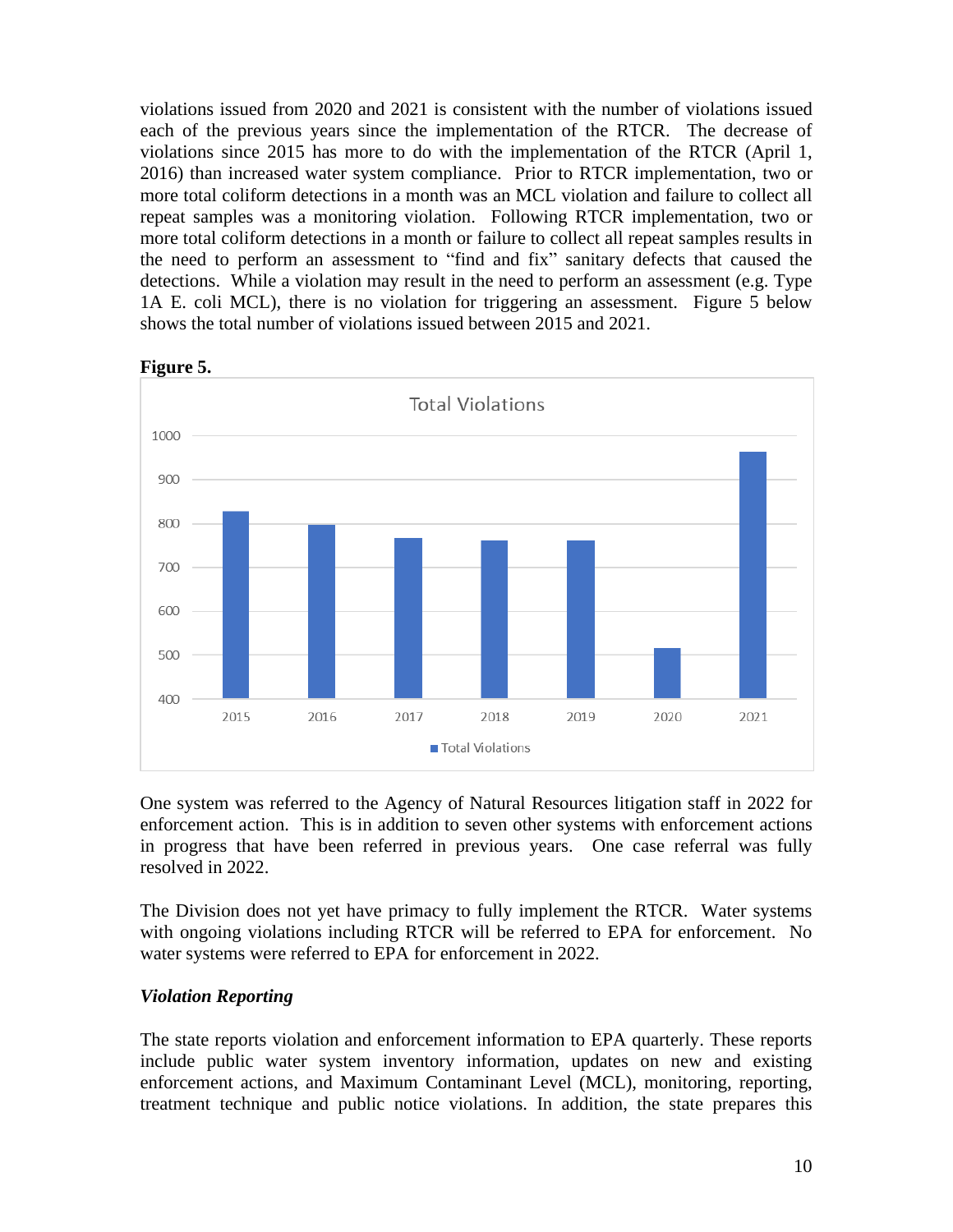violations issued from 2020 and 2021 is consistent with the number of violations issued each of the previous years since the implementation of the RTCR. The decrease of violations since 2015 has more to do with the implementation of the RTCR (April 1, 2016) than increased water system compliance. Prior to RTCR implementation, two or more total coliform detections in a month was an MCL violation and failure to collect all repeat samples was a monitoring violation. Following RTCR implementation, two or more total coliform detections in a month or failure to collect all repeat samples results in the need to perform an assessment to "find and fix" sanitary defects that caused the detections. While a violation may result in the need to perform an assessment (e.g. Type 1A E. coli MCL), there is no violation for triggering an assessment. Figure 5 below shows the total number of violations issued between 2015 and 2021.

**Figure 5.**

Total Violations

| Year | Total Violations |
|---|---|
| 2015 | ~828 |
| 2016 | ~798 |
| 2017 | ~768 |
| 2018 | ~762 |
| 2019 | ~762 |
| 2020 | ~516 |
| 2021 | ~963 |

One system was referred to the Agency of Natural Resources litigation staff in 2022 for enforcement action. This is in addition to seven other systems with enforcement actions in progress that have been referred in previous years. One case referral was fully resolved in 2022.

The Division does not yet have primacy to fully implement the RTCR. Water systems with ongoing violations including RTCR will be referred to EPA for enforcement. No water systems were referred to EPA for enforcement in 2022.

### *Violation Reporting*

The state reports violation and enforcement information to EPA quarterly. These reports include public water system inventory information, updates on new and existing enforcement actions, and Maximum Contaminant Level (MCL), monitoring, reporting, treatment technique and public notice violations. In addition, the state prepares this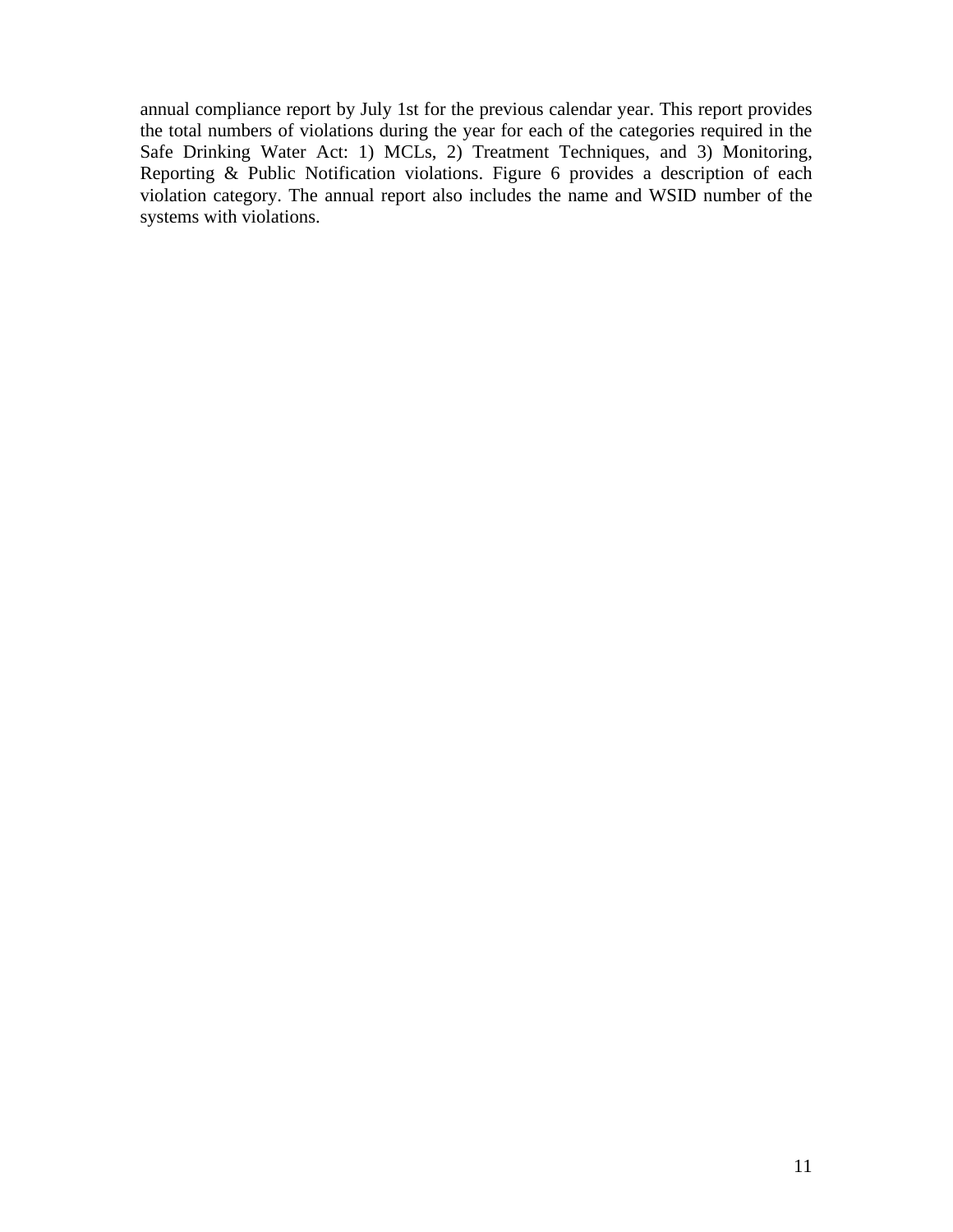annual compliance report by July 1st for the previous calendar year. This report provides the total numbers of violations during the year for each of the categories required in the Safe Drinking Water Act: 1) MCLs, 2) Treatment Techniques, and 3) Monitoring, Reporting & Public Notification violations. Figure 6 provides a description of each violation category. The annual report also includes the name and WSID number of the systems with violations.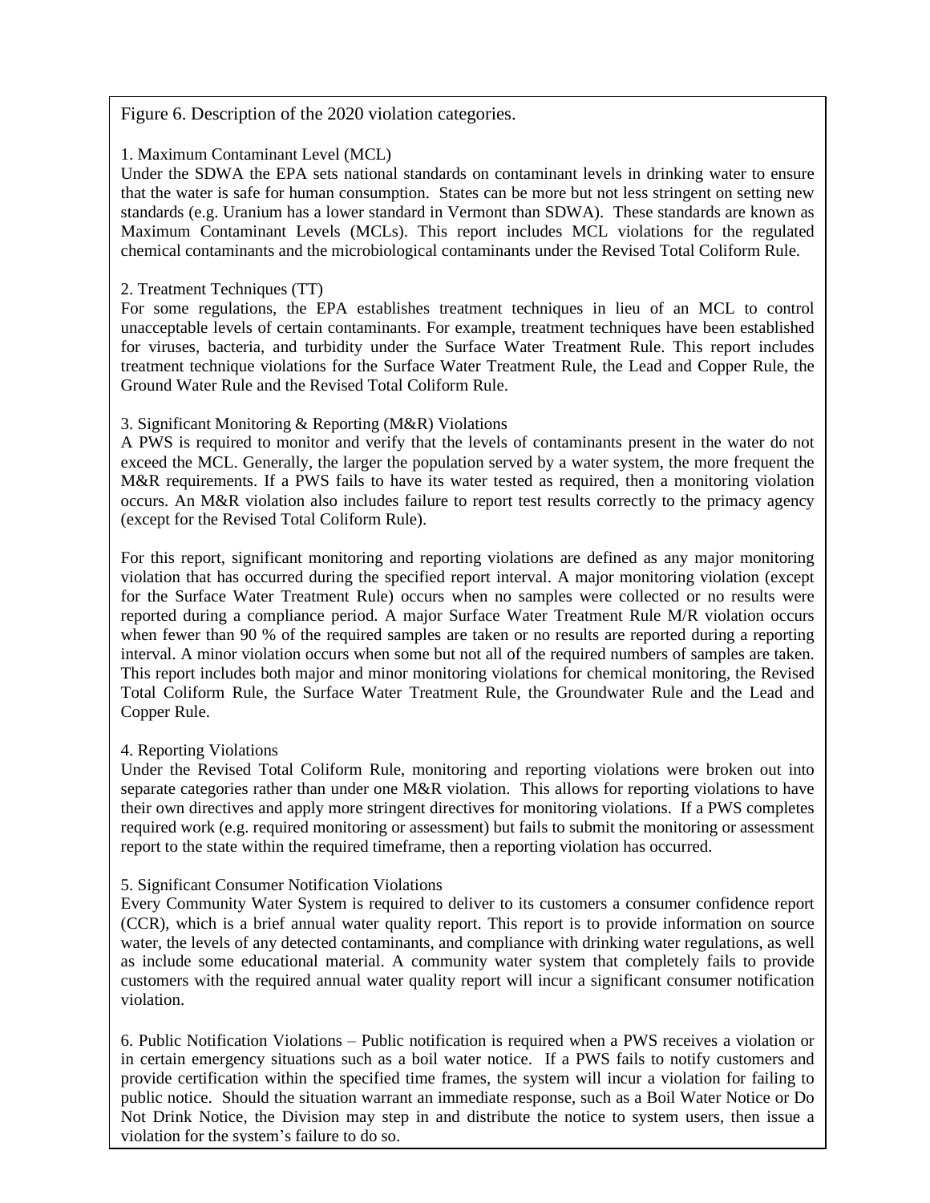Figure 6. Description of the 2020 violation categories.

1. Maximum Contaminant Level (MCL)
Under the SDWA the EPA sets national standards on contaminant levels in drinking water to ensure that the water is safe for human consumption. States can be more but not less stringent on setting new standards (e.g. Uranium has a lower standard in Vermont than SDWA). These standards are known as Maximum Contaminant Levels (MCLs). This report includes MCL violations for the regulated chemical contaminants and the microbiological contaminants under the Revised Total Coliform Rule.

2. Treatment Techniques (TT)
For some regulations, the EPA establishes treatment techniques in lieu of an MCL to control unacceptable levels of certain contaminants. For example, treatment techniques have been established for viruses, bacteria, and turbidity under the Surface Water Treatment Rule. This report includes treatment technique violations for the Surface Water Treatment Rule, the Lead and Copper Rule, the Ground Water Rule and the Revised Total Coliform Rule.

3. Significant Monitoring & Reporting (M&R) Violations
A PWS is required to monitor and verify that the levels of contaminants present in the water do not exceed the MCL. Generally, the larger the population served by a water system, the more frequent the M&R requirements. If a PWS fails to have its water tested as required, then a monitoring violation occurs. An M&R violation also includes failure to report test results correctly to the primacy agency (except for the Revised Total Coliform Rule).

For this report, significant monitoring and reporting violations are defined as any major monitoring violation that has occurred during the specified report interval. A major monitoring violation (except for the Surface Water Treatment Rule) occurs when no samples were collected or no results were reported during a compliance period. A major Surface Water Treatment Rule M/R violation occurs when fewer than 90 % of the required samples are taken or no results are reported during a reporting interval. A minor violation occurs when some but not all of the required numbers of samples are taken. This report includes both major and minor monitoring violations for chemical monitoring, the Revised Total Coliform Rule, the Surface Water Treatment Rule, the Groundwater Rule and the Lead and Copper Rule.

4. Reporting Violations
Under the Revised Total Coliform Rule, monitoring and reporting violations were broken out into separate categories rather than under one M&R violation. This allows for reporting violations to have their own directives and apply more stringent directives for monitoring violations. If a PWS completes required work (e.g. required monitoring or assessment) but fails to submit the monitoring or assessment report to the state within the required timeframe, then a reporting violation has occurred.

5. Significant Consumer Notification Violations
Every Community Water System is required to deliver to its customers a consumer confidence report (CCR), which is a brief annual water quality report. This report is to provide information on source water, the levels of any detected contaminants, and compliance with drinking water regulations, as well as include some educational material. A community water system that completely fails to provide customers with the required annual water quality report will incur a significant consumer notification violation.

6. Public Notification Violations – Public notification is required when a PWS receives a violation or in certain emergency situations such as a boil water notice. If a PWS fails to notify customers and provide certification within the specified time frames, the system will incur a violation for failing to public notice. Should the situation warrant an immediate response, such as a Boil Water Notice or Do Not Drink Notice, the Division may step in and distribute the notice to system users, then issue a violation for the system's failure to do so.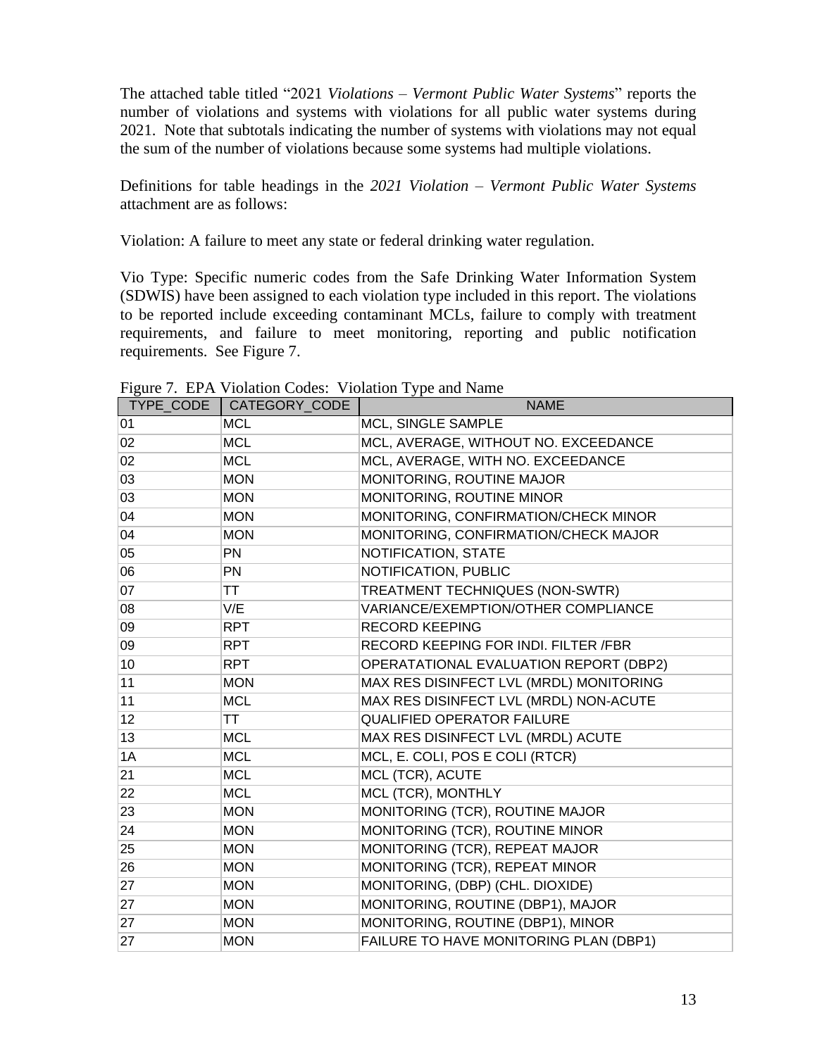The attached table titled "2021 *Violations – Vermont Public Water Systems*" reports the number of violations and systems with violations for all public water systems during 2021. Note that subtotals indicating the number of systems with violations may not equal the sum of the number of violations because some systems had multiple violations.

Definitions for table headings in the *2021 Violation – Vermont Public Water Systems* attachment are as follows:

Violation: A failure to meet any state or federal drinking water regulation.

Vio Type: Specific numeric codes from the Safe Drinking Water Information System (SDWIS) have been assigned to each violation type included in this report. The violations to be reported include exceeding contaminant MCLs, failure to comply with treatment requirements, and failure to meet monitoring, reporting and public notification requirements. See Figure 7.

Figure 7. EPA Violation Codes: Violation Type and Name

| TYPE_CODE | CATEGORY_CODE | NAME |
|---|---|---|
| 01 | MCL | MCL, SINGLE SAMPLE |
| 02 | MCL | MCL, AVERAGE, WITHOUT NO. EXCEEDANCE |
| 02 | MCL | MCL, AVERAGE, WITH NO. EXCEEDANCE |
| 03 | MON | MONITORING, ROUTINE MAJOR |
| 03 | MON | MONITORING, ROUTINE MINOR |
| 04 | MON | MONITORING, CONFIRMATION/CHECK MINOR |
| 04 | MON | MONITORING, CONFIRMATION/CHECK MAJOR |
| 05 | PN | NOTIFICATION, STATE |
| 06 | PN | NOTIFICATION, PUBLIC |
| 07 | TT | TREATMENT TECHNIQUES (NON-SWTR) |
| 08 | V/E | VARIANCE/EXEMPTION/OTHER COMPLIANCE |
| 09 | RPT | RECORD KEEPING |
| 09 | RPT | RECORD KEEPING FOR INDI. FILTER /FBR |
| 10 | RPT | OPERATATIONAL EVALUATION REPORT (DBP2) |
| 11 | MON | MAX RES DISINFECT LVL (MRDL) MONITORING |
| 11 | MCL | MAX RES DISINFECT LVL (MRDL) NON-ACUTE |
| 12 | TT | QUALIFIED OPERATOR FAILURE |
| 13 | MCL | MAX RES DISINFECT LVL (MRDL) ACUTE |
| 1A | MCL | MCL, E. COLI, POS E COLI (RTCR) |
| 21 | MCL | MCL (TCR), ACUTE |
| 22 | MCL | MCL (TCR), MONTHLY |
| 23 | MON | MONITORING (TCR), ROUTINE MAJOR |
| 24 | MON | MONITORING (TCR), ROUTINE MINOR |
| 25 | MON | MONITORING (TCR), REPEAT MAJOR |
| 26 | MON | MONITORING (TCR), REPEAT MINOR |
| 27 | MON | MONITORING, (DBP) (CHL. DIOXIDE) |
| 27 | MON | MONITORING, ROUTINE (DBP1), MAJOR |
| 27 | MON | MONITORING, ROUTINE (DBP1), MINOR |
| 27 | MON | FAILURE TO HAVE MONITORING PLAN (DBP1) |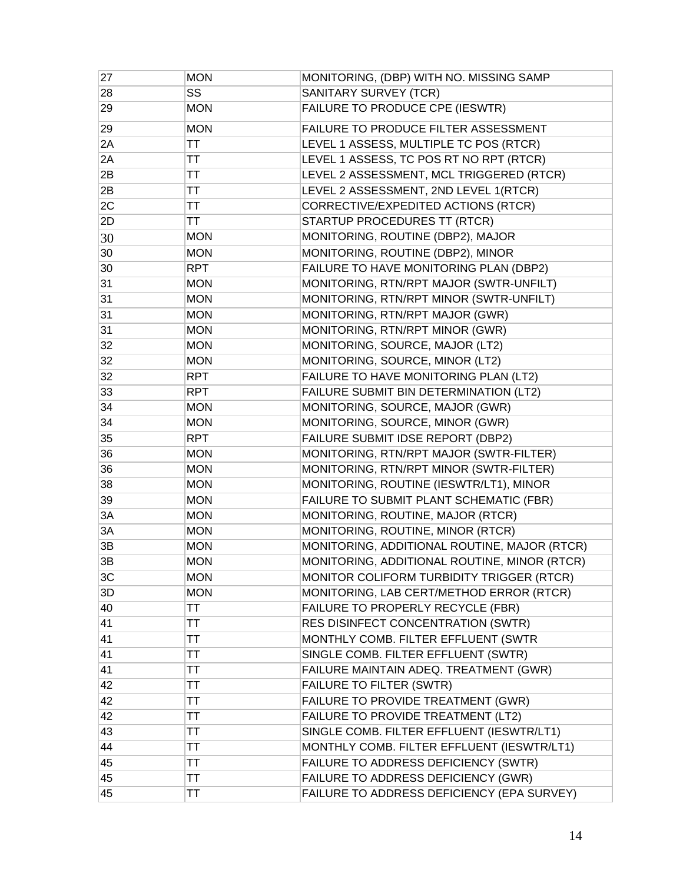| 27 | MON | MONITORING, (DBP) WITH NO. MISSING SAMP |
|---|---|---|
| 28 | SS | SANITARY SURVEY (TCR) |
| 29 | MON | FAILURE TO PRODUCE CPE (IESWTR) |
| 29 | MON | FAILURE TO PRODUCE FILTER ASSESSMENT |
| 2A | TT | LEVEL 1 ASSESS, MULTIPLE TC POS (RTCR) |
| 2A | TT | LEVEL 1 ASSESS, TC POS RT NO RPT (RTCR) |
| 2B | TT | LEVEL 2 ASSESSMENT, MCL TRIGGERED (RTCR) |
| 2B | TT | LEVEL 2 ASSESSMENT, 2ND LEVEL 1(RTCR) |
| 2C | TT | CORRECTIVE/EXPEDITED ACTIONS (RTCR) |
| 2D | TT | STARTUP PROCEDURES TT (RTCR) |
| 30 | MON | MONITORING, ROUTINE (DBP2), MAJOR |
| 30 | MON | MONITORING, ROUTINE (DBP2), MINOR |
| 30 | RPT | FAILURE TO HAVE MONITORING PLAN (DBP2) |
| 31 | MON | MONITORING, RTN/RPT MAJOR (SWTR-UNFILT) |
| 31 | MON | MONITORING, RTN/RPT MINOR (SWTR-UNFILT) |
| 31 | MON | MONITORING, RTN/RPT MAJOR (GWR) |
| 31 | MON | MONITORING, RTN/RPT MINOR (GWR) |
| 32 | MON | MONITORING, SOURCE, MAJOR (LT2) |
| 32 | MON | MONITORING, SOURCE, MINOR (LT2) |
| 32 | RPT | FAILURE TO HAVE MONITORING PLAN (LT2) |
| 33 | RPT | FAILURE SUBMIT BIN DETERMINATION (LT2) |
| 34 | MON | MONITORING, SOURCE, MAJOR (GWR) |
| 34 | MON | MONITORING, SOURCE, MINOR (GWR) |
| 35 | RPT | FAILURE SUBMIT IDSE REPORT (DBP2) |
| 36 | MON | MONITORING, RTN/RPT MAJOR (SWTR-FILTER) |
| 36 | MON | MONITORING, RTN/RPT MINOR (SWTR-FILTER) |
| 38 | MON | MONITORING, ROUTINE (IESWTR/LT1), MINOR |
| 39 | MON | FAILURE TO SUBMIT PLANT SCHEMATIC (FBR) |
| 3A | MON | MONITORING, ROUTINE, MAJOR (RTCR) |
| 3A | MON | MONITORING, ROUTINE, MINOR (RTCR) |
| 3B | MON | MONITORING, ADDITIONAL ROUTINE, MAJOR (RTCR) |
| 3B | MON | MONITORING, ADDITIONAL ROUTINE, MINOR (RTCR) |
| 3C | MON | MONITOR COLIFORM TURBIDITY TRIGGER (RTCR) |
| 3D | MON | MONITORING, LAB CERT/METHOD ERROR (RTCR) |
| 40 | TT | FAILURE TO PROPERLY RECYCLE (FBR) |
| 41 | TT | RES DISINFECT CONCENTRATION (SWTR) |
| 41 | TT | MONTHLY COMB. FILTER EFFLUENT (SWTR |
| 41 | TT | SINGLE COMB. FILTER EFFLUENT (SWTR) |
| 41 | TT | FAILURE MAINTAIN ADEQ. TREATMENT (GWR) |
| 42 | TT | FAILURE TO FILTER (SWTR) |
| 42 | TT | FAILURE TO PROVIDE TREATMENT (GWR) |
| 42 | TT | FAILURE TO PROVIDE TREATMENT (LT2) |
| 43 | TT | SINGLE COMB. FILTER EFFLUENT (IESWTR/LT1) |
| 44 | TT | MONTHLY COMB. FILTER EFFLUENT (IESWTR/LT1) |
| 45 | TT | FAILURE TO ADDRESS DEFICIENCY (SWTR) |
| 45 | TT | FAILURE TO ADDRESS DEFICIENCY (GWR) |
| 45 | TT | FAILURE TO ADDRESS DEFICIENCY (EPA SURVEY) |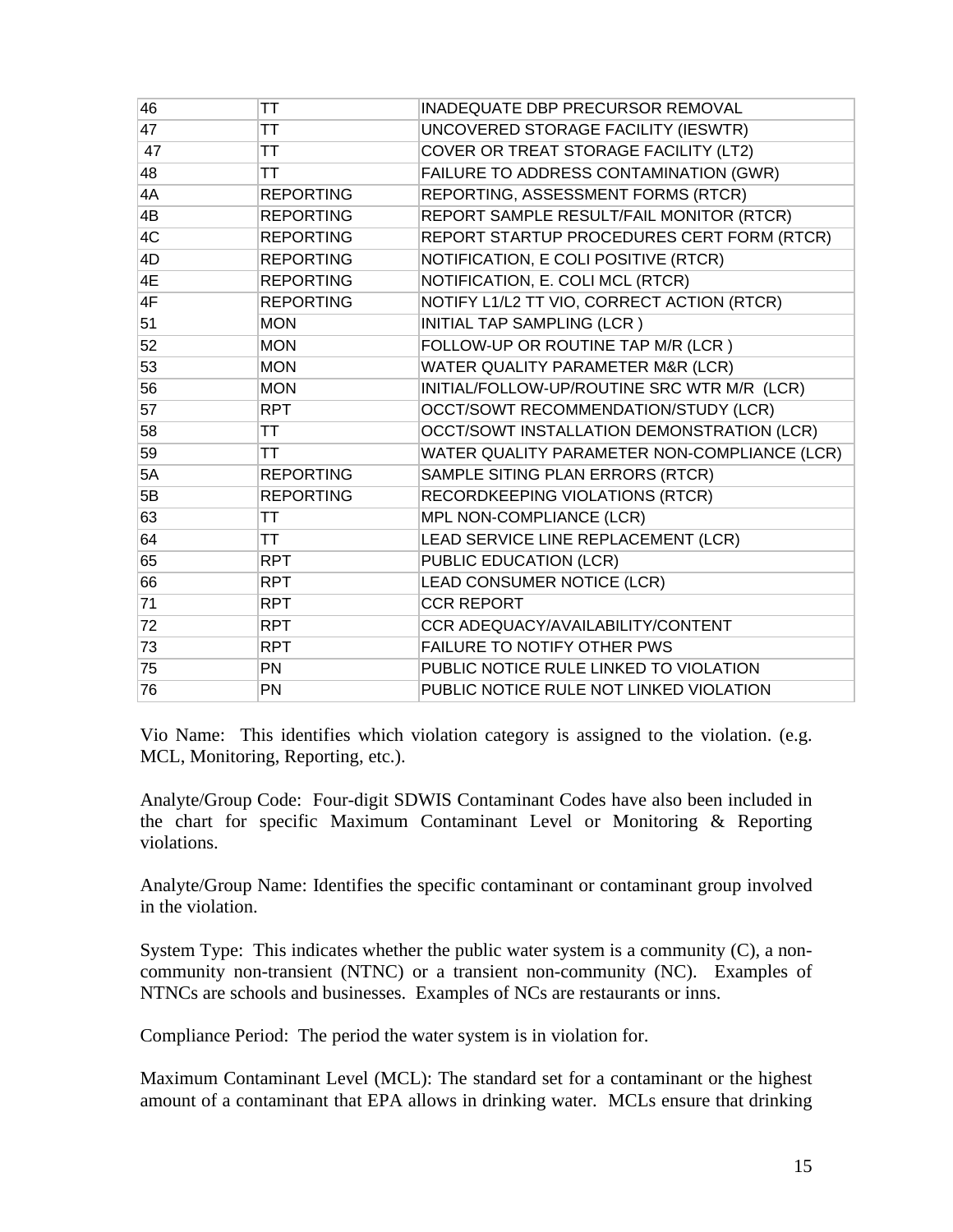| 46 | TT | INADEQUATE DBP PRECURSOR REMOVAL |
|---|---|---|
| 47 | TT | UNCOVERED STORAGE FACILITY (IESWTR) |
| 47 | TT | COVER OR TREAT STORAGE FACILITY (LT2) |
| 48 | TT | FAILURE TO ADDRESS CONTAMINATION (GWR) |
| 4A | REPORTING | REPORTING, ASSESSMENT FORMS (RTCR) |
| 4B | REPORTING | REPORT SAMPLE RESULT/FAIL MONITOR (RTCR) |
| 4C | REPORTING | REPORT STARTUP PROCEDURES CERT FORM (RTCR) |
| 4D | REPORTING | NOTIFICATION, E COLI POSITIVE (RTCR) |
| 4E | REPORTING | NOTIFICATION, E. COLI MCL (RTCR) |
| 4F | REPORTING | NOTIFY L1/L2 TT VIO, CORRECT ACTION (RTCR) |
| 51 | MON | INITIAL TAP SAMPLING (LCR ) |
| 52 | MON | FOLLOW-UP OR ROUTINE TAP M/R (LCR ) |
| 53 | MON | WATER QUALITY PARAMETER M&R (LCR) |
| 56 | MON | INITIAL/FOLLOW-UP/ROUTINE SRC WTR M/R (LCR) |
| 57 | RPT | OCCT/SOWT RECOMMENDATION/STUDY (LCR) |
| 58 | TT | OCCT/SOWT INSTALLATION DEMONSTRATION (LCR) |
| 59 | TT | WATER QUALITY PARAMETER NON-COMPLIANCE (LCR) |
| 5A | REPORTING | SAMPLE SITING PLAN ERRORS (RTCR) |
| 5B | REPORTING | RECORDKEEPING VIOLATIONS (RTCR) |
| 63 | TT | MPL NON-COMPLIANCE (LCR) |
| 64 | TT | LEAD SERVICE LINE REPLACEMENT (LCR) |
| 65 | RPT | PUBLIC EDUCATION (LCR) |
| 66 | RPT | LEAD CONSUMER NOTICE (LCR) |
| 71 | RPT | CCR REPORT |
| 72 | RPT | CCR ADEQUACY/AVAILABILITY/CONTENT |
| 73 | RPT | FAILURE TO NOTIFY OTHER PWS |
| 75 | PN | PUBLIC NOTICE RULE LINKED TO VIOLATION |
| 76 | PN | PUBLIC NOTICE RULE NOT LINKED VIOLATION |

Vio Name: This identifies which violation category is assigned to the violation. (e.g. MCL, Monitoring, Reporting, etc.).

Analyte/Group Code: Four-digit SDWIS Contaminant Codes have also been included in the chart for specific Maximum Contaminant Level or Monitoring & Reporting violations.

Analyte/Group Name: Identifies the specific contaminant or contaminant group involved in the violation.

System Type: This indicates whether the public water system is a community (C), a non-community non-transient (NTNC) or a transient non-community (NC). Examples of NTNCs are schools and businesses. Examples of NCs are restaurants or inns.

Compliance Period: The period the water system is in violation for.

Maximum Contaminant Level (MCL): The standard set for a contaminant or the highest amount of a contaminant that EPA allows in drinking water. MCLs ensure that drinking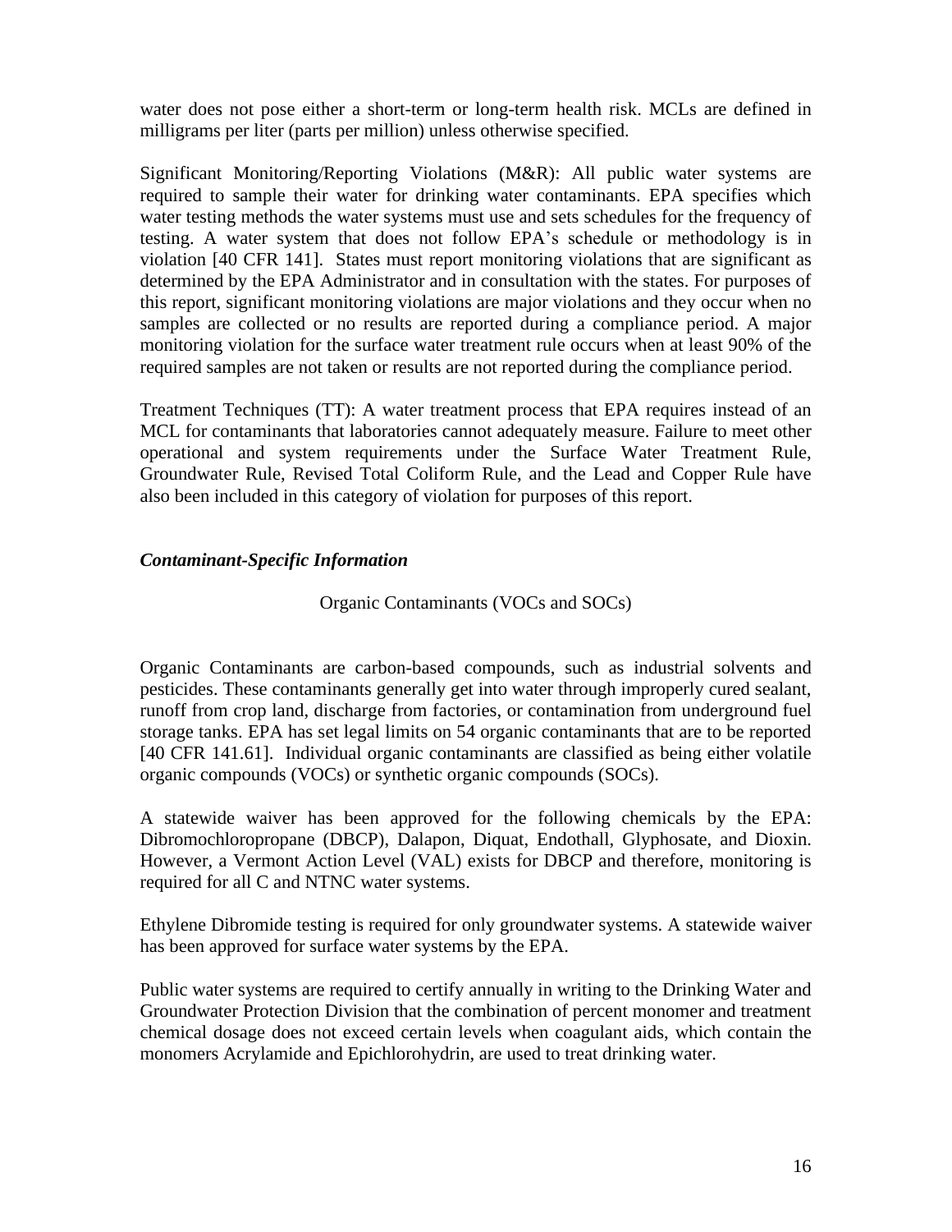water does not pose either a short-term or long-term health risk. MCLs are defined in milligrams per liter (parts per million) unless otherwise specified.

Significant Monitoring/Reporting Violations (M&R): All public water systems are required to sample their water for drinking water contaminants. EPA specifies which water testing methods the water systems must use and sets schedules for the frequency of testing. A water system that does not follow EPA's schedule or methodology is in violation [40 CFR 141]. States must report monitoring violations that are significant as determined by the EPA Administrator and in consultation with the states. For purposes of this report, significant monitoring violations are major violations and they occur when no samples are collected or no results are reported during a compliance period. A major monitoring violation for the surface water treatment rule occurs when at least 90% of the required samples are not taken or results are not reported during the compliance period.

Treatment Techniques (TT): A water treatment process that EPA requires instead of an MCL for contaminants that laboratories cannot adequately measure. Failure to meet other operational and system requirements under the Surface Water Treatment Rule, Groundwater Rule, Revised Total Coliform Rule, and the Lead and Copper Rule have also been included in this category of violation for purposes of this report.

### *Contaminant-Specific Information*

#### Organic Contaminants (VOCs and SOCs)

Organic Contaminants are carbon-based compounds, such as industrial solvents and pesticides. These contaminants generally get into water through improperly cured sealant, runoff from crop land, discharge from factories, or contamination from underground fuel storage tanks. EPA has set legal limits on 54 organic contaminants that are to be reported [40 CFR 141.61]. Individual organic contaminants are classified as being either volatile organic compounds (VOCs) or synthetic organic compounds (SOCs).

A statewide waiver has been approved for the following chemicals by the EPA: Dibromochloropropane (DBCP), Dalapon, Diquat, Endothall, Glyphosate, and Dioxin. However, a Vermont Action Level (VAL) exists for DBCP and therefore, monitoring is required for all C and NTNC water systems.

Ethylene Dibromide testing is required for only groundwater systems. A statewide waiver has been approved for surface water systems by the EPA.

Public water systems are required to certify annually in writing to the Drinking Water and Groundwater Protection Division that the combination of percent monomer and treatment chemical dosage does not exceed certain levels when coagulant aids, which contain the monomers Acrylamide and Epichlorohydrin, are used to treat drinking water.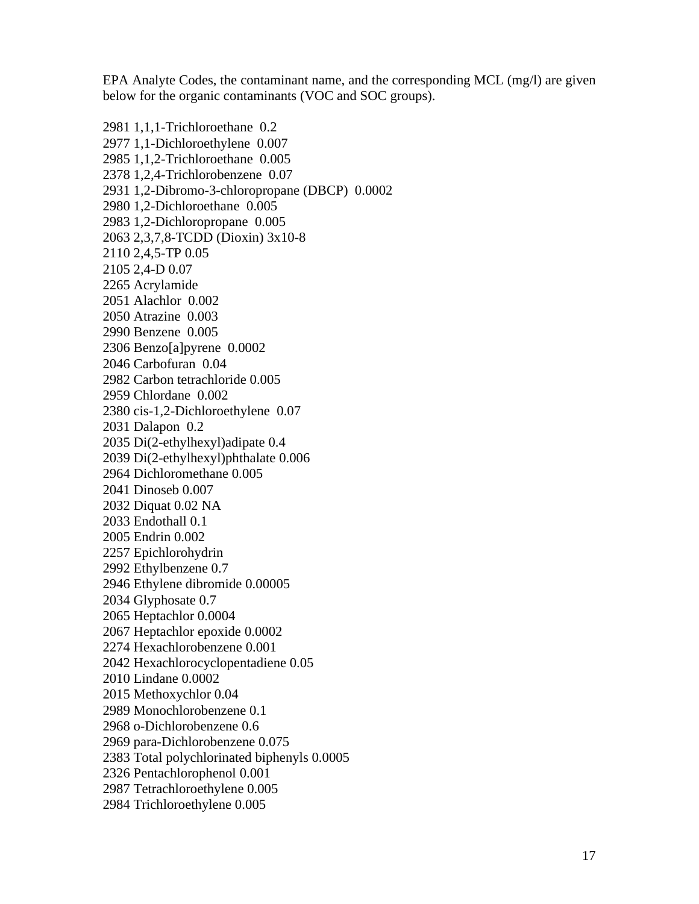EPA Analyte Codes, the contaminant name, and the corresponding MCL (mg/l) are given below for the organic contaminants (VOC and SOC groups).

2981 1,1,1-Trichloroethane 0.2
2977 1,1-Dichloroethylene 0.007
2985 1,1,2-Trichloroethane 0.005
2378 1,2,4-Trichlorobenzene 0.07
2931 1,2-Dibromo-3-chloropropane (DBCP) 0.0002
2980 1,2-Dichloroethane 0.005
2983 1,2-Dichloropropane 0.005
2063 2,3,7,8-TCDD (Dioxin) 3x10-8
2110 2,4,5-TP 0.05
2105 2,4-D 0.07
2265 Acrylamide
2051 Alachlor 0.002
2050 Atrazine 0.003
2990 Benzene 0.005
2306 Benzo[a]pyrene 0.0002
2046 Carbofuran 0.04
2982 Carbon tetrachloride 0.005
2959 Chlordane 0.002
2380 cis-1,2-Dichloroethylene 0.07
2031 Dalapon 0.2
2035 Di(2-ethylhexyl)adipate 0.4
2039 Di(2-ethylhexyl)phthalate 0.006
2964 Dichloromethane 0.005
2041 Dinoseb 0.007
2032 Diquat 0.02 NA
2033 Endothall 0.1
2005 Endrin 0.002
2257 Epichlorohydrin
2992 Ethylbenzene 0.7
2946 Ethylene dibromide 0.00005
2034 Glyphosate 0.7
2065 Heptachlor 0.0004
2067 Heptachlor epoxide 0.0002
2274 Hexachlorobenzene 0.001
2042 Hexachlorocyclopentadiene 0.05
2010 Lindane 0.0002
2015 Methoxychlor 0.04
2989 Monochlorobenzene 0.1
2968 o-Dichlorobenzene 0.6
2969 para-Dichlorobenzene 0.075
2383 Total polychlorinated biphenyls 0.0005
2326 Pentachlorophenol 0.001
2987 Tetrachloroethylene 0.005
2984 Trichloroethylene 0.005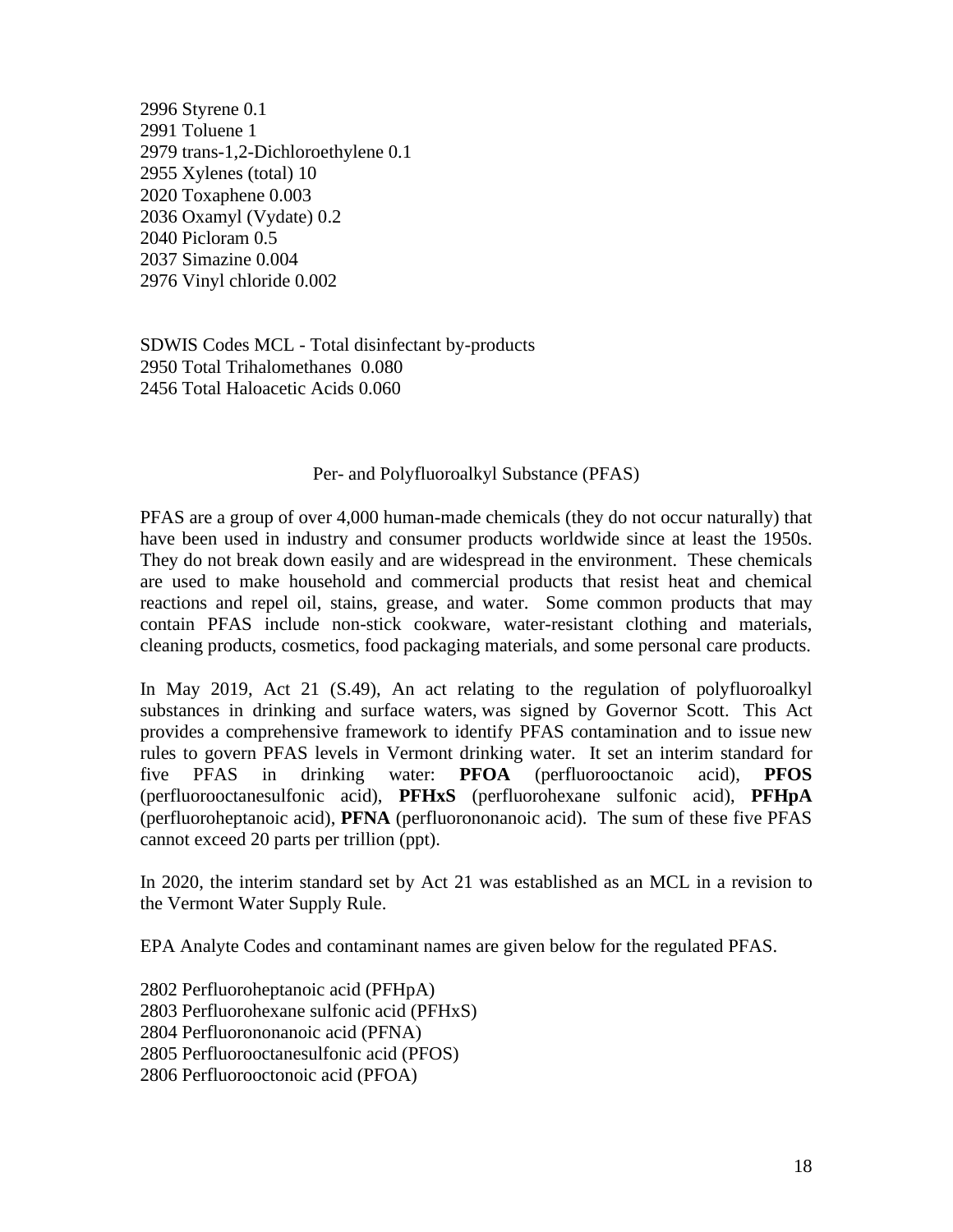2996 Styrene 0.1
2991 Toluene 1
2979 trans-1,2-Dichloroethylene 0.1
2955 Xylenes (total) 10
2020 Toxaphene 0.003
2036 Oxamyl (Vydate) 0.2
2040 Picloram 0.5
2037 Simazine 0.004
2976 Vinyl chloride 0.002

SDWIS Codes MCL - Total disinfectant by-products
2950 Total Trihalomethanes 0.080
2456 Total Haloacetic Acids 0.060

## Per- and Polyfluoroalkyl Substance (PFAS)

PFAS are a group of over 4,000 human-made chemicals (they do not occur naturally) that have been used in industry and consumer products worldwide since at least the 1950s. They do not break down easily and are widespread in the environment. These chemicals are used to make household and commercial products that resist heat and chemical reactions and repel oil, stains, grease, and water. Some common products that may contain PFAS include non-stick cookware, water-resistant clothing and materials, cleaning products, cosmetics, food packaging materials, and some personal care products.

In May 2019, Act 21 (S.49), An act relating to the regulation of polyfluoroalkyl substances in drinking and surface waters, was signed by Governor Scott. This Act provides a comprehensive framework to identify PFAS contamination and to issue new rules to govern PFAS levels in Vermont drinking water. It set an interim standard for five PFAS in drinking water: **PFOA** (perfluorooctanoic acid), **PFOS** (perfluorooctanesulfonic acid), **PFHxS** (perfluorohexane sulfonic acid), **PFHpA** (perfluoroheptanoic acid), **PFNA** (perfluorononanoic acid). The sum of these five PFAS cannot exceed 20 parts per trillion (ppt).

In 2020, the interim standard set by Act 21 was established as an MCL in a revision to the Vermont Water Supply Rule.

EPA Analyte Codes and contaminant names are given below for the regulated PFAS.

2802 Perfluoroheptanoic acid (PFHpA)
2803 Perfluorohexane sulfonic acid (PFHxS)
2804 Perfluorononanoic acid (PFNA)
2805 Perfluorooctanesulfonic acid (PFOS)
2806 Perfluorooctonoic acid (PFOA)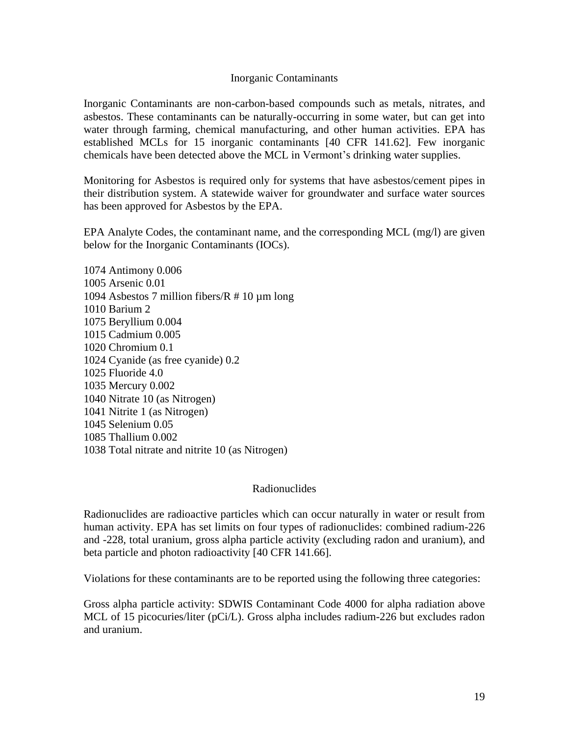## Inorganic Contaminants

Inorganic Contaminants are non-carbon-based compounds such as metals, nitrates, and asbestos. These contaminants can be naturally-occurring in some water, but can get into water through farming, chemical manufacturing, and other human activities. EPA has established MCLs for 15 inorganic contaminants [40 CFR 141.62]. Few inorganic chemicals have been detected above the MCL in Vermont's drinking water supplies.

Monitoring for Asbestos is required only for systems that have asbestos/cement pipes in their distribution system. A statewide waiver for groundwater and surface water sources has been approved for Asbestos by the EPA.

EPA Analyte Codes, the contaminant name, and the corresponding MCL (mg/l) are given below for the Inorganic Contaminants (IOCs).

1074 Antimony 0.006
1005 Arsenic 0.01
1094 Asbestos 7 million fibers/R # 10 µm long
1010 Barium 2
1075 Beryllium 0.004
1015 Cadmium 0.005
1020 Chromium 0.1
1024 Cyanide (as free cyanide) 0.2
1025 Fluoride 4.0
1035 Mercury 0.002
1040 Nitrate 10 (as Nitrogen)
1041 Nitrite 1 (as Nitrogen)
1045 Selenium 0.05
1085 Thallium 0.002
1038 Total nitrate and nitrite 10 (as Nitrogen)

## Radionuclides

Radionuclides are radioactive particles which can occur naturally in water or result from human activity. EPA has set limits on four types of radionuclides: combined radium-226 and -228, total uranium, gross alpha particle activity (excluding radon and uranium), and beta particle and photon radioactivity [40 CFR 141.66].

Violations for these contaminants are to be reported using the following three categories:

Gross alpha particle activity: SDWIS Contaminant Code 4000 for alpha radiation above MCL of 15 picocuries/liter (pCi/L). Gross alpha includes radium-226 but excludes radon and uranium.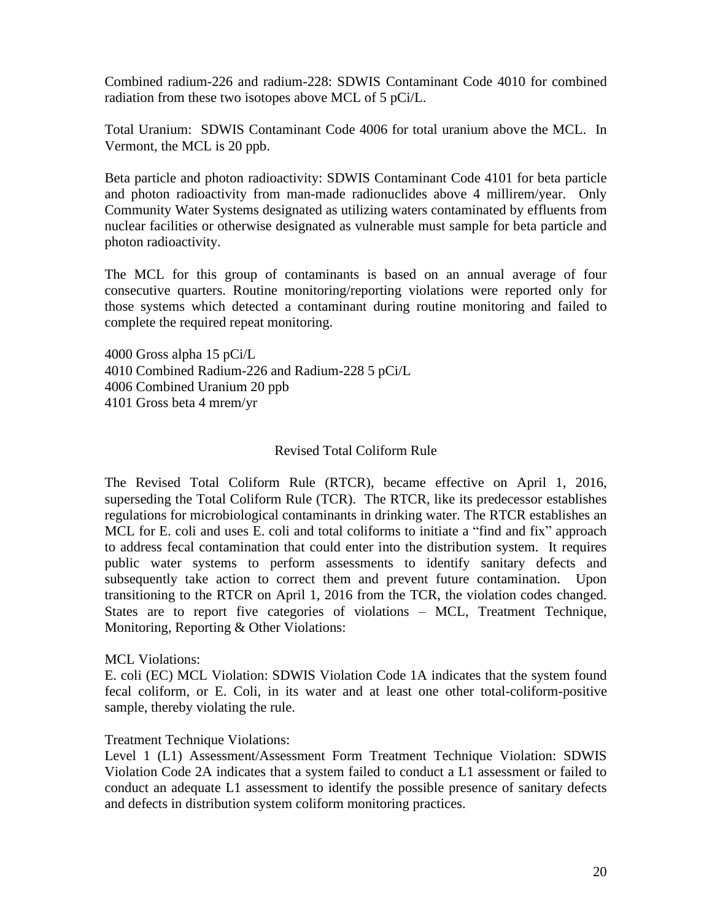Combined radium-226 and radium-228: SDWIS Contaminant Code 4010 for combined radiation from these two isotopes above MCL of 5 pCi/L.

Total Uranium: SDWIS Contaminant Code 4006 for total uranium above the MCL. In Vermont, the MCL is 20 ppb.

Beta particle and photon radioactivity: SDWIS Contaminant Code 4101 for beta particle and photon radioactivity from man-made radionuclides above 4 millirem/year. Only Community Water Systems designated as utilizing waters contaminated by effluents from nuclear facilities or otherwise designated as vulnerable must sample for beta particle and photon radioactivity.

The MCL for this group of contaminants is based on an annual average of four consecutive quarters. Routine monitoring/reporting violations were reported only for those systems which detected a contaminant during routine monitoring and failed to complete the required repeat monitoring.

4000 Gross alpha 15 pCi/L
4010 Combined Radium-226 and Radium-228 5 pCi/L
4006 Combined Uranium 20 ppb
4101 Gross beta 4 mrem/yr

## Revised Total Coliform Rule

The Revised Total Coliform Rule (RTCR), became effective on April 1, 2016, superseding the Total Coliform Rule (TCR). The RTCR, like its predecessor establishes regulations for microbiological contaminants in drinking water. The RTCR establishes an MCL for E. coli and uses E. coli and total coliforms to initiate a "find and fix" approach to address fecal contamination that could enter into the distribution system. It requires public water systems to perform assessments to identify sanitary defects and subsequently take action to correct them and prevent future contamination. Upon transitioning to the RTCR on April 1, 2016 from the TCR, the violation codes changed. States are to report five categories of violations – MCL, Treatment Technique, Monitoring, Reporting & Other Violations:

MCL Violations:
E. coli (EC) MCL Violation: SDWIS Violation Code 1A indicates that the system found fecal coliform, or E. Coli, in its water and at least one other total-coliform-positive sample, thereby violating the rule.

Treatment Technique Violations:
Level 1 (L1) Assessment/Assessment Form Treatment Technique Violation: SDWIS Violation Code 2A indicates that a system failed to conduct a L1 assessment or failed to conduct an adequate L1 assessment to identify the possible presence of sanitary defects and defects in distribution system coliform monitoring practices.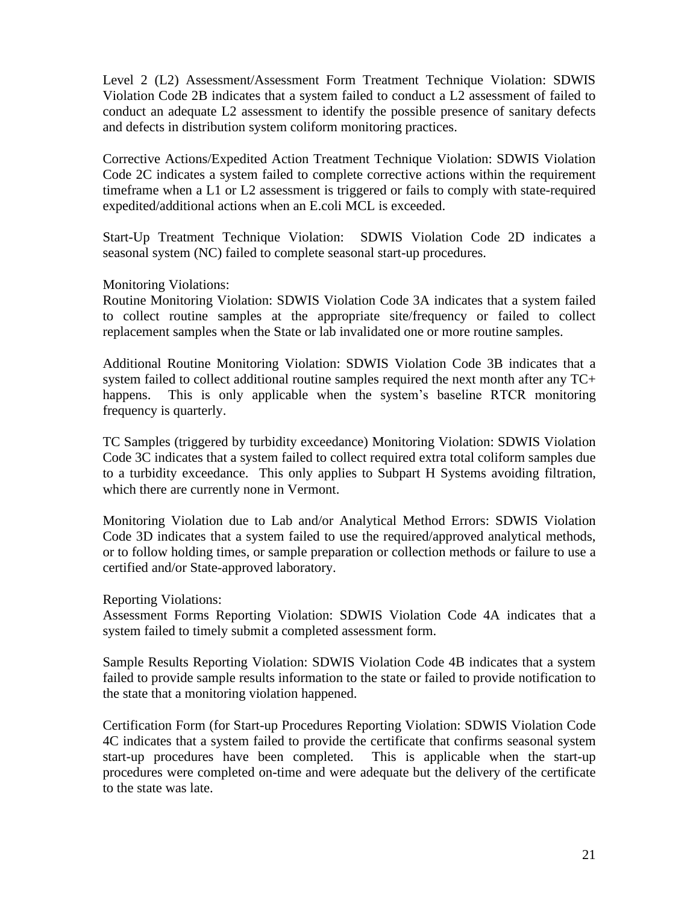Level 2 (L2) Assessment/Assessment Form Treatment Technique Violation: SDWIS Violation Code 2B indicates that a system failed to conduct a L2 assessment of failed to conduct an adequate L2 assessment to identify the possible presence of sanitary defects and defects in distribution system coliform monitoring practices.

Corrective Actions/Expedited Action Treatment Technique Violation: SDWIS Violation Code 2C indicates a system failed to complete corrective actions within the requirement timeframe when a L1 or L2 assessment is triggered or fails to comply with state-required expedited/additional actions when an E.coli MCL is exceeded.

Start-Up Treatment Technique Violation: SDWIS Violation Code 2D indicates a seasonal system (NC) failed to complete seasonal start-up procedures.

Monitoring Violations:
Routine Monitoring Violation: SDWIS Violation Code 3A indicates that a system failed to collect routine samples at the appropriate site/frequency or failed to collect replacement samples when the State or lab invalidated one or more routine samples.

Additional Routine Monitoring Violation: SDWIS Violation Code 3B indicates that a system failed to collect additional routine samples required the next month after any TC+ happens. This is only applicable when the system's baseline RTCR monitoring frequency is quarterly.

TC Samples (triggered by turbidity exceedance) Monitoring Violation: SDWIS Violation Code 3C indicates that a system failed to collect required extra total coliform samples due to a turbidity exceedance. This only applies to Subpart H Systems avoiding filtration, which there are currently none in Vermont.

Monitoring Violation due to Lab and/or Analytical Method Errors: SDWIS Violation Code 3D indicates that a system failed to use the required/approved analytical methods, or to follow holding times, or sample preparation or collection methods or failure to use a certified and/or State-approved laboratory.

Reporting Violations:
Assessment Forms Reporting Violation: SDWIS Violation Code 4A indicates that a system failed to timely submit a completed assessment form.

Sample Results Reporting Violation: SDWIS Violation Code 4B indicates that a system failed to provide sample results information to the state or failed to provide notification to the state that a monitoring violation happened.

Certification Form (for Start-up Procedures Reporting Violation: SDWIS Violation Code 4C indicates that a system failed to provide the certificate that confirms seasonal system start-up procedures have been completed. This is applicable when the start-up procedures were completed on-time and were adequate but the delivery of the certificate to the state was late.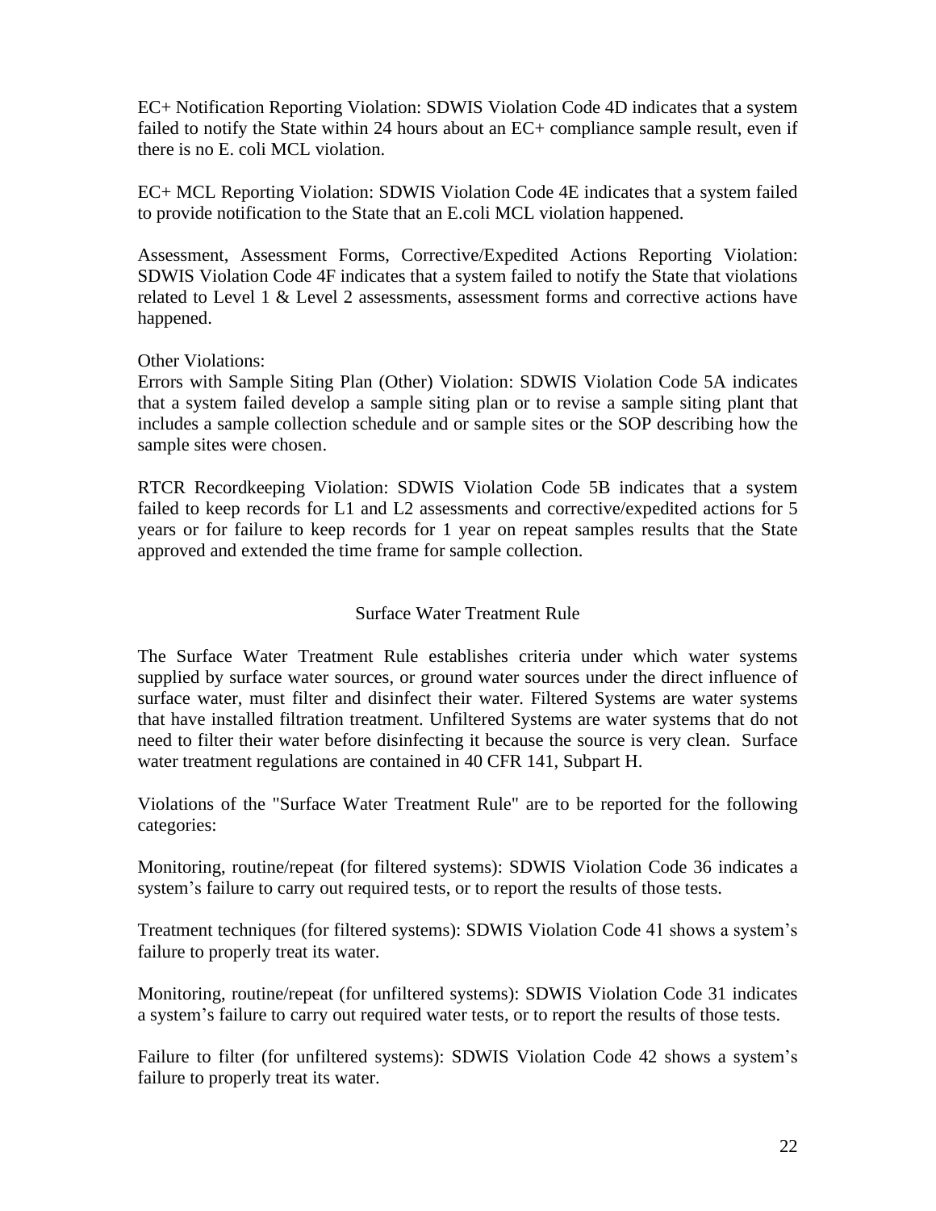EC+ Notification Reporting Violation: SDWIS Violation Code 4D indicates that a system failed to notify the State within 24 hours about an EC+ compliance sample result, even if there is no E. coli MCL violation.

EC+ MCL Reporting Violation: SDWIS Violation Code 4E indicates that a system failed to provide notification to the State that an E.coli MCL violation happened.

Assessment, Assessment Forms, Corrective/Expedited Actions Reporting Violation: SDWIS Violation Code 4F indicates that a system failed to notify the State that violations related to Level 1 & Level 2 assessments, assessment forms and corrective actions have happened.

Other Violations:
Errors with Sample Siting Plan (Other) Violation: SDWIS Violation Code 5A indicates that a system failed develop a sample siting plan or to revise a sample siting plant that includes a sample collection schedule and or sample sites or the SOP describing how the sample sites were chosen.

RTCR Recordkeeping Violation: SDWIS Violation Code 5B indicates that a system failed to keep records for L1 and L2 assessments and corrective/expedited actions for 5 years or for failure to keep records for 1 year on repeat samples results that the State approved and extended the time frame for sample collection.

## Surface Water Treatment Rule

The Surface Water Treatment Rule establishes criteria under which water systems supplied by surface water sources, or ground water sources under the direct influence of surface water, must filter and disinfect their water. Filtered Systems are water systems that have installed filtration treatment. Unfiltered Systems are water systems that do not need to filter their water before disinfecting it because the source is very clean. Surface water treatment regulations are contained in 40 CFR 141, Subpart H.

Violations of the "Surface Water Treatment Rule" are to be reported for the following categories:

Monitoring, routine/repeat (for filtered systems): SDWIS Violation Code 36 indicates a system's failure to carry out required tests, or to report the results of those tests.

Treatment techniques (for filtered systems): SDWIS Violation Code 41 shows a system's failure to properly treat its water.

Monitoring, routine/repeat (for unfiltered systems): SDWIS Violation Code 31 indicates a system's failure to carry out required water tests, or to report the results of those tests.

Failure to filter (for unfiltered systems): SDWIS Violation Code 42 shows a system's failure to properly treat its water.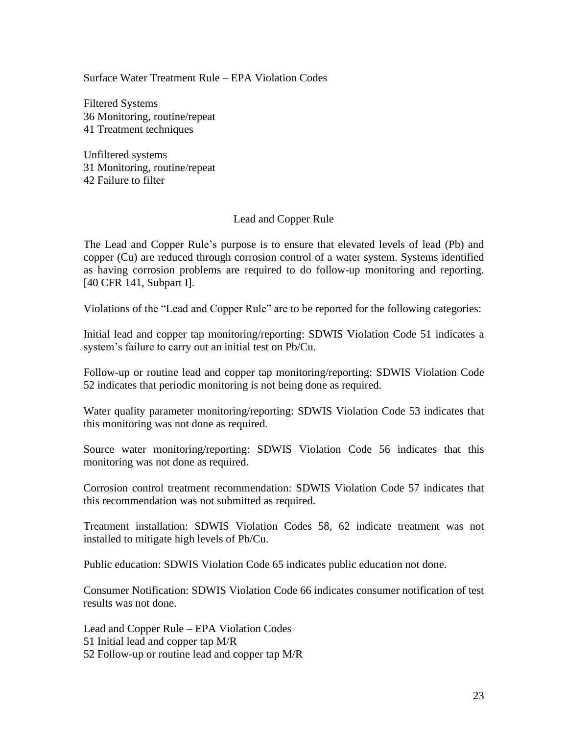Surface Water Treatment Rule – EPA Violation Codes

Filtered Systems
36 Monitoring, routine/repeat
41 Treatment techniques

Unfiltered systems
31 Monitoring, routine/repeat
42 Failure to filter

## Lead and Copper Rule

The Lead and Copper Rule's purpose is to ensure that elevated levels of lead (Pb) and copper (Cu) are reduced through corrosion control of a water system. Systems identified as having corrosion problems are required to do follow-up monitoring and reporting. [40 CFR 141, Subpart I].

Violations of the "Lead and Copper Rule" are to be reported for the following categories:

Initial lead and copper tap monitoring/reporting: SDWIS Violation Code 51 indicates a system's failure to carry out an initial test on Pb/Cu.

Follow-up or routine lead and copper tap monitoring/reporting: SDWIS Violation Code 52 indicates that periodic monitoring is not being done as required.

Water quality parameter monitoring/reporting: SDWIS Violation Code 53 indicates that this monitoring was not done as required.

Source water monitoring/reporting: SDWIS Violation Code 56 indicates that this monitoring was not done as required.

Corrosion control treatment recommendation: SDWIS Violation Code 57 indicates that this recommendation was not submitted as required.

Treatment installation: SDWIS Violation Codes 58, 62 indicate treatment was not installed to mitigate high levels of Pb/Cu.

Public education: SDWIS Violation Code 65 indicates public education not done.

Consumer Notification: SDWIS Violation Code 66 indicates consumer notification of test results was not done.

Lead and Copper Rule – EPA Violation Codes
51 Initial lead and copper tap M/R
52 Follow-up or routine lead and copper tap M/R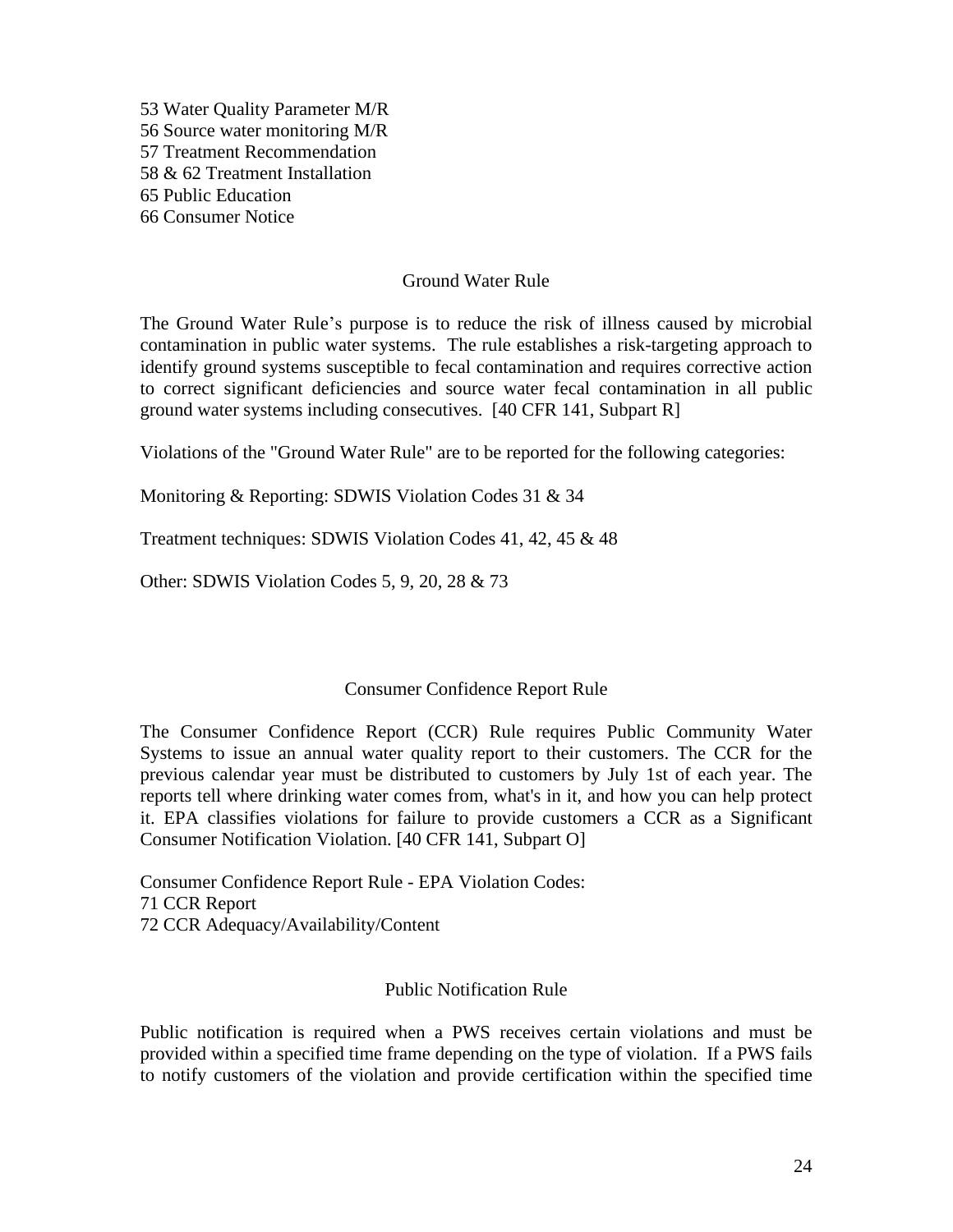53 Water Quality Parameter M/R
56 Source water monitoring M/R
57 Treatment Recommendation
58 & 62 Treatment Installation
65 Public Education
66 Consumer Notice

## Ground Water Rule

The Ground Water Rule's purpose is to reduce the risk of illness caused by microbial contamination in public water systems. The rule establishes a risk-targeting approach to identify ground systems susceptible to fecal contamination and requires corrective action to correct significant deficiencies and source water fecal contamination in all public ground water systems including consecutives. [40 CFR 141, Subpart R]

Violations of the "Ground Water Rule" are to be reported for the following categories:

Monitoring & Reporting: SDWIS Violation Codes 31 & 34

Treatment techniques: SDWIS Violation Codes 41, 42, 45 & 48

Other: SDWIS Violation Codes 5, 9, 20, 28 & 73

## Consumer Confidence Report Rule

The Consumer Confidence Report (CCR) Rule requires Public Community Water Systems to issue an annual water quality report to their customers. The CCR for the previous calendar year must be distributed to customers by July 1st of each year. The reports tell where drinking water comes from, what's in it, and how you can help protect it. EPA classifies violations for failure to provide customers a CCR as a Significant Consumer Notification Violation. [40 CFR 141, Subpart O]

Consumer Confidence Report Rule - EPA Violation Codes:
71 CCR Report
72 CCR Adequacy/Availability/Content

## Public Notification Rule

Public notification is required when a PWS receives certain violations and must be provided within a specified time frame depending on the type of violation. If a PWS fails to notify customers of the violation and provide certification within the specified time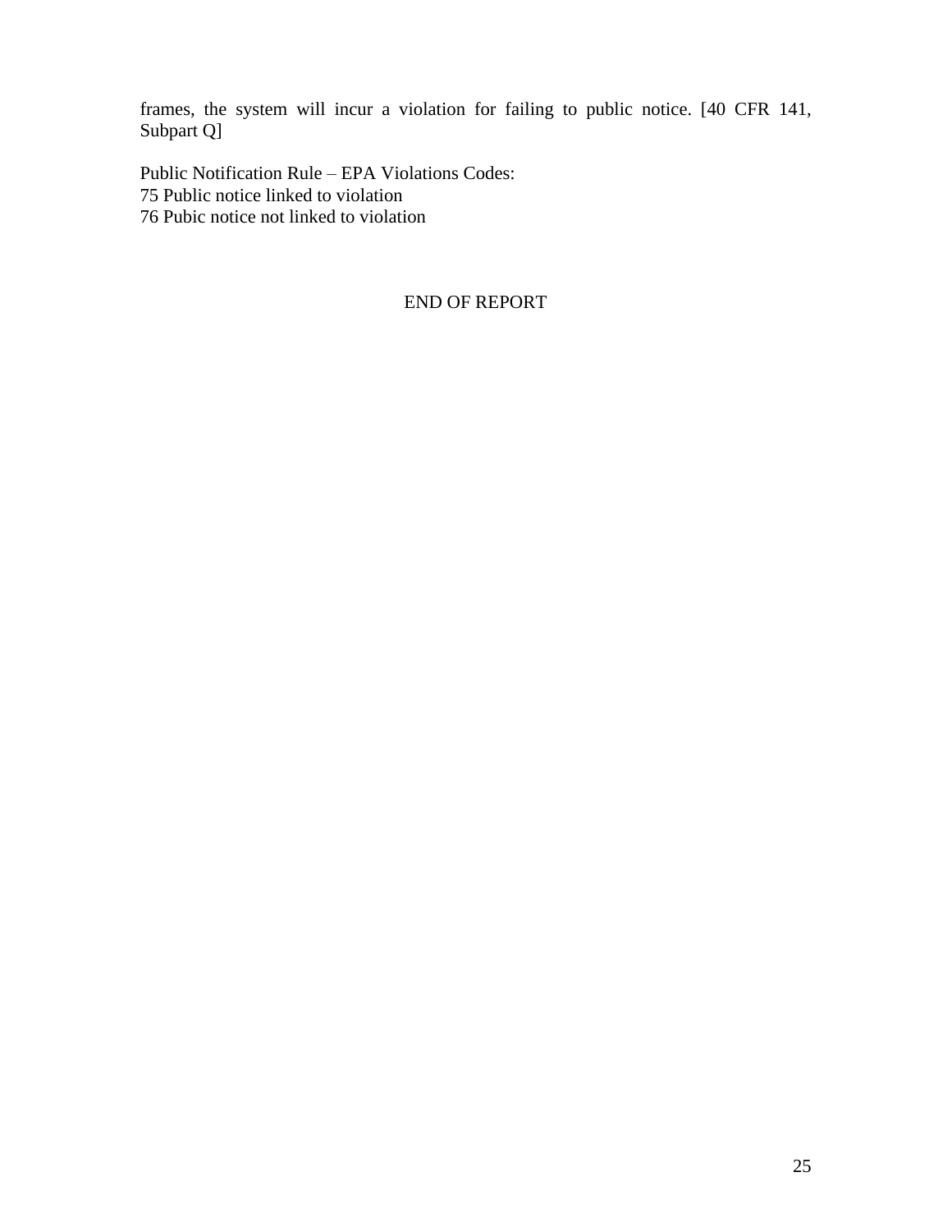frames, the system will incur a violation for failing to public notice. [40 CFR 141, Subpart Q]

Public Notification Rule – EPA Violations Codes:
75 Public notice linked to violation
76 Pubic notice not linked to violation

END OF REPORT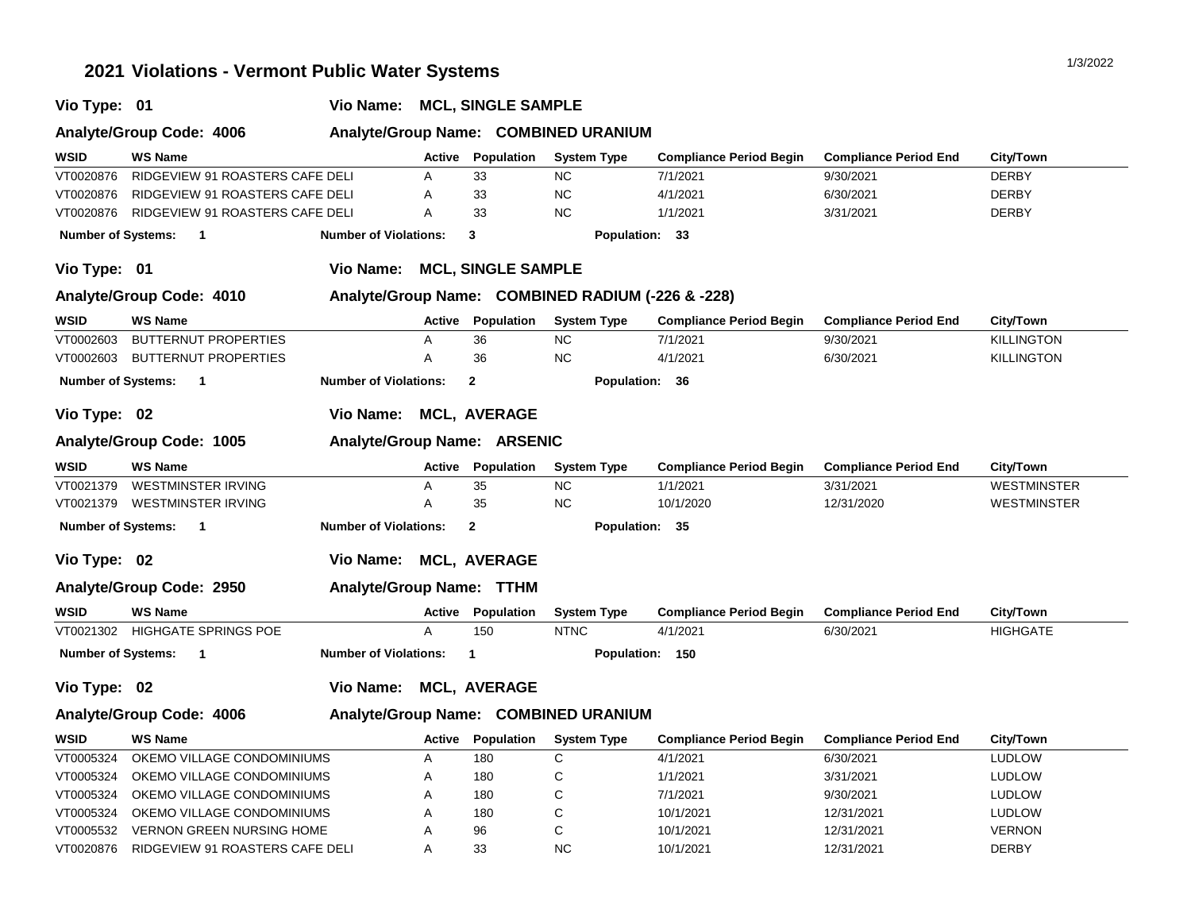# 2021 Violations - Vermont Public Water Systems

**Vio Type: 01** **Vio Name: MCL, SINGLE SAMPLE**

**Analyte/Group Code: 4006** **Analyte/Group Name: COMBINED URANIUM**

| WSID | WS Name | Active | Population | System Type | Compliance Period Begin | Compliance Period End | City/Town |
|---|---|---|---|---|---|---|---|
| VT0020876 | RIDGEVIEW 91 ROASTERS CAFE DELI | A | 33 | NC | 7/1/2021 | 9/30/2021 | DERBY |
| VT0020876 | RIDGEVIEW 91 ROASTERS CAFE DELI | A | 33 | NC | 4/1/2021 | 6/30/2021 | DERBY |
| VT0020876 | RIDGEVIEW 91 ROASTERS CAFE DELI | A | 33 | NC | 1/1/2021 | 3/31/2021 | DERBY |

**Number of Systems: 1** **Number of Violations: 3** **Population: 33**

**Vio Type: 01** **Vio Name: MCL, SINGLE SAMPLE**

**Analyte/Group Code: 4010** **Analyte/Group Name: COMBINED RADIUM (-226 & -228)**

| WSID | WS Name | Active | Population | System Type | Compliance Period Begin | Compliance Period End | City/Town |
|---|---|---|---|---|---|---|---|
| VT0002603 | BUTTERNUT PROPERTIES | A | 36 | NC | 7/1/2021 | 9/30/2021 | KILLINGTON |
| VT0002603 | BUTTERNUT PROPERTIES | A | 36 | NC | 4/1/2021 | 6/30/2021 | KILLINGTON |

**Number of Systems: 1** **Number of Violations: 2** **Population: 36**

**Vio Type: 02** **Vio Name: MCL, AVERAGE**

**Analyte/Group Code: 1005** **Analyte/Group Name: ARSENIC**

| WSID | WS Name | Active | Population | System Type | Compliance Period Begin | Compliance Period End | City/Town |
|---|---|---|---|---|---|---|---|
| VT0021379 | WESTMINSTER IRVING | A | 35 | NC | 1/1/2021 | 3/31/2021 | WESTMINSTER |
| VT0021379 | WESTMINSTER IRVING | A | 35 | NC | 10/1/2020 | 12/31/2020 | WESTMINSTER |

**Number of Systems: 1** **Number of Violations: 2** **Population: 35**

**Vio Type: 02** **Vio Name: MCL, AVERAGE**

**Analyte/Group Code: 2950** **Analyte/Group Name: TTHM**

| WSID | WS Name | Active | Population | System Type | Compliance Period Begin | Compliance Period End | City/Town |
|---|---|---|---|---|---|---|---|
| VT0021302 | HIGHGATE SPRINGS POE | A | 150 | NTNC | 4/1/2021 | 6/30/2021 | HIGHGATE |

**Number of Systems: 1** **Number of Violations: 1** **Population: 150**

**Vio Type: 02** **Vio Name: MCL, AVERAGE**

**Analyte/Group Code: 4006** **Analyte/Group Name: COMBINED URANIUM**

| WSID | WS Name | Active | Population | System Type | Compliance Period Begin | Compliance Period End | City/Town |
|---|---|---|---|---|---|---|---|
| VT0005324 | OKEMO VILLAGE CONDOMINIUMS | A | 180 | C | 4/1/2021 | 6/30/2021 | LUDLOW |
| VT0005324 | OKEMO VILLAGE CONDOMINIUMS | A | 180 | C | 1/1/2021 | 3/31/2021 | LUDLOW |
| VT0005324 | OKEMO VILLAGE CONDOMINIUMS | A | 180 | C | 7/1/2021 | 9/30/2021 | LUDLOW |
| VT0005324 | OKEMO VILLAGE CONDOMINIUMS | A | 180 | C | 10/1/2021 | 12/31/2021 | LUDLOW |
| VT0005532 | VERNON GREEN NURSING HOME | A | 96 | C | 10/1/2021 | 12/31/2021 | VERNON |
| VT0020876 | RIDGEVIEW 91 ROASTERS CAFE DELI | A | 33 | NC | 10/1/2021 | 12/31/2021 | DERBY |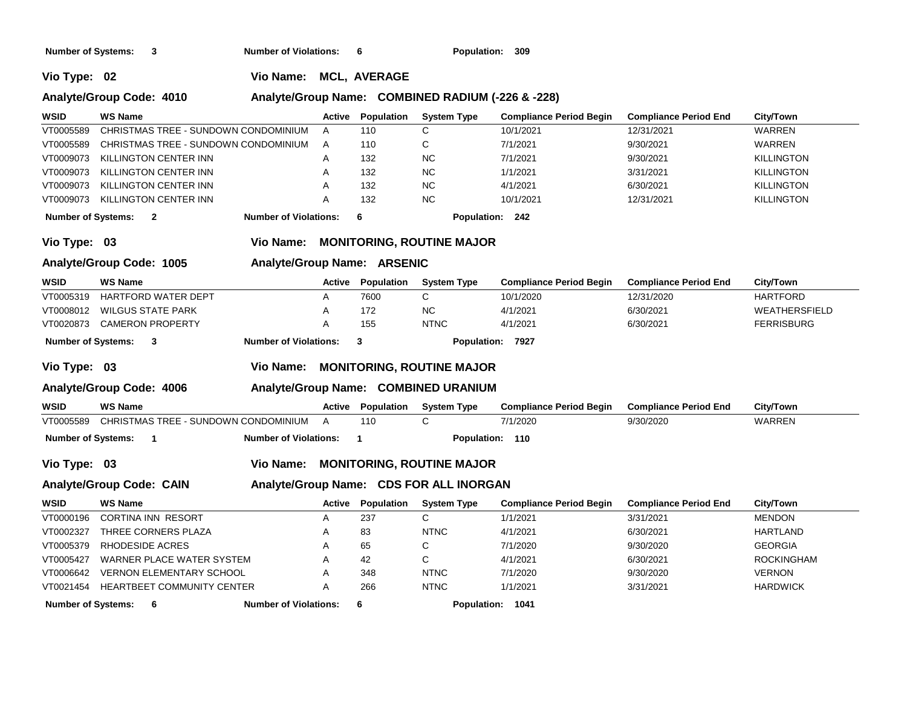**Number of Systems:** 3 **Number of Violations:** 6 **Population:** 309

**Vio Type:** 02 **Vio Name:** MCL, AVERAGE

**Analyte/Group Code:** 4010 **Analyte/Group Name:** COMBINED RADIUM (-226 & -228)

| WSID | WS Name | Active | Population | System Type | Compliance Period Begin | Compliance Period End | City/Town |
|---|---|---|---|---|---|---|---|
| VT0005589 | CHRISTMAS TREE - SUNDOWN CONDOMINIUM | A | 110 | C | 10/1/2021 | 12/31/2021 | WARREN |
| VT0005589 | CHRISTMAS TREE - SUNDOWN CONDOMINIUM | A | 110 | C | 7/1/2021 | 9/30/2021 | WARREN |
| VT0009073 | KILLINGTON CENTER INN | A | 132 | NC | 7/1/2021 | 9/30/2021 | KILLINGTON |
| VT0009073 | KILLINGTON CENTER INN | A | 132 | NC | 1/1/2021 | 3/31/2021 | KILLINGTON |
| VT0009073 | KILLINGTON CENTER INN | A | 132 | NC | 4/1/2021 | 6/30/2021 | KILLINGTON |
| VT0009073 | KILLINGTON CENTER INN | A | 132 | NC | 10/1/2021 | 12/31/2021 | KILLINGTON |

**Number of Systems:** 2 **Number of Violations:** 6 **Population:** 242

**Vio Type:** 03 **Vio Name:** MONITORING, ROUTINE MAJOR

**Analyte/Group Code:** 1005 **Analyte/Group Name:** ARSENIC

| WSID | WS Name | Active | Population | System Type | Compliance Period Begin | Compliance Period End | City/Town |
|---|---|---|---|---|---|---|---|
| VT0005319 | HARTFORD WATER DEPT | A | 7600 | C | 10/1/2020 | 12/31/2020 | HARTFORD |
| VT0008012 | WILGUS STATE PARK | A | 172 | NC | 4/1/2021 | 6/30/2021 | WEATHERSFIELD |
| VT0020873 | CAMERON PROPERTY | A | 155 | NTNC | 4/1/2021 | 6/30/2021 | FERRISBURG |

**Number of Systems:** 3 **Number of Violations:** 3 **Population:** 7927

**Vio Type:** 03 **Vio Name:** MONITORING, ROUTINE MAJOR

**Analyte/Group Code:** 4006 **Analyte/Group Name:** COMBINED URANIUM

| WSID | WS Name | Active | Population | System Type | Compliance Period Begin | Compliance Period End | City/Town |
|---|---|---|---|---|---|---|---|
| VT0005589 | CHRISTMAS TREE - SUNDOWN CONDOMINIUM | A | 110 | C | 7/1/2020 | 9/30/2020 | WARREN |

**Number of Systems:** 1 **Number of Violations:** 1 **Population:** 110

**Vio Type:** 03 **Vio Name:** MONITORING, ROUTINE MAJOR

**Analyte/Group Code:** CAIN **Analyte/Group Name:** CDS FOR ALL INORGAN

| WSID | WS Name | Active | Population | System Type | Compliance Period Begin | Compliance Period End | City/Town |
|---|---|---|---|---|---|---|---|
| VT0000196 | CORTINA INN RESORT | A | 237 | C | 1/1/2021 | 3/31/2021 | MENDON |
| VT0002327 | THREE CORNERS PLAZA | A | 83 | NTNC | 4/1/2021 | 6/30/2021 | HARTLAND |
| VT0005379 | RHODESIDE ACRES | A | 65 | C | 7/1/2020 | 9/30/2020 | GEORGIA |
| VT0005427 | WARNER PLACE WATER SYSTEM | A | 42 | C | 4/1/2021 | 6/30/2021 | ROCKINGHAM |
| VT0006642 | VERNON ELEMENTARY SCHOOL | A | 348 | NTNC | 7/1/2020 | 9/30/2020 | VERNON |
| VT0021454 | HEARTBEET COMMUNITY CENTER | A | 266 | NTNC | 1/1/2021 | 3/31/2021 | HARDWICK |

**Number of Systems:** 6 **Number of Violations:** 6 **Population:** 1041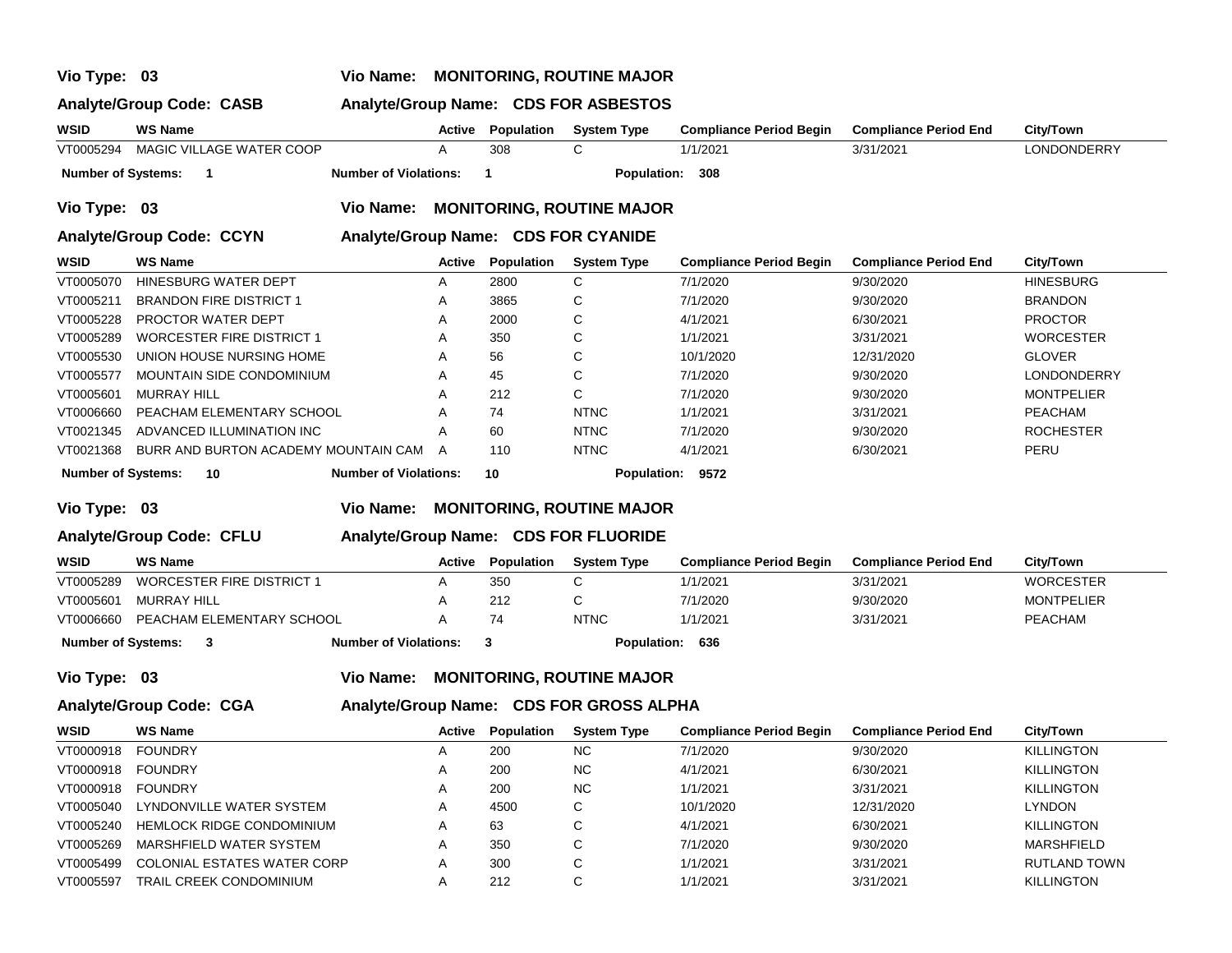**Vio Type: 03** **Vio Name: MONITORING, ROUTINE MAJOR**

**Analyte/Group Code: CASB** **Analyte/Group Name: CDS FOR ASBESTOS**

| WSID | WS Name | Active | Population | System Type | Compliance Period Begin | Compliance Period End | City/Town |
|---|---|---|---|---|---|---|---|
| VT0005294 | MAGIC VILLAGE WATER COOP | A | 308 | C | 1/1/2021 | 3/31/2021 | LONDONDERRY |

**Number of Systems: 1** **Number of Violations: 1** **Population: 308**

**Vio Type: 03** **Vio Name: MONITORING, ROUTINE MAJOR**

**Analyte/Group Code: CCYN** **Analyte/Group Name: CDS FOR CYANIDE**

| WSID | WS Name | Active | Population | System Type | Compliance Period Begin | Compliance Period End | City/Town |
|---|---|---|---|---|---|---|---|
| VT0005070 | HINESBURG WATER DEPT | A | 2800 | C | 7/1/2020 | 9/30/2020 | HINESBURG |
| VT0005211 | BRANDON FIRE DISTRICT 1 | A | 3865 | C | 7/1/2020 | 9/30/2020 | BRANDON |
| VT0005228 | PROCTOR WATER DEPT | A | 2000 | C | 4/1/2021 | 6/30/2021 | PROCTOR |
| VT0005289 | WORCESTER FIRE DISTRICT 1 | A | 350 | C | 1/1/2021 | 3/31/2021 | WORCESTER |
| VT0005530 | UNION HOUSE NURSING HOME | A | 56 | C | 10/1/2020 | 12/31/2020 | GLOVER |
| VT0005577 | MOUNTAIN SIDE CONDOMINIUM | A | 45 | C | 7/1/2020 | 9/30/2020 | LONDONDERRY |
| VT0005601 | MURRAY HILL | A | 212 | C | 7/1/2020 | 9/30/2020 | MONTPELIER |
| VT0006660 | PEACHAM ELEMENTARY SCHOOL | A | 74 | NTNC | 1/1/2021 | 3/31/2021 | PEACHAM |
| VT0021345 | ADVANCED ILLUMINATION INC | A | 60 | NTNC | 7/1/2020 | 9/30/2020 | ROCHESTER |
| VT0021368 | BURR AND BURTON ACADEMY MOUNTAIN CAM | A | 110 | NTNC | 4/1/2021 | 6/30/2021 | PERU |

**Number of Systems: 10** **Number of Violations: 10** **Population: 9572**

**Vio Type: 03** **Vio Name: MONITORING, ROUTINE MAJOR**

**Analyte/Group Code: CFLU** **Analyte/Group Name: CDS FOR FLUORIDE**

| WSID | WS Name | Active | Population | System Type | Compliance Period Begin | Compliance Period End | City/Town |
|---|---|---|---|---|---|---|---|
| VT0005289 | WORCESTER FIRE DISTRICT 1 | A | 350 | C | 1/1/2021 | 3/31/2021 | WORCESTER |
| VT0005601 | MURRAY HILL | A | 212 | C | 7/1/2020 | 9/30/2020 | MONTPELIER |
| VT0006660 | PEACHAM ELEMENTARY SCHOOL | A | 74 | NTNC | 1/1/2021 | 3/31/2021 | PEACHAM |

**Number of Systems: 3** **Number of Violations: 3** **Population: 636**

**Vio Type: 03** **Vio Name: MONITORING, ROUTINE MAJOR**

**Analyte/Group Code: CGA** **Analyte/Group Name: CDS FOR GROSS ALPHA**

| WSID | WS Name | Active | Population | System Type | Compliance Period Begin | Compliance Period End | City/Town |
|---|---|---|---|---|---|---|---|
| VT0000918 | FOUNDRY | A | 200 | NC | 7/1/2020 | 9/30/2020 | KILLINGTON |
| VT0000918 | FOUNDRY | A | 200 | NC | 4/1/2021 | 6/30/2021 | KILLINGTON |
| VT0000918 | FOUNDRY | A | 200 | NC | 1/1/2021 | 3/31/2021 | KILLINGTON |
| VT0005040 | LYNDONVILLE WATER SYSTEM | A | 4500 | C | 10/1/2020 | 12/31/2020 | LYNDON |
| VT0005240 | HEMLOCK RIDGE CONDOMINIUM | A | 63 | C | 4/1/2021 | 6/30/2021 | KILLINGTON |
| VT0005269 | MARSHFIELD WATER SYSTEM | A | 350 | C | 7/1/2020 | 9/30/2020 | MARSHFIELD |
| VT0005499 | COLONIAL ESTATES WATER CORP | A | 300 | C | 1/1/2021 | 3/31/2021 | RUTLAND TOWN |
| VT0005597 | TRAIL CREEK CONDOMINIUM | A | 212 | C | 1/1/2021 | 3/31/2021 | KILLINGTON |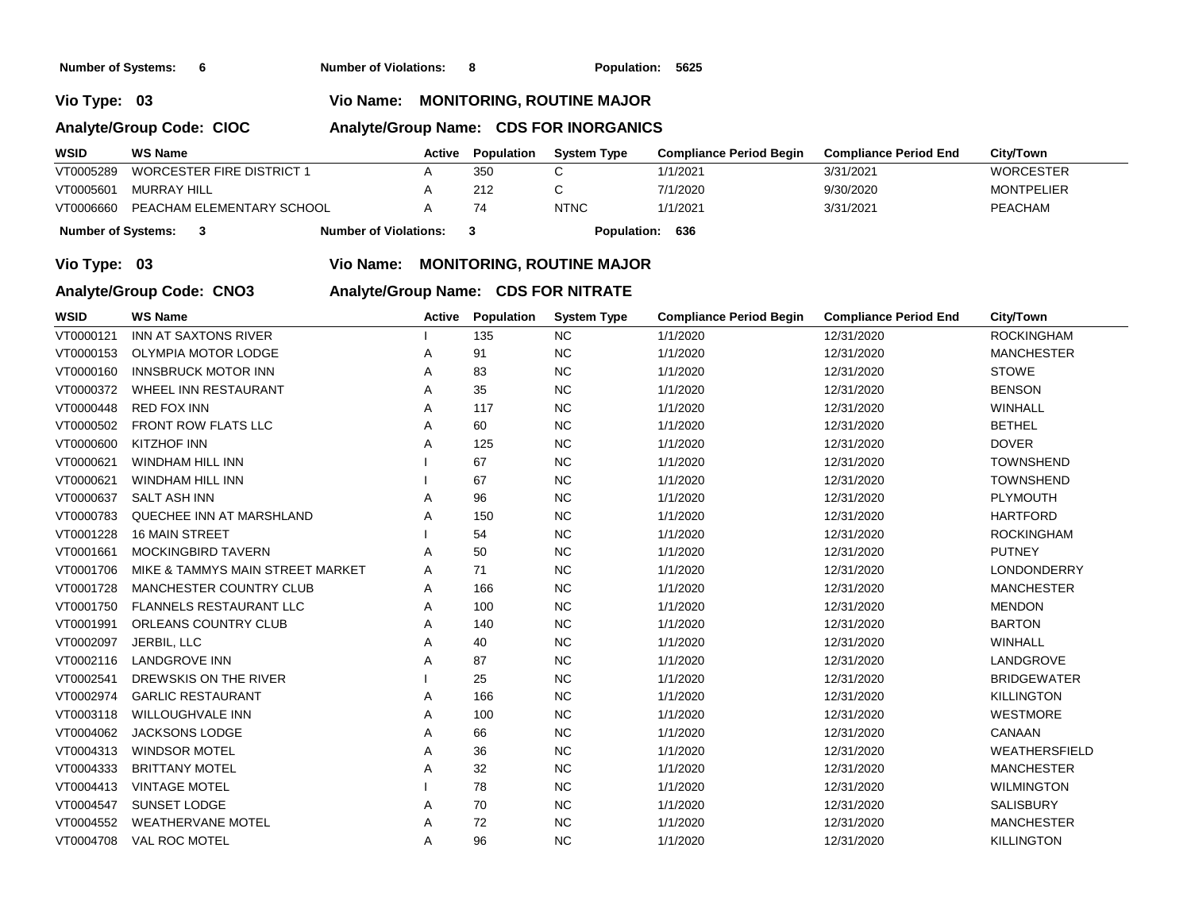**Number of Systems: 6** **Number of Violations: 8** **Population: 5625**

**Vio Type: 03** **Vio Name: MONITORING, ROUTINE MAJOR**

**Analyte/Group Code: CIOC** **Analyte/Group Name: CDS FOR INORGANICS**

| WSID | WS Name | Active | Population | System Type | Compliance Period Begin | Compliance Period End | City/Town |
|---|---|---|---|---|---|---|---|
| VT0005289 | WORCESTER FIRE DISTRICT 1 | A | 350 | C | 1/1/2021 | 3/31/2021 | WORCESTER |
| VT0005601 | MURRAY HILL | A | 212 | C | 7/1/2020 | 9/30/2020 | MONTPELIER |
| VT0006660 | PEACHAM ELEMENTARY SCHOOL | A | 74 | NTNC | 1/1/2021 | 3/31/2021 | PEACHAM |

**Number of Systems: 3** **Number of Violations: 3** **Population: 636**

**Vio Type: 03** **Vio Name: MONITORING, ROUTINE MAJOR**

**Analyte/Group Code: CNO3** **Analyte/Group Name: CDS FOR NITRATE**

| WSID | WS Name | Active | Population | System Type | Compliance Period Begin | Compliance Period End | City/Town |
|---|---|---|---|---|---|---|---|
| VT0000121 | INN AT SAXTONS RIVER | I | 135 | NC | 1/1/2020 | 12/31/2020 | ROCKINGHAM |
| VT0000153 | OLYMPIA MOTOR LODGE | A | 91 | NC | 1/1/2020 | 12/31/2020 | MANCHESTER |
| VT0000160 | INNSBRUCK MOTOR INN | A | 83 | NC | 1/1/2020 | 12/31/2020 | STOWE |
| VT0000372 | WHEEL INN RESTAURANT | A | 35 | NC | 1/1/2020 | 12/31/2020 | BENSON |
| VT0000448 | RED FOX INN | A | 117 | NC | 1/1/2020 | 12/31/2020 | WINHALL |
| VT0000502 | FRONT ROW FLATS LLC | A | 60 | NC | 1/1/2020 | 12/31/2020 | BETHEL |
| VT0000600 | KITZHOF INN | A | 125 | NC | 1/1/2020 | 12/31/2020 | DOVER |
| VT0000621 | WINDHAM HILL INN | I | 67 | NC | 1/1/2020 | 12/31/2020 | TOWNSHEND |
| VT0000621 | WINDHAM HILL INN | I | 67 | NC | 1/1/2020 | 12/31/2020 | TOWNSHEND |
| VT0000637 | SALT ASH INN | A | 96 | NC | 1/1/2020 | 12/31/2020 | PLYMOUTH |
| VT0000783 | QUECHEE INN AT MARSHLAND | A | 150 | NC | 1/1/2020 | 12/31/2020 | HARTFORD |
| VT0001228 | 16 MAIN STREET | I | 54 | NC | 1/1/2020 | 12/31/2020 | ROCKINGHAM |
| VT0001661 | MOCKINGBIRD TAVERN | A | 50 | NC | 1/1/2020 | 12/31/2020 | PUTNEY |
| VT0001706 | MIKE & TAMMYS MAIN STREET MARKET | A | 71 | NC | 1/1/2020 | 12/31/2020 | LONDONDERRY |
| VT0001728 | MANCHESTER COUNTRY CLUB | A | 166 | NC | 1/1/2020 | 12/31/2020 | MANCHESTER |
| VT0001750 | FLANNELS RESTAURANT LLC | A | 100 | NC | 1/1/2020 | 12/31/2020 | MENDON |
| VT0001991 | ORLEANS COUNTRY CLUB | A | 140 | NC | 1/1/2020 | 12/31/2020 | BARTON |
| VT0002097 | JERBIL, LLC | A | 40 | NC | 1/1/2020 | 12/31/2020 | WINHALL |
| VT0002116 | LANDGROVE INN | A | 87 | NC | 1/1/2020 | 12/31/2020 | LANDGROVE |
| VT0002541 | DREWSKIS ON THE RIVER | I | 25 | NC | 1/1/2020 | 12/31/2020 | BRIDGEWATER |
| VT0002974 | GARLIC RESTAURANT | A | 166 | NC | 1/1/2020 | 12/31/2020 | KILLINGTON |
| VT0003118 | WILLOUGHVALE INN | A | 100 | NC | 1/1/2020 | 12/31/2020 | WESTMORE |
| VT0004062 | JACKSONS LODGE | A | 66 | NC | 1/1/2020 | 12/31/2020 | CANAAN |
| VT0004313 | WINDSOR MOTEL | A | 36 | NC | 1/1/2020 | 12/31/2020 | WEATHERSFIELD |
| VT0004333 | BRITTANY MOTEL | A | 32 | NC | 1/1/2020 | 12/31/2020 | MANCHESTER |
| VT0004413 | VINTAGE MOTEL | I | 78 | NC | 1/1/2020 | 12/31/2020 | WILMINGTON |
| VT0004547 | SUNSET LODGE | A | 70 | NC | 1/1/2020 | 12/31/2020 | SALISBURY |
| VT0004552 | WEATHERVANE MOTEL | A | 72 | NC | 1/1/2020 | 12/31/2020 | MANCHESTER |
| VT0004708 | VAL ROC MOTEL | A | 96 | NC | 1/1/2020 | 12/31/2020 | KILLINGTON |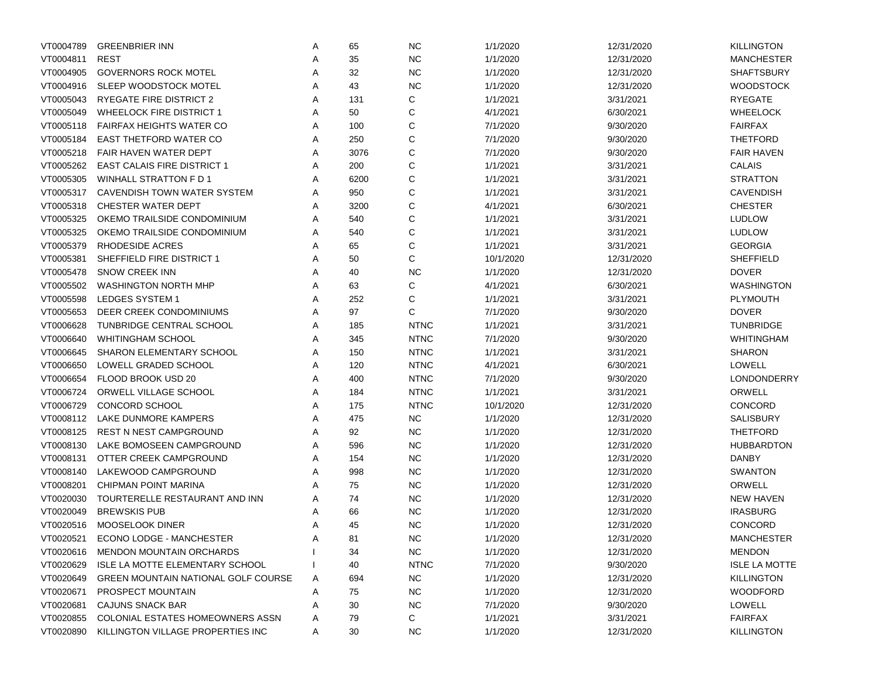| | | | | | | | |
|---|---|---|---|---|---|---|---|
| VT0004789 | GREENBRIER INN | A | 65 | NC | 1/1/2020 | 12/31/2020 | KILLINGTON |
| VT0004811 | REST | A | 35 | NC | 1/1/2020 | 12/31/2020 | MANCHESTER |
| VT0004905 | GOVERNORS ROCK MOTEL | A | 32 | NC | 1/1/2020 | 12/31/2020 | SHAFTSBURY |
| VT0004916 | SLEEP WOODSTOCK MOTEL | A | 43 | NC | 1/1/2020 | 12/31/2020 | WOODSTOCK |
| VT0005043 | RYEGATE FIRE DISTRICT 2 | A | 131 | C | 1/1/2021 | 3/31/2021 | RYEGATE |
| VT0005049 | WHEELOCK FIRE DISTRICT 1 | A | 50 | C | 4/1/2021 | 6/30/2021 | WHEELOCK |
| VT0005118 | FAIRFAX HEIGHTS WATER CO | A | 100 | C | 7/1/2020 | 9/30/2020 | FAIRFAX |
| VT0005184 | EAST THETFORD WATER CO | A | 250 | C | 7/1/2020 | 9/30/2020 | THETFORD |
| VT0005218 | FAIR HAVEN WATER DEPT | A | 3076 | C | 7/1/2020 | 9/30/2020 | FAIR HAVEN |
| VT0005262 | EAST CALAIS FIRE DISTRICT 1 | A | 200 | C | 1/1/2021 | 3/31/2021 | CALAIS |
| VT0005305 | WINHALL STRATTON F D 1 | A | 6200 | C | 1/1/2021 | 3/31/2021 | STRATTON |
| VT0005317 | CAVENDISH TOWN WATER SYSTEM | A | 950 | C | 1/1/2021 | 3/31/2021 | CAVENDISH |
| VT0005318 | CHESTER WATER DEPT | A | 3200 | C | 4/1/2021 | 6/30/2021 | CHESTER |
| VT0005325 | OKEMO TRAILSIDE CONDOMINIUM | A | 540 | C | 1/1/2021 | 3/31/2021 | LUDLOW |
| VT0005325 | OKEMO TRAILSIDE CONDOMINIUM | A | 540 | C | 1/1/2021 | 3/31/2021 | LUDLOW |
| VT0005379 | RHODESIDE ACRES | A | 65 | C | 1/1/2021 | 3/31/2021 | GEORGIA |
| VT0005381 | SHEFFIELD FIRE DISTRICT 1 | A | 50 | C | 10/1/2020 | 12/31/2020 | SHEFFIELD |
| VT0005478 | SNOW CREEK INN | A | 40 | NC | 1/1/2020 | 12/31/2020 | DOVER |
| VT0005502 | WASHINGTON NORTH MHP | A | 63 | C | 4/1/2021 | 6/30/2021 | WASHINGTON |
| VT0005598 | LEDGES SYSTEM 1 | A | 252 | C | 1/1/2021 | 3/31/2021 | PLYMOUTH |
| VT0005653 | DEER CREEK CONDOMINIUMS | A | 97 | C | 7/1/2020 | 9/30/2020 | DOVER |
| VT0006628 | TUNBRIDGE CENTRAL SCHOOL | A | 185 | NTNC | 1/1/2021 | 3/31/2021 | TUNBRIDGE |
| VT0006640 | WHITINGHAM SCHOOL | A | 345 | NTNC | 7/1/2020 | 9/30/2020 | WHITINGHAM |
| VT0006645 | SHARON ELEMENTARY SCHOOL | A | 150 | NTNC | 1/1/2021 | 3/31/2021 | SHARON |
| VT0006650 | LOWELL GRADED SCHOOL | A | 120 | NTNC | 4/1/2021 | 6/30/2021 | LOWELL |
| VT0006654 | FLOOD BROOK USD 20 | A | 400 | NTNC | 7/1/2020 | 9/30/2020 | LONDONDERRY |
| VT0006724 | ORWELL VILLAGE SCHOOL | A | 184 | NTNC | 1/1/2021 | 3/31/2021 | ORWELL |
| VT0006729 | CONCORD SCHOOL | A | 175 | NTNC | 10/1/2020 | 12/31/2020 | CONCORD |
| VT0008112 | LAKE DUNMORE KAMPERS | A | 475 | NC | 1/1/2020 | 12/31/2020 | SALISBURY |
| VT0008125 | REST N NEST CAMPGROUND | A | 92 | NC | 1/1/2020 | 12/31/2020 | THETFORD |
| VT0008130 | LAKE BOMOSEEN CAMPGROUND | A | 596 | NC | 1/1/2020 | 12/31/2020 | HUBBARDTON |
| VT0008131 | OTTER CREEK CAMPGROUND | A | 154 | NC | 1/1/2020 | 12/31/2020 | DANBY |
| VT0008140 | LAKEWOOD CAMPGROUND | A | 998 | NC | 1/1/2020 | 12/31/2020 | SWANTON |
| VT0008201 | CHIPMAN POINT MARINA | A | 75 | NC | 1/1/2020 | 12/31/2020 | ORWELL |
| VT0020030 | TOURTERELLE RESTAURANT AND INN | A | 74 | NC | 1/1/2020 | 12/31/2020 | NEW HAVEN |
| VT0020049 | BREWSKIS PUB | A | 66 | NC | 1/1/2020 | 12/31/2020 | IRASBURG |
| VT0020516 | MOOSELOOK DINER | A | 45 | NC | 1/1/2020 | 12/31/2020 | CONCORD |
| VT0020521 | ECONO LODGE - MANCHESTER | A | 81 | NC | 1/1/2020 | 12/31/2020 | MANCHESTER |
| VT0020616 | MENDON MOUNTAIN ORCHARDS | I | 34 | NC | 1/1/2020 | 12/31/2020 | MENDON |
| VT0020629 | ISLE LA MOTTE ELEMENTARY SCHOOL | I | 40 | NTNC | 7/1/2020 | 9/30/2020 | ISLE LA MOTTE |
| VT0020649 | GREEN MOUNTAIN NATIONAL GOLF COURSE | A | 694 | NC | 1/1/2020 | 12/31/2020 | KILLINGTON |
| VT0020671 | PROSPECT MOUNTAIN | A | 75 | NC | 1/1/2020 | 12/31/2020 | WOODFORD |
| VT0020681 | CAJUNS SNACK BAR | A | 30 | NC | 7/1/2020 | 9/30/2020 | LOWELL |
| VT0020855 | COLONIAL ESTATES HOMEOWNERS ASSN | A | 79 | C | 1/1/2021 | 3/31/2021 | FAIRFAX |
| VT0020890 | KILLINGTON VILLAGE PROPERTIES INC | A | 30 | NC | 1/1/2020 | 12/31/2020 | KILLINGTON |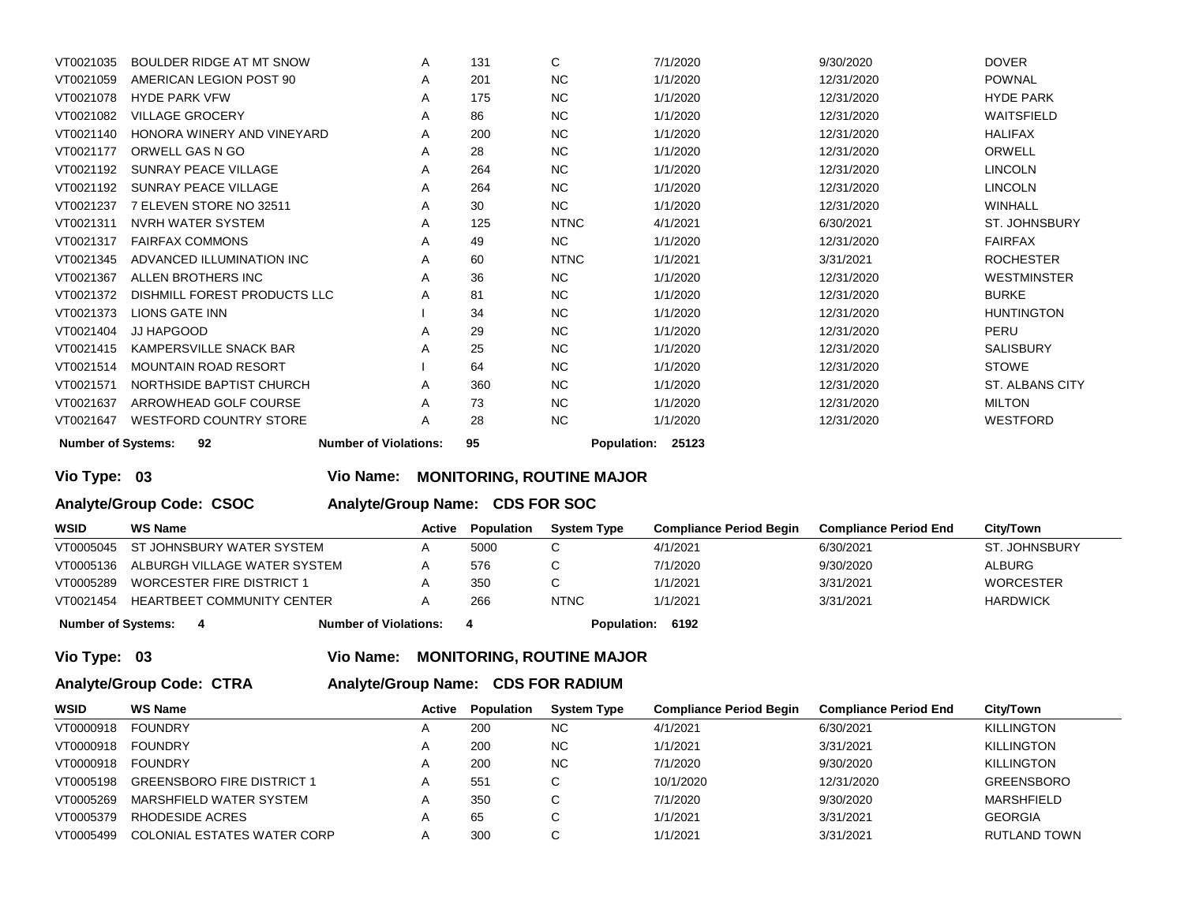| WSID | WS Name | Active | Population | System Type | Compliance Period Begin | Compliance Period End | City/Town |
|---|---|---|---|---|---|---|---|
| VT0021035 | BOULDER RIDGE AT MT SNOW | A | 131 | C | 7/1/2020 | 9/30/2020 | DOVER |
| VT0021059 | AMERICAN LEGION POST 90 | A | 201 | NC | 1/1/2020 | 12/31/2020 | POWNAL |
| VT0021078 | HYDE PARK VFW | A | 175 | NC | 1/1/2020 | 12/31/2020 | HYDE PARK |
| VT0021082 | VILLAGE GROCERY | A | 86 | NC | 1/1/2020 | 12/31/2020 | WAITSFIELD |
| VT0021140 | HONORA WINERY AND VINEYARD | A | 200 | NC | 1/1/2020 | 12/31/2020 | HALIFAX |
| VT0021177 | ORWELL GAS N GO | A | 28 | NC | 1/1/2020 | 12/31/2020 | ORWELL |
| VT0021192 | SUNRAY PEACE VILLAGE | A | 264 | NC | 1/1/2020 | 12/31/2020 | LINCOLN |
| VT0021192 | SUNRAY PEACE VILLAGE | A | 264 | NC | 1/1/2020 | 12/31/2020 | LINCOLN |
| VT0021237 | 7 ELEVEN STORE NO 32511 | A | 30 | NC | 1/1/2020 | 12/31/2020 | WINHALL |
| VT0021311 | NVRH WATER SYSTEM | A | 125 | NTNC | 4/1/2021 | 6/30/2021 | ST. JOHNSBURY |
| VT0021317 | FAIRFAX COMMONS | A | 49 | NC | 1/1/2020 | 12/31/2020 | FAIRFAX |
| VT0021345 | ADVANCED ILLUMINATION INC | A | 60 | NTNC | 1/1/2021 | 3/31/2021 | ROCHESTER |
| VT0021367 | ALLEN BROTHERS INC | A | 36 | NC | 1/1/2020 | 12/31/2020 | WESTMINSTER |
| VT0021372 | DISHMILL FOREST PRODUCTS LLC | A | 81 | NC | 1/1/2020 | 12/31/2020 | BURKE |
| VT0021373 | LIONS GATE INN | I | 34 | NC | 1/1/2020 | 12/31/2020 | HUNTINGTON |
| VT0021404 | JJ HAPGOOD | A | 29 | NC | 1/1/2020 | 12/31/2020 | PERU |
| VT0021415 | KAMPERSVILLE SNACK BAR | A | 25 | NC | 1/1/2020 | 12/31/2020 | SALISBURY |
| VT0021514 | MOUNTAIN ROAD RESORT | I | 64 | NC | 1/1/2020 | 12/31/2020 | STOWE |
| VT0021571 | NORTHSIDE BAPTIST CHURCH | A | 360 | NC | 1/1/2020 | 12/31/2020 | ST. ALBANS CITY |
| VT0021637 | ARROWHEAD GOLF COURSE | A | 73 | NC | 1/1/2020 | 12/31/2020 | MILTON |
| VT0021647 | WESTFORD COUNTRY STORE | A | 28 | NC | 1/1/2020 | 12/31/2020 | WESTFORD |

**Number of Systems: 92** **Number of Violations: 95** **Population: 25123**

**Vio Type: 03** **Vio Name: MONITORING, ROUTINE MAJOR**

**Analyte/Group Code: CSOC** **Analyte/Group Name: CDS FOR SOC**

| WSID | WS Name | Active | Population | System Type | Compliance Period Begin | Compliance Period End | City/Town |
|---|---|---|---|---|---|---|---|
| VT0005045 | ST JOHNSBURY WATER SYSTEM | A | 5000 | C | 4/1/2021 | 6/30/2021 | ST. JOHNSBURY |
| VT0005136 | ALBURGH VILLAGE WATER SYSTEM | A | 576 | C | 7/1/2020 | 9/30/2020 | ALBURG |
| VT0005289 | WORCESTER FIRE DISTRICT 1 | A | 350 | C | 1/1/2021 | 3/31/2021 | WORCESTER |
| VT0021454 | HEARTBEET COMMUNITY CENTER | A | 266 | NTNC | 1/1/2021 | 3/31/2021 | HARDWICK |

**Number of Systems: 4** **Number of Violations: 4** **Population: 6192**

**Vio Type: 03** **Vio Name: MONITORING, ROUTINE MAJOR**

**Analyte/Group Code: CTRA** **Analyte/Group Name: CDS FOR RADIUM**

| WSID | WS Name | Active | Population | System Type | Compliance Period Begin | Compliance Period End | City/Town |
|---|---|---|---|---|---|---|---|
| VT0000918 | FOUNDRY | A | 200 | NC | 4/1/2021 | 6/30/2021 | KILLINGTON |
| VT0000918 | FOUNDRY | A | 200 | NC | 1/1/2021 | 3/31/2021 | KILLINGTON |
| VT0000918 | FOUNDRY | A | 200 | NC | 7/1/2020 | 9/30/2020 | KILLINGTON |
| VT0005198 | GREENSBORO FIRE DISTRICT 1 | A | 551 | C | 10/1/2020 | 12/31/2020 | GREENSBORO |
| VT0005269 | MARSHFIELD WATER SYSTEM | A | 350 | C | 7/1/2020 | 9/30/2020 | MARSHFIELD |
| VT0005379 | RHODESIDE ACRES | A | 65 | C | 1/1/2021 | 3/31/2021 | GEORGIA |
| VT0005499 | COLONIAL ESTATES WATER CORP | A | 300 | C | 1/1/2021 | 3/31/2021 | RUTLAND TOWN |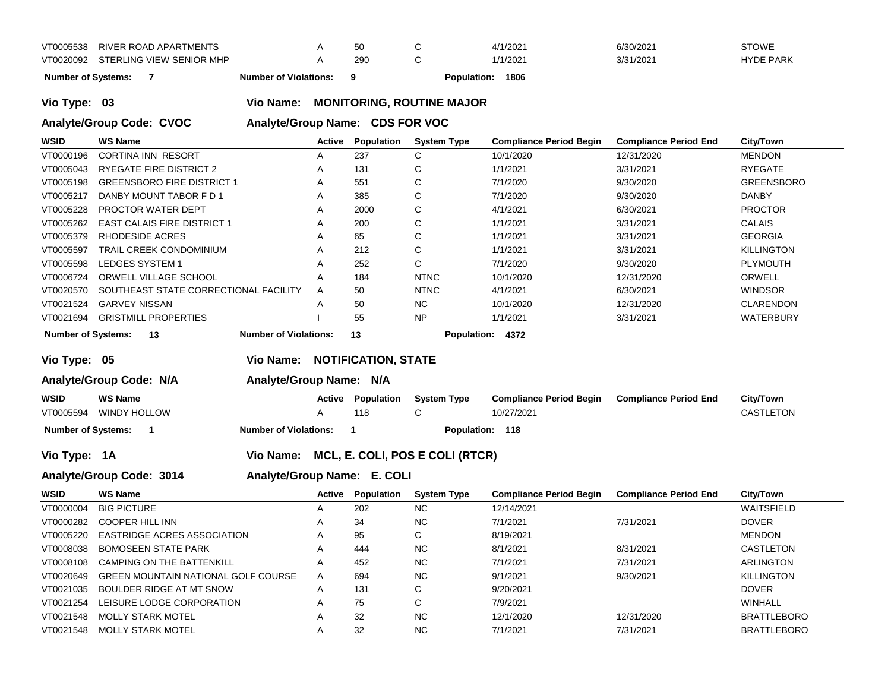| WSID | WS Name | Active | Population | System Type | Compliance Period Begin | Compliance Period End | City/Town |
|---|---|---|---|---|---|---|---|
| VT0005538 | RIVER ROAD APARTMENTS | A | 50 | C | 4/1/2021 | 6/30/2021 | STOWE |
| VT0020092 | STERLING VIEW SENIOR MHP | A | 290 | C | 1/1/2021 | 3/31/2021 | HYDE PARK |

**Number of Systems:** 7 **Number of Violations:** 9 **Population:** 1806

**Vio Type:** 03 **Vio Name:** MONITORING, ROUTINE MAJOR

**Analyte/Group Code:** CVOC **Analyte/Group Name:** CDS FOR VOC

| WSID | WS Name | Active | Population | System Type | Compliance Period Begin | Compliance Period End | City/Town |
|---|---|---|---|---|---|---|---|
| VT0000196 | CORTINA INN RESORT | A | 237 | C | 10/1/2020 | 12/31/2020 | MENDON |
| VT0005043 | RYEGATE FIRE DISTRICT 2 | A | 131 | C | 1/1/2021 | 3/31/2021 | RYEGATE |
| VT0005198 | GREENSBORO FIRE DISTRICT 1 | A | 551 | C | 7/1/2020 | 9/30/2020 | GREENSBORO |
| VT0005217 | DANBY MOUNT TABOR F D 1 | A | 385 | C | 7/1/2020 | 9/30/2020 | DANBY |
| VT0005228 | PROCTOR WATER DEPT | A | 2000 | C | 4/1/2021 | 6/30/2021 | PROCTOR |
| VT0005262 | EAST CALAIS FIRE DISTRICT 1 | A | 200 | C | 1/1/2021 | 3/31/2021 | CALAIS |
| VT0005379 | RHODESIDE ACRES | A | 65 | C | 1/1/2021 | 3/31/2021 | GEORGIA |
| VT0005597 | TRAIL CREEK CONDOMINIUM | A | 212 | C | 1/1/2021 | 3/31/2021 | KILLINGTON |
| VT0005598 | LEDGES SYSTEM 1 | A | 252 | C | 7/1/2020 | 9/30/2020 | PLYMOUTH |
| VT0006724 | ORWELL VILLAGE SCHOOL | A | 184 | NTNC | 10/1/2020 | 12/31/2020 | ORWELL |
| VT0020570 | SOUTHEAST STATE CORRECTIONAL FACILITY | A | 50 | NTNC | 4/1/2021 | 6/30/2021 | WINDSOR |
| VT0021524 | GARVEY NISSAN | A | 50 | NC | 10/1/2020 | 12/31/2020 | CLARENDON |
| VT0021694 | GRISTMILL PROPERTIES | I | 55 | NP | 1/1/2021 | 3/31/2021 | WATERBURY |

**Number of Systems:** 13 **Number of Violations:** 13 **Population:** 4372

**Vio Type:** 05 **Vio Name:** NOTIFICATION, STATE

**Analyte/Group Code:** N/A **Analyte/Group Name:** N/A

| WSID | WS Name | Active | Population | System Type | Compliance Period Begin | Compliance Period End | City/Town |
|---|---|---|---|---|---|---|---|
| VT0005594 | WINDY HOLLOW | A | 118 | C | 10/27/2021 | | CASTLETON |

**Number of Systems:** 1 **Number of Violations:** 1 **Population:** 118

**Vio Type:** 1A **Vio Name:** MCL, E. COLI, POS E COLI (RTCR)

**Analyte/Group Code:** 3014 **Analyte/Group Name:** E. COLI

| WSID | WS Name | Active | Population | System Type | Compliance Period Begin | Compliance Period End | City/Town |
|---|---|---|---|---|---|---|---|
| VT0000004 | BIG PICTURE | A | 202 | NC | 12/14/2021 | | WAITSFIELD |
| VT0000282 | COOPER HILL INN | A | 34 | NC | 7/1/2021 | 7/31/2021 | DOVER |
| VT0005220 | EASTRIDGE ACRES ASSOCIATION | A | 95 | C | 8/19/2021 | | MENDON |
| VT0008038 | BOMOSEEN STATE PARK | A | 444 | NC | 8/1/2021 | 8/31/2021 | CASTLETON |
| VT0008108 | CAMPING ON THE BATTENKILL | A | 452 | NC | 7/1/2021 | 7/31/2021 | ARLINGTON |
| VT0020649 | GREEN MOUNTAIN NATIONAL GOLF COURSE | A | 694 | NC | 9/1/2021 | 9/30/2021 | KILLINGTON |
| VT0021035 | BOULDER RIDGE AT MT SNOW | A | 131 | C | 9/20/2021 | | DOVER |
| VT0021254 | LEISURE LODGE CORPORATION | A | 75 | C | 7/9/2021 | | WINHALL |
| VT0021548 | MOLLY STARK MOTEL | A | 32 | NC | 12/1/2020 | 12/31/2020 | BRATTLEBORO |
| VT0021548 | MOLLY STARK MOTEL | A | 32 | NC | 7/1/2021 | 7/31/2021 | BRATTLEBORO |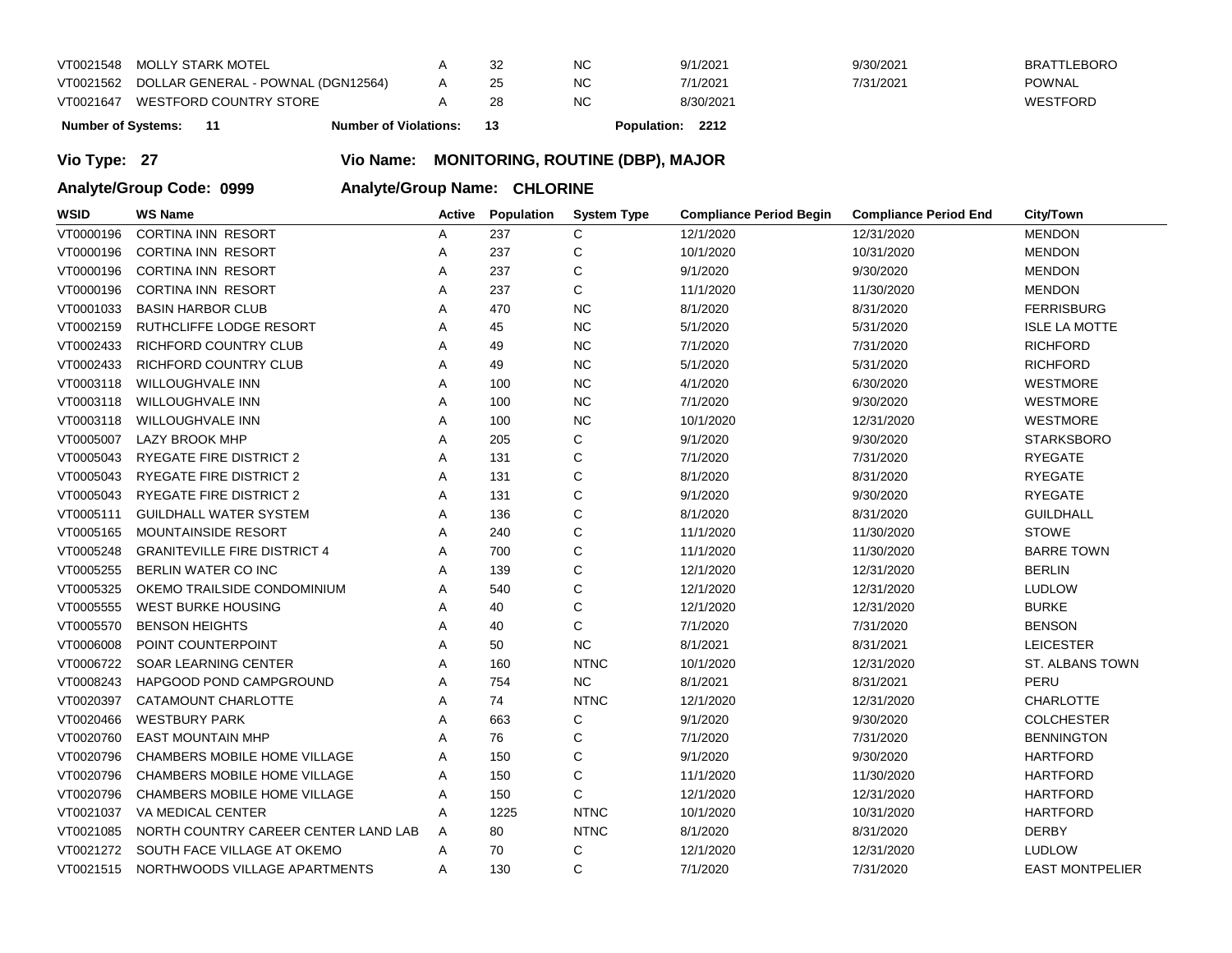| WSID | WS Name | Active | Population | System Type | Compliance Period Begin | Compliance Period End | City/Town |
|---|---|---|---|---|---|---|---|
| VT0021548 | MOLLY STARK MOTEL | A | 32 | NC | 9/1/2021 | 9/30/2021 | BRATTLEBORO |
| VT0021562 | DOLLAR GENERAL - POWNAL (DGN12564) | A | 25 | NC | 7/1/2021 | 7/31/2021 | POWNAL |
| VT0021647 | WESTFORD COUNTRY STORE | A | 28 | NC | 8/30/2021 | | WESTFORD |

**Number of Systems:** 11 **Number of Violations:** 13 **Population:** 2212

**Vio Type: 27** **Vio Name: MONITORING, ROUTINE (DBP), MAJOR**

**Analyte/Group Code: 0999** **Analyte/Group Name: CHLORINE**

| WSID | WS Name | Active | Population | System Type | Compliance Period Begin | Compliance Period End | City/Town |
|---|---|---|---|---|---|---|---|
| VT0000196 | CORTINA INN RESORT | A | 237 | C | 12/1/2020 | 12/31/2020 | MENDON |
| VT0000196 | CORTINA INN RESORT | A | 237 | C | 10/1/2020 | 10/31/2020 | MENDON |
| VT0000196 | CORTINA INN RESORT | A | 237 | C | 9/1/2020 | 9/30/2020 | MENDON |
| VT0000196 | CORTINA INN RESORT | A | 237 | C | 11/1/2020 | 11/30/2020 | MENDON |
| VT0001033 | BASIN HARBOR CLUB | A | 470 | NC | 8/1/2020 | 8/31/2020 | FERRISBURG |
| VT0002159 | RUTHCLIFFE LODGE RESORT | A | 45 | NC | 5/1/2020 | 5/31/2020 | ISLE LA MOTTE |
| VT0002433 | RICHFORD COUNTRY CLUB | A | 49 | NC | 7/1/2020 | 7/31/2020 | RICHFORD |
| VT0002433 | RICHFORD COUNTRY CLUB | A | 49 | NC | 5/1/2020 | 5/31/2020 | RICHFORD |
| VT0003118 | WILLOUGHVALE INN | A | 100 | NC | 4/1/2020 | 6/30/2020 | WESTMORE |
| VT0003118 | WILLOUGHVALE INN | A | 100 | NC | 7/1/2020 | 9/30/2020 | WESTMORE |
| VT0003118 | WILLOUGHVALE INN | A | 100 | NC | 10/1/2020 | 12/31/2020 | WESTMORE |
| VT0005007 | LAZY BROOK MHP | A | 205 | C | 9/1/2020 | 9/30/2020 | STARKSBORO |
| VT0005043 | RYEGATE FIRE DISTRICT 2 | A | 131 | C | 7/1/2020 | 7/31/2020 | RYEGATE |
| VT0005043 | RYEGATE FIRE DISTRICT 2 | A | 131 | C | 8/1/2020 | 8/31/2020 | RYEGATE |
| VT0005043 | RYEGATE FIRE DISTRICT 2 | A | 131 | C | 9/1/2020 | 9/30/2020 | RYEGATE |
| VT0005111 | GUILDHALL WATER SYSTEM | A | 136 | C | 8/1/2020 | 8/31/2020 | GUILDHALL |
| VT0005165 | MOUNTAINSIDE RESORT | A | 240 | C | 11/1/2020 | 11/30/2020 | STOWE |
| VT0005248 | GRANITEVILLE FIRE DISTRICT 4 | A | 700 | C | 11/1/2020 | 11/30/2020 | BARRE TOWN |
| VT0005255 | BERLIN WATER CO INC | A | 139 | C | 12/1/2020 | 12/31/2020 | BERLIN |
| VT0005325 | OKEMO TRAILSIDE CONDOMINIUM | A | 540 | C | 12/1/2020 | 12/31/2020 | LUDLOW |
| VT0005555 | WEST BURKE HOUSING | A | 40 | C | 12/1/2020 | 12/31/2020 | BURKE |
| VT0005570 | BENSON HEIGHTS | A | 40 | C | 7/1/2020 | 7/31/2020 | BENSON |
| VT0006008 | POINT COUNTERPOINT | A | 50 | NC | 8/1/2021 | 8/31/2021 | LEICESTER |
| VT0006722 | SOAR LEARNING CENTER | A | 160 | NTNC | 10/1/2020 | 12/31/2020 | ST. ALBANS TOWN |
| VT0008243 | HAPGOOD POND CAMPGROUND | A | 754 | NC | 8/1/2021 | 8/31/2021 | PERU |
| VT0020397 | CATAMOUNT CHARLOTTE | A | 74 | NTNC | 12/1/2020 | 12/31/2020 | CHARLOTTE |
| VT0020466 | WESTBURY PARK | A | 663 | C | 9/1/2020 | 9/30/2020 | COLCHESTER |
| VT0020760 | EAST MOUNTAIN MHP | A | 76 | C | 7/1/2020 | 7/31/2020 | BENNINGTON |
| VT0020796 | CHAMBERS MOBILE HOME VILLAGE | A | 150 | C | 9/1/2020 | 9/30/2020 | HARTFORD |
| VT0020796 | CHAMBERS MOBILE HOME VILLAGE | A | 150 | C | 11/1/2020 | 11/30/2020 | HARTFORD |
| VT0020796 | CHAMBERS MOBILE HOME VILLAGE | A | 150 | C | 12/1/2020 | 12/31/2020 | HARTFORD |
| VT0021037 | VA MEDICAL CENTER | A | 1225 | NTNC | 10/1/2020 | 10/31/2020 | HARTFORD |
| VT0021085 | NORTH COUNTRY CAREER CENTER LAND LAB | A | 80 | NTNC | 8/1/2020 | 8/31/2020 | DERBY |
| VT0021272 | SOUTH FACE VILLAGE AT OKEMO | A | 70 | C | 12/1/2020 | 12/31/2020 | LUDLOW |
| VT0021515 | NORTHWOODS VILLAGE APARTMENTS | A | 130 | C | 7/1/2020 | 7/31/2020 | EAST MONTPELIER |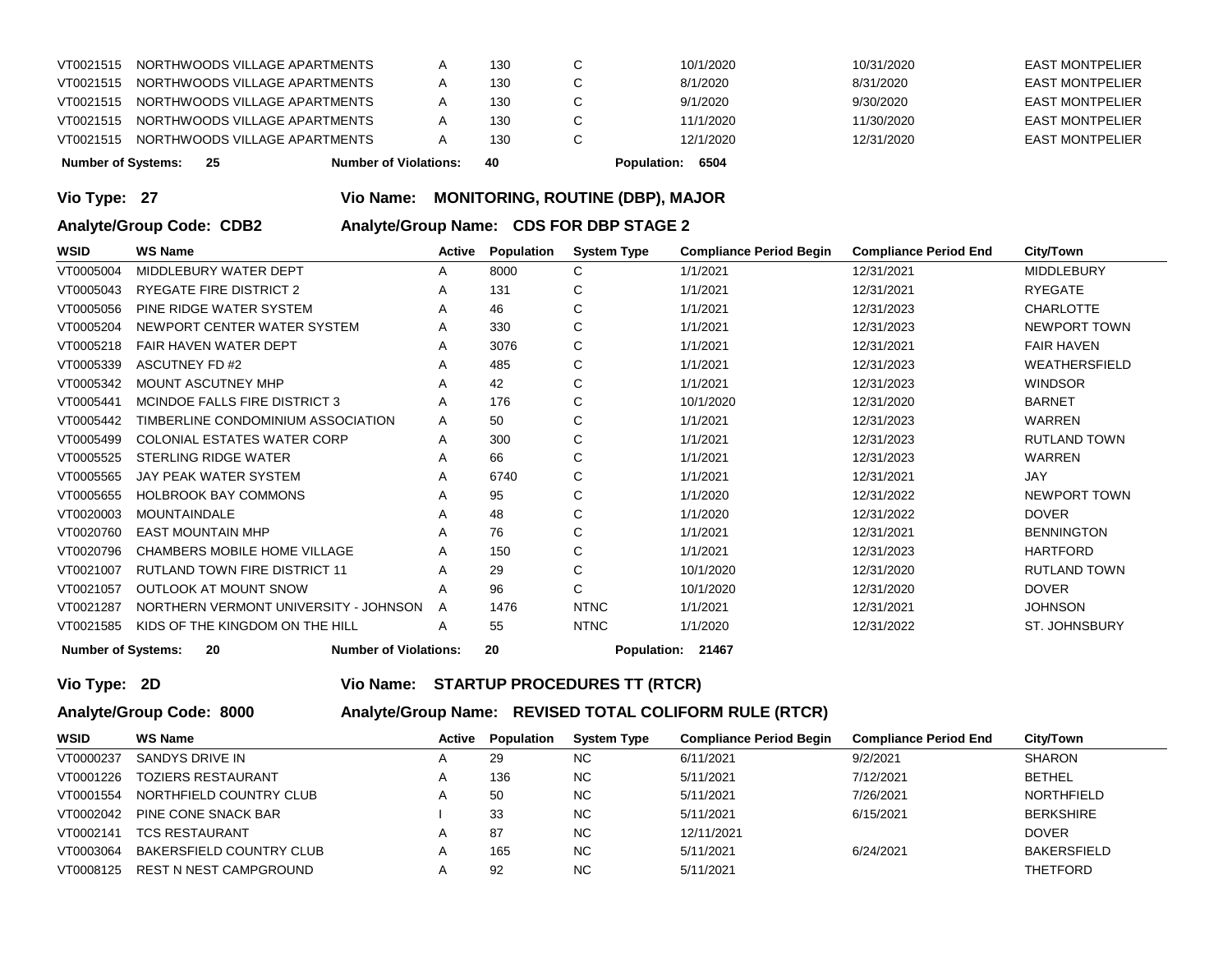| WSID | WS Name | Active | Population | System Type | Compliance Period Begin | Compliance Period End | City/Town |
|---|---|---|---|---|---|---|---|
| VT0021515 | NORTHWOODS VILLAGE APARTMENTS | A | 130 | C | 10/1/2020 | 10/31/2020 | EAST MONTPELIER |
| VT0021515 | NORTHWOODS VILLAGE APARTMENTS | A | 130 | C | 8/1/2020 | 8/31/2020 | EAST MONTPELIER |
| VT0021515 | NORTHWOODS VILLAGE APARTMENTS | A | 130 | C | 9/1/2020 | 9/30/2020 | EAST MONTPELIER |
| VT0021515 | NORTHWOODS VILLAGE APARTMENTS | A | 130 | C | 11/1/2020 | 11/30/2020 | EAST MONTPELIER |
| VT0021515 | NORTHWOODS VILLAGE APARTMENTS | A | 130 | C | 12/1/2020 | 12/31/2020 | EAST MONTPELIER |

**Number of Systems: 25** **Number of Violations: 40** **Population: 6504**

**Vio Type: 27** **Vio Name: MONITORING, ROUTINE (DBP), MAJOR**

**Analyte/Group Code: CDB2** **Analyte/Group Name: CDS FOR DBP STAGE 2**

| WSID | WS Name | Active | Population | System Type | Compliance Period Begin | Compliance Period End | City/Town |
|---|---|---|---|---|---|---|---|
| VT0005004 | MIDDLEBURY WATER DEPT | A | 8000 | C | 1/1/2021 | 12/31/2021 | MIDDLEBURY |
| VT0005043 | RYEGATE FIRE DISTRICT 2 | A | 131 | C | 1/1/2021 | 12/31/2021 | RYEGATE |
| VT0005056 | PINE RIDGE WATER SYSTEM | A | 46 | C | 1/1/2021 | 12/31/2023 | CHARLOTTE |
| VT0005204 | NEWPORT CENTER WATER SYSTEM | A | 330 | C | 1/1/2021 | 12/31/2023 | NEWPORT TOWN |
| VT0005218 | FAIR HAVEN WATER DEPT | A | 3076 | C | 1/1/2021 | 12/31/2021 | FAIR HAVEN |
| VT0005339 | ASCUTNEY FD #2 | A | 485 | C | 1/1/2021 | 12/31/2023 | WEATHERSFIELD |
| VT0005342 | MOUNT ASCUTNEY MHP | A | 42 | C | 1/1/2021 | 12/31/2023 | WINDSOR |
| VT0005441 | MCINDOE FALLS FIRE DISTRICT 3 | A | 176 | C | 10/1/2020 | 12/31/2020 | BARNET |
| VT0005442 | TIMBERLINE CONDOMINIUM ASSOCIATION | A | 50 | C | 1/1/2021 | 12/31/2023 | WARREN |
| VT0005499 | COLONIAL ESTATES WATER CORP | A | 300 | C | 1/1/2021 | 12/31/2023 | RUTLAND TOWN |
| VT0005525 | STERLING RIDGE WATER | A | 66 | C | 1/1/2021 | 12/31/2023 | WARREN |
| VT0005565 | JAY PEAK WATER SYSTEM | A | 6740 | C | 1/1/2021 | 12/31/2021 | JAY |
| VT0005655 | HOLBROOK BAY COMMONS | A | 95 | C | 1/1/2020 | 12/31/2022 | NEWPORT TOWN |
| VT0020003 | MOUNTAINDALE | A | 48 | C | 1/1/2020 | 12/31/2022 | DOVER |
| VT0020760 | EAST MOUNTAIN MHP | A | 76 | C | 1/1/2021 | 12/31/2021 | BENNINGTON |
| VT0020796 | CHAMBERS MOBILE HOME VILLAGE | A | 150 | C | 1/1/2021 | 12/31/2023 | HARTFORD |
| VT0021007 | RUTLAND TOWN FIRE DISTRICT 11 | A | 29 | C | 10/1/2020 | 12/31/2020 | RUTLAND TOWN |
| VT0021057 | OUTLOOK AT MOUNT SNOW | A | 96 | C | 10/1/2020 | 12/31/2020 | DOVER |
| VT0021287 | NORTHERN VERMONT UNIVERSITY - JOHNSON | A | 1476 | NTNC | 1/1/2021 | 12/31/2021 | JOHNSON |
| VT0021585 | KIDS OF THE KINGDOM ON THE HILL | A | 55 | NTNC | 1/1/2020 | 12/31/2022 | ST. JOHNSBURY |

**Number of Systems: 20** **Number of Violations: 20** **Population: 21467**

**Vio Type: 2D** **Vio Name: STARTUP PROCEDURES TT (RTCR)**

**Analyte/Group Code: 8000** **Analyte/Group Name: REVISED TOTAL COLIFORM RULE (RTCR)**

| WSID | WS Name | Active | Population | System Type | Compliance Period Begin | Compliance Period End | City/Town |
|---|---|---|---|---|---|---|---|
| VT0000237 | SANDYS DRIVE IN | A | 29 | NC | 6/11/2021 | 9/2/2021 | SHARON |
| VT0001226 | TOZIERS RESTAURANT | A | 136 | NC | 5/11/2021 | 7/12/2021 | BETHEL |
| VT0001554 | NORTHFIELD COUNTRY CLUB | A | 50 | NC | 5/11/2021 | 7/26/2021 | NORTHFIELD |
| VT0002042 | PINE CONE SNACK BAR | I | 33 | NC | 5/11/2021 | 6/15/2021 | BERKSHIRE |
| VT0002141 | TCS RESTAURANT | A | 87 | NC | 12/11/2021 | | DOVER |
| VT0003064 | BAKERSFIELD COUNTRY CLUB | A | 165 | NC | 5/11/2021 | 6/24/2021 | BAKERSFIELD |
| VT0008125 | REST N NEST CAMPGROUND | A | 92 | NC | 5/11/2021 | | THETFORD |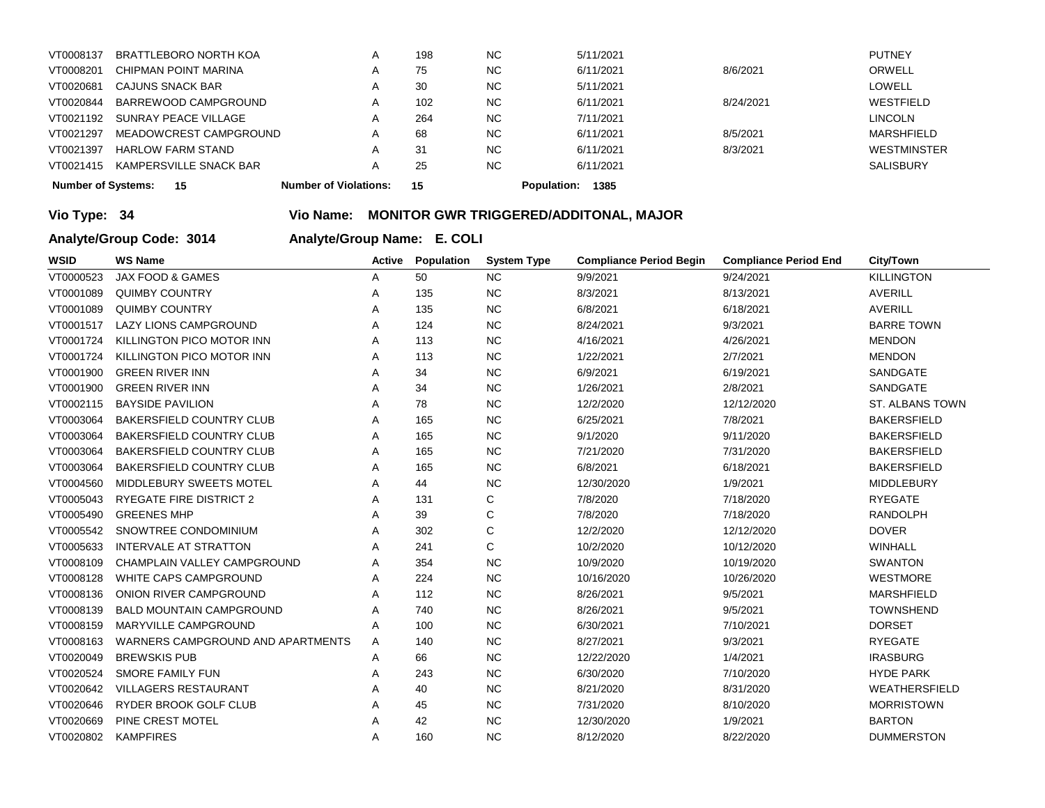| WSID | WS Name | Active | Population | System Type | Compliance Period Begin | Compliance Period End | City/Town |
|---|---|---|---|---|---|---|---|
| VT0008137 | BRATTLEBORO NORTH KOA | A | 198 | NC | 5/11/2021 | | PUTNEY |
| VT0008201 | CHIPMAN POINT MARINA | A | 75 | NC | 6/11/2021 | 8/6/2021 | ORWELL |
| VT0020681 | CAJUNS SNACK BAR | A | 30 | NC | 5/11/2021 | | LOWELL |
| VT0020844 | BARREWOOD CAMPGROUND | A | 102 | NC | 6/11/2021 | 8/24/2021 | WESTFIELD |
| VT0021192 | SUNRAY PEACE VILLAGE | A | 264 | NC | 7/11/2021 | | LINCOLN |
| VT0021297 | MEADOWCREST CAMPGROUND | A | 68 | NC | 6/11/2021 | 8/5/2021 | MARSHFIELD |
| VT0021397 | HARLOW FARM STAND | A | 31 | NC | 6/11/2021 | 8/3/2021 | WESTMINSTER |
| VT0021415 | KAMPERSVILLE SNACK BAR | A | 25 | NC | 6/11/2021 | | SALISBURY |

**Number of Systems: 15** **Number of Violations: 15** **Population: 1385**

## Vio Type: 34 Vio Name: MONITOR GWR TRIGGERED/ADDITONAL, MAJOR

## Analyte/Group Code: 3014 Analyte/Group Name: E. COLI

| WSID | WS Name | Active | Population | System Type | Compliance Period Begin | Compliance Period End | City/Town |
|---|---|---|---|---|---|---|---|
| VT0000523 | JAX FOOD & GAMES | A | 50 | NC | 9/9/2021 | 9/24/2021 | KILLINGTON |
| VT0001089 | QUIMBY COUNTRY | A | 135 | NC | 8/3/2021 | 8/13/2021 | AVERILL |
| VT0001089 | QUIMBY COUNTRY | A | 135 | NC | 6/8/2021 | 6/18/2021 | AVERILL |
| VT0001517 | LAZY LIONS CAMPGROUND | A | 124 | NC | 8/24/2021 | 9/3/2021 | BARRE TOWN |
| VT0001724 | KILLINGTON PICO MOTOR INN | A | 113 | NC | 4/16/2021 | 4/26/2021 | MENDON |
| VT0001724 | KILLINGTON PICO MOTOR INN | A | 113 | NC | 1/22/2021 | 2/7/2021 | MENDON |
| VT0001900 | GREEN RIVER INN | A | 34 | NC | 6/9/2021 | 6/19/2021 | SANDGATE |
| VT0001900 | GREEN RIVER INN | A | 34 | NC | 1/26/2021 | 2/8/2021 | SANDGATE |
| VT0002115 | BAYSIDE PAVILION | A | 78 | NC | 12/2/2020 | 12/12/2020 | ST. ALBANS TOWN |
| VT0003064 | BAKERSFIELD COUNTRY CLUB | A | 165 | NC | 6/25/2021 | 7/8/2021 | BAKERSFIELD |
| VT0003064 | BAKERSFIELD COUNTRY CLUB | A | 165 | NC | 9/1/2020 | 9/11/2020 | BAKERSFIELD |
| VT0003064 | BAKERSFIELD COUNTRY CLUB | A | 165 | NC | 7/21/2020 | 7/31/2020 | BAKERSFIELD |
| VT0003064 | BAKERSFIELD COUNTRY CLUB | A | 165 | NC | 6/8/2021 | 6/18/2021 | BAKERSFIELD |
| VT0004560 | MIDDLEBURY SWEETS MOTEL | A | 44 | NC | 12/30/2020 | 1/9/2021 | MIDDLEBURY |
| VT0005043 | RYEGATE FIRE DISTRICT 2 | A | 131 | C | 7/8/2020 | 7/18/2020 | RYEGATE |
| VT0005490 | GREENES MHP | A | 39 | C | 7/8/2020 | 7/18/2020 | RANDOLPH |
| VT0005542 | SNOWTREE CONDOMINIUM | A | 302 | C | 12/2/2020 | 12/12/2020 | DOVER |
| VT0005633 | INTERVALE AT STRATTON | A | 241 | C | 10/2/2020 | 10/12/2020 | WINHALL |
| VT0008109 | CHAMPLAIN VALLEY CAMPGROUND | A | 354 | NC | 10/9/2020 | 10/19/2020 | SWANTON |
| VT0008128 | WHITE CAPS CAMPGROUND | A | 224 | NC | 10/16/2020 | 10/26/2020 | WESTMORE |
| VT0008136 | ONION RIVER CAMPGROUND | A | 112 | NC | 8/26/2021 | 9/5/2021 | MARSHFIELD |
| VT0008139 | BALD MOUNTAIN CAMPGROUND | A | 740 | NC | 8/26/2021 | 9/5/2021 | TOWNSHEND |
| VT0008159 | MARYVILLE CAMPGROUND | A | 100 | NC | 6/30/2021 | 7/10/2021 | DORSET |
| VT0008163 | WARNERS CAMPGROUND AND APARTMENTS | A | 140 | NC | 8/27/2021 | 9/3/2021 | RYEGATE |
| VT0020049 | BREWSKIS PUB | A | 66 | NC | 12/22/2020 | 1/4/2021 | IRASBURG |
| VT0020524 | SMORE FAMILY FUN | A | 243 | NC | 6/30/2020 | 7/10/2020 | HYDE PARK |
| VT0020642 | VILLAGERS RESTAURANT | A | 40 | NC | 8/21/2020 | 8/31/2020 | WEATHERSFIELD |
| VT0020646 | RYDER BROOK GOLF CLUB | A | 45 | NC | 7/31/2020 | 8/10/2020 | MORRISTOWN |
| VT0020669 | PINE CREST MOTEL | A | 42 | NC | 12/30/2020 | 1/9/2021 | BARTON |
| VT0020802 | KAMPFIRES | A | 160 | NC | 8/12/2020 | 8/22/2020 | DUMMERSTON |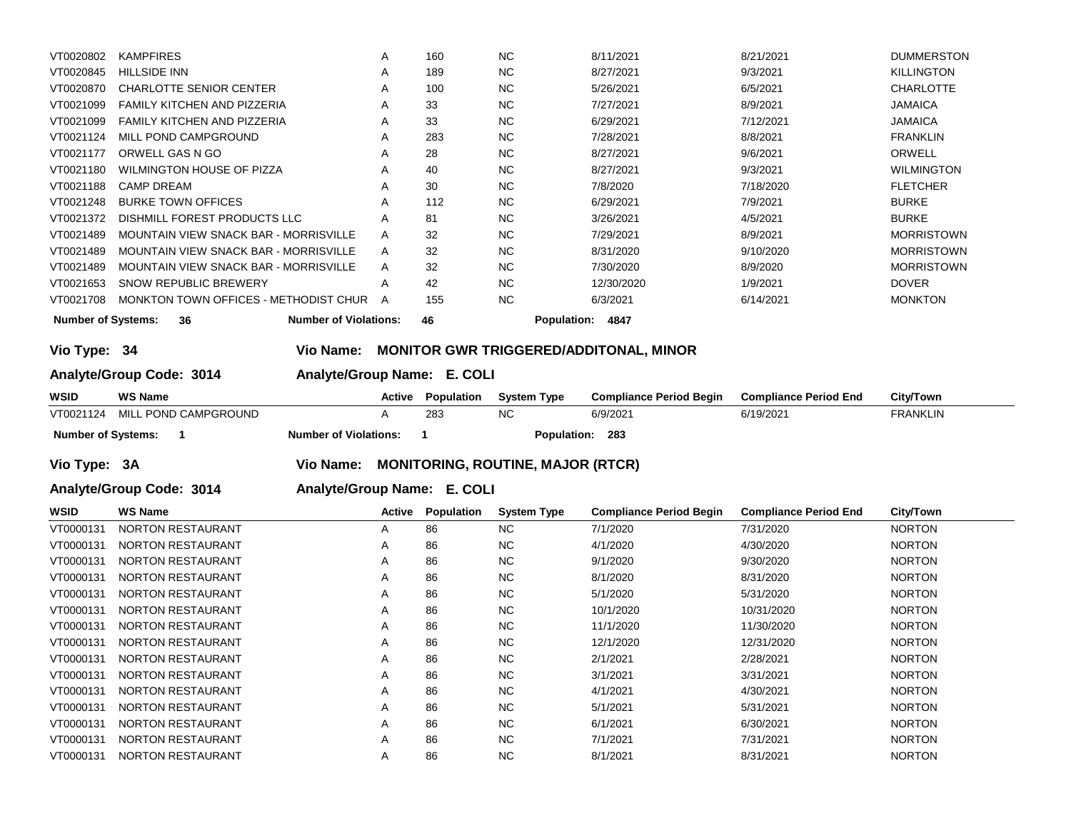| WSID | WS Name | Active | Population | System Type | Compliance Period Begin | Compliance Period End | City/Town |
|---|---|---|---|---|---|---|---|
| VT0020802 | KAMPFIRES | A | 160 | NC | 8/11/2021 | 8/21/2021 | DUMMERSTON |
| VT0020845 | HILLSIDE INN | A | 189 | NC | 8/27/2021 | 9/3/2021 | KILLINGTON |
| VT0020870 | CHARLOTTE SENIOR CENTER | A | 100 | NC | 5/26/2021 | 6/5/2021 | CHARLOTTE |
| VT0021099 | FAMILY KITCHEN AND PIZZERIA | A | 33 | NC | 7/27/2021 | 8/9/2021 | JAMAICA |
| VT0021099 | FAMILY KITCHEN AND PIZZERIA | A | 33 | NC | 6/29/2021 | 7/12/2021 | JAMAICA |
| VT0021124 | MILL POND CAMPGROUND | A | 283 | NC | 7/28/2021 | 8/8/2021 | FRANKLIN |
| VT0021177 | ORWELL GAS N GO | A | 28 | NC | 8/27/2021 | 9/6/2021 | ORWELL |
| VT0021180 | WILMINGTON HOUSE OF PIZZA | A | 40 | NC | 8/27/2021 | 9/3/2021 | WILMINGTON |
| VT0021188 | CAMP DREAM | A | 30 | NC | 7/8/2020 | 7/18/2020 | FLETCHER |
| VT0021248 | BURKE TOWN OFFICES | A | 112 | NC | 6/29/2021 | 7/9/2021 | BURKE |
| VT0021372 | DISHMILL FOREST PRODUCTS LLC | A | 81 | NC | 3/26/2021 | 4/5/2021 | BURKE |
| VT0021489 | MOUNTAIN VIEW SNACK BAR - MORRISVILLE | A | 32 | NC | 7/29/2021 | 8/9/2021 | MORRISTOWN |
| VT0021489 | MOUNTAIN VIEW SNACK BAR - MORRISVILLE | A | 32 | NC | 8/31/2020 | 9/10/2020 | MORRISTOWN |
| VT0021489 | MOUNTAIN VIEW SNACK BAR - MORRISVILLE | A | 32 | NC | 7/30/2020 | 8/9/2020 | MORRISTOWN |
| VT0021653 | SNOW REPUBLIC BREWERY | A | 42 | NC | 12/30/2020 | 1/9/2021 | DOVER |
| VT0021708 | MONKTON TOWN OFFICES - METHODIST CHUR | A | 155 | NC | 6/3/2021 | 6/14/2021 | MONKTON |

**Number of Systems: 36 Number of Violations: 46 Population: 4847**

**Vio Type: 34 Vio Name: MONITOR GWR TRIGGERED/ADDITONAL, MINOR**

**Analyte/Group Code: 3014 Analyte/Group Name: E. COLI**

| WSID | WS Name | Active | Population | System Type | Compliance Period Begin | Compliance Period End | City/Town |
|---|---|---|---|---|---|---|---|
| VT0021124 | MILL POND CAMPGROUND | A | 283 | NC | 6/9/2021 | 6/19/2021 | FRANKLIN |

**Number of Systems: 1 Number of Violations: 1 Population: 283**

**Vio Type: 3A Vio Name: MONITORING, ROUTINE, MAJOR (RTCR)**

**Analyte/Group Code: 3014 Analyte/Group Name: E. COLI**

| WSID | WS Name | Active | Population | System Type | Compliance Period Begin | Compliance Period End | City/Town |
|---|---|---|---|---|---|---|---|
| VT0000131 | NORTON RESTAURANT | A | 86 | NC | 7/1/2020 | 7/31/2020 | NORTON |
| VT0000131 | NORTON RESTAURANT | A | 86 | NC | 4/1/2020 | 4/30/2020 | NORTON |
| VT0000131 | NORTON RESTAURANT | A | 86 | NC | 9/1/2020 | 9/30/2020 | NORTON |
| VT0000131 | NORTON RESTAURANT | A | 86 | NC | 8/1/2020 | 8/31/2020 | NORTON |
| VT0000131 | NORTON RESTAURANT | A | 86 | NC | 5/1/2020 | 5/31/2020 | NORTON |
| VT0000131 | NORTON RESTAURANT | A | 86 | NC | 10/1/2020 | 10/31/2020 | NORTON |
| VT0000131 | NORTON RESTAURANT | A | 86 | NC | 11/1/2020 | 11/30/2020 | NORTON |
| VT0000131 | NORTON RESTAURANT | A | 86 | NC | 12/1/2020 | 12/31/2020 | NORTON |
| VT0000131 | NORTON RESTAURANT | A | 86 | NC | 2/1/2021 | 2/28/2021 | NORTON |
| VT0000131 | NORTON RESTAURANT | A | 86 | NC | 3/1/2021 | 3/31/2021 | NORTON |
| VT0000131 | NORTON RESTAURANT | A | 86 | NC | 4/1/2021 | 4/30/2021 | NORTON |
| VT0000131 | NORTON RESTAURANT | A | 86 | NC | 5/1/2021 | 5/31/2021 | NORTON |
| VT0000131 | NORTON RESTAURANT | A | 86 | NC | 6/1/2021 | 6/30/2021 | NORTON |
| VT0000131 | NORTON RESTAURANT | A | 86 | NC | 7/1/2021 | 7/31/2021 | NORTON |
| VT0000131 | NORTON RESTAURANT | A | 86 | NC | 8/1/2021 | 8/31/2021 | NORTON |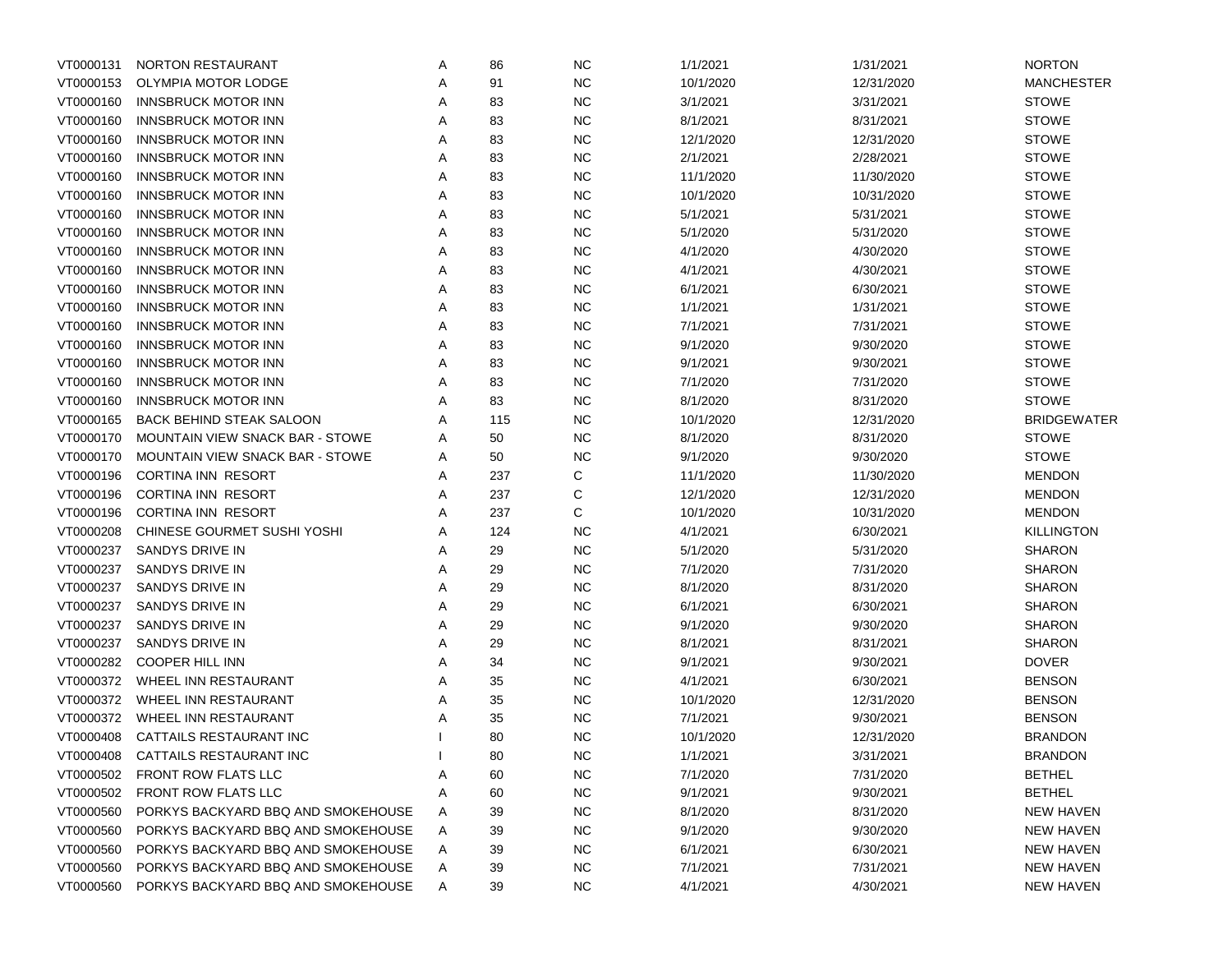| | | | | | | | |
|---|---|---|---|---|---|---|---|
| VT0000131 | NORTON RESTAURANT | A | 86 | NC | 1/1/2021 | 1/31/2021 | NORTON |
| VT0000153 | OLYMPIA MOTOR LODGE | A | 91 | NC | 10/1/2020 | 12/31/2020 | MANCHESTER |
| VT0000160 | INNSBRUCK MOTOR INN | A | 83 | NC | 3/1/2021 | 3/31/2021 | STOWE |
| VT0000160 | INNSBRUCK MOTOR INN | A | 83 | NC | 8/1/2021 | 8/31/2021 | STOWE |
| VT0000160 | INNSBRUCK MOTOR INN | A | 83 | NC | 12/1/2020 | 12/31/2020 | STOWE |
| VT0000160 | INNSBRUCK MOTOR INN | A | 83 | NC | 2/1/2021 | 2/28/2021 | STOWE |
| VT0000160 | INNSBRUCK MOTOR INN | A | 83 | NC | 11/1/2020 | 11/30/2020 | STOWE |
| VT0000160 | INNSBRUCK MOTOR INN | A | 83 | NC | 10/1/2020 | 10/31/2020 | STOWE |
| VT0000160 | INNSBRUCK MOTOR INN | A | 83 | NC | 5/1/2021 | 5/31/2021 | STOWE |
| VT0000160 | INNSBRUCK MOTOR INN | A | 83 | NC | 5/1/2020 | 5/31/2020 | STOWE |
| VT0000160 | INNSBRUCK MOTOR INN | A | 83 | NC | 4/1/2020 | 4/30/2020 | STOWE |
| VT0000160 | INNSBRUCK MOTOR INN | A | 83 | NC | 4/1/2021 | 4/30/2021 | STOWE |
| VT0000160 | INNSBRUCK MOTOR INN | A | 83 | NC | 6/1/2021 | 6/30/2021 | STOWE |
| VT0000160 | INNSBRUCK MOTOR INN | A | 83 | NC | 1/1/2021 | 1/31/2021 | STOWE |
| VT0000160 | INNSBRUCK MOTOR INN | A | 83 | NC | 7/1/2021 | 7/31/2021 | STOWE |
| VT0000160 | INNSBRUCK MOTOR INN | A | 83 | NC | 9/1/2020 | 9/30/2020 | STOWE |
| VT0000160 | INNSBRUCK MOTOR INN | A | 83 | NC | 9/1/2021 | 9/30/2021 | STOWE |
| VT0000160 | INNSBRUCK MOTOR INN | A | 83 | NC | 7/1/2020 | 7/31/2020 | STOWE |
| VT0000160 | INNSBRUCK MOTOR INN | A | 83 | NC | 8/1/2020 | 8/31/2020 | STOWE |
| VT0000165 | BACK BEHIND STEAK SALOON | A | 115 | NC | 10/1/2020 | 12/31/2020 | BRIDGEWATER |
| VT0000170 | MOUNTAIN VIEW SNACK BAR - STOWE | A | 50 | NC | 8/1/2020 | 8/31/2020 | STOWE |
| VT0000170 | MOUNTAIN VIEW SNACK BAR - STOWE | A | 50 | NC | 9/1/2020 | 9/30/2020 | STOWE |
| VT0000196 | CORTINA INN RESORT | A | 237 | C | 11/1/2020 | 11/30/2020 | MENDON |
| VT0000196 | CORTINA INN RESORT | A | 237 | C | 12/1/2020 | 12/31/2020 | MENDON |
| VT0000196 | CORTINA INN RESORT | A | 237 | C | 10/1/2020 | 10/31/2020 | MENDON |
| VT0000208 | CHINESE GOURMET SUSHI YOSHI | A | 124 | NC | 4/1/2021 | 6/30/2021 | KILLINGTON |
| VT0000237 | SANDYS DRIVE IN | A | 29 | NC | 5/1/2020 | 5/31/2020 | SHARON |
| VT0000237 | SANDYS DRIVE IN | A | 29 | NC | 7/1/2020 | 7/31/2020 | SHARON |
| VT0000237 | SANDYS DRIVE IN | A | 29 | NC | 8/1/2020 | 8/31/2020 | SHARON |
| VT0000237 | SANDYS DRIVE IN | A | 29 | NC | 6/1/2021 | 6/30/2021 | SHARON |
| VT0000237 | SANDYS DRIVE IN | A | 29 | NC | 9/1/2020 | 9/30/2020 | SHARON |
| VT0000237 | SANDYS DRIVE IN | A | 29 | NC | 8/1/2021 | 8/31/2021 | SHARON |
| VT0000282 | COOPER HILL INN | A | 34 | NC | 9/1/2021 | 9/30/2021 | DOVER |
| VT0000372 | WHEEL INN RESTAURANT | A | 35 | NC | 4/1/2021 | 6/30/2021 | BENSON |
| VT0000372 | WHEEL INN RESTAURANT | A | 35 | NC | 10/1/2020 | 12/31/2020 | BENSON |
| VT0000372 | WHEEL INN RESTAURANT | A | 35 | NC | 7/1/2021 | 9/30/2021 | BENSON |
| VT0000408 | CATTAILS RESTAURANT INC | I | 80 | NC | 10/1/2020 | 12/31/2020 | BRANDON |
| VT0000408 | CATTAILS RESTAURANT INC | I | 80 | NC | 1/1/2021 | 3/31/2021 | BRANDON |
| VT0000502 | FRONT ROW FLATS LLC | A | 60 | NC | 7/1/2020 | 7/31/2020 | BETHEL |
| VT0000502 | FRONT ROW FLATS LLC | A | 60 | NC | 9/1/2021 | 9/30/2021 | BETHEL |
| VT0000560 | PORKYS BACKYARD BBQ AND SMOKEHOUSE | A | 39 | NC | 8/1/2020 | 8/31/2020 | NEW HAVEN |
| VT0000560 | PORKYS BACKYARD BBQ AND SMOKEHOUSE | A | 39 | NC | 9/1/2020 | 9/30/2020 | NEW HAVEN |
| VT0000560 | PORKYS BACKYARD BBQ AND SMOKEHOUSE | A | 39 | NC | 6/1/2021 | 6/30/2021 | NEW HAVEN |
| VT0000560 | PORKYS BACKYARD BBQ AND SMOKEHOUSE | A | 39 | NC | 7/1/2021 | 7/31/2021 | NEW HAVEN |
| VT0000560 | PORKYS BACKYARD BBQ AND SMOKEHOUSE | A | 39 | NC | 4/1/2021 | 4/30/2021 | NEW HAVEN |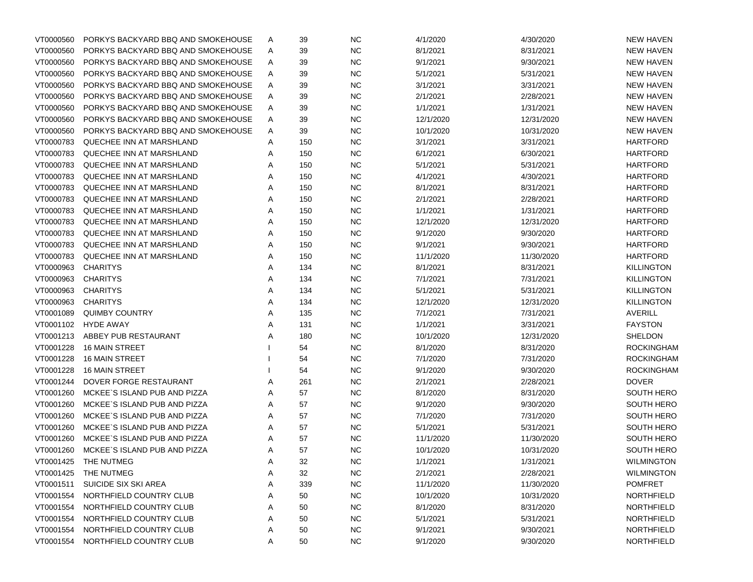| | | | | | | | |
|---|---|---|---|---|---|---|---|
| VT0000560 | PORKYS BACKYARD BBQ AND SMOKEHOUSE | A | 39 | NC | 4/1/2020 | 4/30/2020 | NEW HAVEN |
| VT0000560 | PORKYS BACKYARD BBQ AND SMOKEHOUSE | A | 39 | NC | 8/1/2021 | 8/31/2021 | NEW HAVEN |
| VT0000560 | PORKYS BACKYARD BBQ AND SMOKEHOUSE | A | 39 | NC | 9/1/2021 | 9/30/2021 | NEW HAVEN |
| VT0000560 | PORKYS BACKYARD BBQ AND SMOKEHOUSE | A | 39 | NC | 5/1/2021 | 5/31/2021 | NEW HAVEN |
| VT0000560 | PORKYS BACKYARD BBQ AND SMOKEHOUSE | A | 39 | NC | 3/1/2021 | 3/31/2021 | NEW HAVEN |
| VT0000560 | PORKYS BACKYARD BBQ AND SMOKEHOUSE | A | 39 | NC | 2/1/2021 | 2/28/2021 | NEW HAVEN |
| VT0000560 | PORKYS BACKYARD BBQ AND SMOKEHOUSE | A | 39 | NC | 1/1/2021 | 1/31/2021 | NEW HAVEN |
| VT0000560 | PORKYS BACKYARD BBQ AND SMOKEHOUSE | A | 39 | NC | 12/1/2020 | 12/31/2020 | NEW HAVEN |
| VT0000560 | PORKYS BACKYARD BBQ AND SMOKEHOUSE | A | 39 | NC | 10/1/2020 | 10/31/2020 | NEW HAVEN |
| VT0000783 | QUECHEE INN AT MARSHLAND | A | 150 | NC | 3/1/2021 | 3/31/2021 | HARTFORD |
| VT0000783 | QUECHEE INN AT MARSHLAND | A | 150 | NC | 6/1/2021 | 6/30/2021 | HARTFORD |
| VT0000783 | QUECHEE INN AT MARSHLAND | A | 150 | NC | 5/1/2021 | 5/31/2021 | HARTFORD |
| VT0000783 | QUECHEE INN AT MARSHLAND | A | 150 | NC | 4/1/2021 | 4/30/2021 | HARTFORD |
| VT0000783 | QUECHEE INN AT MARSHLAND | A | 150 | NC | 8/1/2021 | 8/31/2021 | HARTFORD |
| VT0000783 | QUECHEE INN AT MARSHLAND | A | 150 | NC | 2/1/2021 | 2/28/2021 | HARTFORD |
| VT0000783 | QUECHEE INN AT MARSHLAND | A | 150 | NC | 1/1/2021 | 1/31/2021 | HARTFORD |
| VT0000783 | QUECHEE INN AT MARSHLAND | A | 150 | NC | 12/1/2020 | 12/31/2020 | HARTFORD |
| VT0000783 | QUECHEE INN AT MARSHLAND | A | 150 | NC | 9/1/2020 | 9/30/2020 | HARTFORD |
| VT0000783 | QUECHEE INN AT MARSHLAND | A | 150 | NC | 9/1/2021 | 9/30/2021 | HARTFORD |
| VT0000783 | QUECHEE INN AT MARSHLAND | A | 150 | NC | 11/1/2020 | 11/30/2020 | HARTFORD |
| VT0000963 | CHARITYS | A | 134 | NC | 8/1/2021 | 8/31/2021 | KILLINGTON |
| VT0000963 | CHARITYS | A | 134 | NC | 7/1/2021 | 7/31/2021 | KILLINGTON |
| VT0000963 | CHARITYS | A | 134 | NC | 5/1/2021 | 5/31/2021 | KILLINGTON |
| VT0000963 | CHARITYS | A | 134 | NC | 12/1/2020 | 12/31/2020 | KILLINGTON |
| VT0001089 | QUIMBY COUNTRY | A | 135 | NC | 7/1/2021 | 7/31/2021 | AVERILL |
| VT0001102 | HYDE AWAY | A | 131 | NC | 1/1/2021 | 3/31/2021 | FAYSTON |
| VT0001213 | ABBEY PUB RESTAURANT | A | 180 | NC | 10/1/2020 | 12/31/2020 | SHELDON |
| VT0001228 | 16 MAIN STREET | I | 54 | NC | 8/1/2020 | 8/31/2020 | ROCKINGHAM |
| VT0001228 | 16 MAIN STREET | I | 54 | NC | 7/1/2020 | 7/31/2020 | ROCKINGHAM |
| VT0001228 | 16 MAIN STREET | I | 54 | NC | 9/1/2020 | 9/30/2020 | ROCKINGHAM |
| VT0001244 | DOVER FORGE RESTAURANT | A | 261 | NC | 2/1/2021 | 2/28/2021 | DOVER |
| VT0001260 | MCKEE`S ISLAND PUB AND PIZZA | A | 57 | NC | 8/1/2020 | 8/31/2020 | SOUTH HERO |
| VT0001260 | MCKEE`S ISLAND PUB AND PIZZA | A | 57 | NC | 9/1/2020 | 9/30/2020 | SOUTH HERO |
| VT0001260 | MCKEE`S ISLAND PUB AND PIZZA | A | 57 | NC | 7/1/2020 | 7/31/2020 | SOUTH HERO |
| VT0001260 | MCKEE`S ISLAND PUB AND PIZZA | A | 57 | NC | 5/1/2021 | 5/31/2021 | SOUTH HERO |
| VT0001260 | MCKEE`S ISLAND PUB AND PIZZA | A | 57 | NC | 11/1/2020 | 11/30/2020 | SOUTH HERO |
| VT0001260 | MCKEE`S ISLAND PUB AND PIZZA | A | 57 | NC | 10/1/2020 | 10/31/2020 | SOUTH HERO |
| VT0001425 | THE NUTMEG | A | 32 | NC | 1/1/2021 | 1/31/2021 | WILMINGTON |
| VT0001425 | THE NUTMEG | A | 32 | NC | 2/1/2021 | 2/28/2021 | WILMINGTON |
| VT0001511 | SUICIDE SIX SKI AREA | A | 339 | NC | 11/1/2020 | 11/30/2020 | POMFRET |
| VT0001554 | NORTHFIELD COUNTRY CLUB | A | 50 | NC | 10/1/2020 | 10/31/2020 | NORTHFIELD |
| VT0001554 | NORTHFIELD COUNTRY CLUB | A | 50 | NC | 8/1/2020 | 8/31/2020 | NORTHFIELD |
| VT0001554 | NORTHFIELD COUNTRY CLUB | A | 50 | NC | 5/1/2021 | 5/31/2021 | NORTHFIELD |
| VT0001554 | NORTHFIELD COUNTRY CLUB | A | 50 | NC | 9/1/2021 | 9/30/2021 | NORTHFIELD |
| VT0001554 | NORTHFIELD COUNTRY CLUB | A | 50 | NC | 9/1/2020 | 9/30/2020 | NORTHFIELD |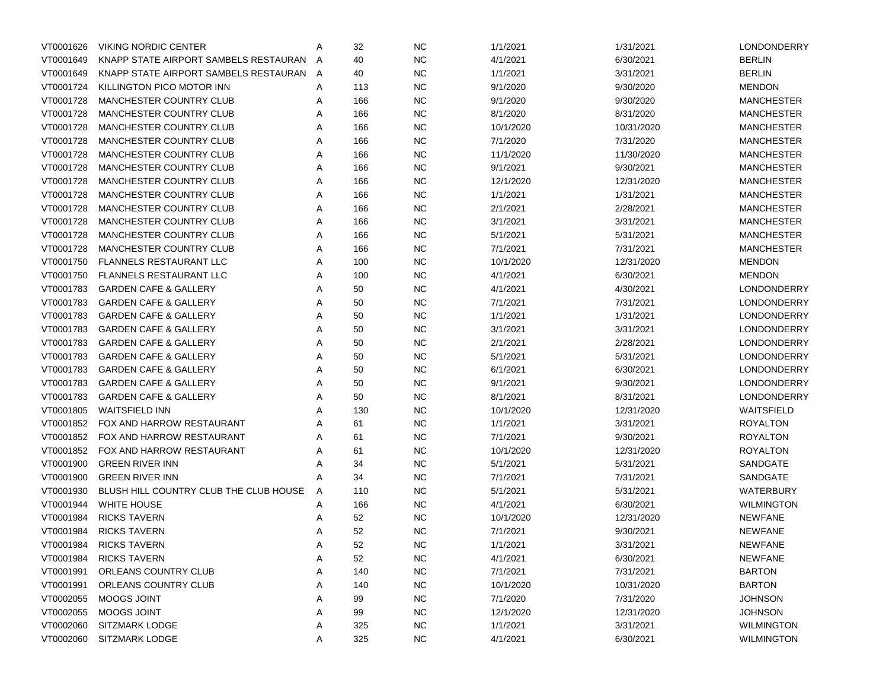| | | | | | | | |
|---|---|---|---|---|---|---|---|
| VT0001626 | VIKING NORDIC CENTER | A | 32 | NC | 1/1/2021 | 1/31/2021 | LONDONDERRY |
| VT0001649 | KNAPP STATE AIRPORT SAMBELS RESTAURAN | A | 40 | NC | 4/1/2021 | 6/30/2021 | BERLIN |
| VT0001649 | KNAPP STATE AIRPORT SAMBELS RESTAURAN | A | 40 | NC | 1/1/2021 | 3/31/2021 | BERLIN |
| VT0001724 | KILLINGTON PICO MOTOR INN | A | 113 | NC | 9/1/2020 | 9/30/2020 | MENDON |
| VT0001728 | MANCHESTER COUNTRY CLUB | A | 166 | NC | 9/1/2020 | 9/30/2020 | MANCHESTER |
| VT0001728 | MANCHESTER COUNTRY CLUB | A | 166 | NC | 8/1/2020 | 8/31/2020 | MANCHESTER |
| VT0001728 | MANCHESTER COUNTRY CLUB | A | 166 | NC | 10/1/2020 | 10/31/2020 | MANCHESTER |
| VT0001728 | MANCHESTER COUNTRY CLUB | A | 166 | NC | 7/1/2020 | 7/31/2020 | MANCHESTER |
| VT0001728 | MANCHESTER COUNTRY CLUB | A | 166 | NC | 11/1/2020 | 11/30/2020 | MANCHESTER |
| VT0001728 | MANCHESTER COUNTRY CLUB | A | 166 | NC | 9/1/2021 | 9/30/2021 | MANCHESTER |
| VT0001728 | MANCHESTER COUNTRY CLUB | A | 166 | NC | 12/1/2020 | 12/31/2020 | MANCHESTER |
| VT0001728 | MANCHESTER COUNTRY CLUB | A | 166 | NC | 1/1/2021 | 1/31/2021 | MANCHESTER |
| VT0001728 | MANCHESTER COUNTRY CLUB | A | 166 | NC | 2/1/2021 | 2/28/2021 | MANCHESTER |
| VT0001728 | MANCHESTER COUNTRY CLUB | A | 166 | NC | 3/1/2021 | 3/31/2021 | MANCHESTER |
| VT0001728 | MANCHESTER COUNTRY CLUB | A | 166 | NC | 5/1/2021 | 5/31/2021 | MANCHESTER |
| VT0001728 | MANCHESTER COUNTRY CLUB | A | 166 | NC | 7/1/2021 | 7/31/2021 | MANCHESTER |
| VT0001750 | FLANNELS RESTAURANT LLC | A | 100 | NC | 10/1/2020 | 12/31/2020 | MENDON |
| VT0001750 | FLANNELS RESTAURANT LLC | A | 100 | NC | 4/1/2021 | 6/30/2021 | MENDON |
| VT0001783 | GARDEN CAFE & GALLERY | A | 50 | NC | 4/1/2021 | 4/30/2021 | LONDONDERRY |
| VT0001783 | GARDEN CAFE & GALLERY | A | 50 | NC | 7/1/2021 | 7/31/2021 | LONDONDERRY |
| VT0001783 | GARDEN CAFE & GALLERY | A | 50 | NC | 1/1/2021 | 1/31/2021 | LONDONDERRY |
| VT0001783 | GARDEN CAFE & GALLERY | A | 50 | NC | 3/1/2021 | 3/31/2021 | LONDONDERRY |
| VT0001783 | GARDEN CAFE & GALLERY | A | 50 | NC | 2/1/2021 | 2/28/2021 | LONDONDERRY |
| VT0001783 | GARDEN CAFE & GALLERY | A | 50 | NC | 5/1/2021 | 5/31/2021 | LONDONDERRY |
| VT0001783 | GARDEN CAFE & GALLERY | A | 50 | NC | 6/1/2021 | 6/30/2021 | LONDONDERRY |
| VT0001783 | GARDEN CAFE & GALLERY | A | 50 | NC | 9/1/2021 | 9/30/2021 | LONDONDERRY |
| VT0001783 | GARDEN CAFE & GALLERY | A | 50 | NC | 8/1/2021 | 8/31/2021 | LONDONDERRY |
| VT0001805 | WAITSFIELD INN | A | 130 | NC | 10/1/2020 | 12/31/2020 | WAITSFIELD |
| VT0001852 | FOX AND HARROW RESTAURANT | A | 61 | NC | 1/1/2021 | 3/31/2021 | ROYALTON |
| VT0001852 | FOX AND HARROW RESTAURANT | A | 61 | NC | 7/1/2021 | 9/30/2021 | ROYALTON |
| VT0001852 | FOX AND HARROW RESTAURANT | A | 61 | NC | 10/1/2020 | 12/31/2020 | ROYALTON |
| VT0001900 | GREEN RIVER INN | A | 34 | NC | 5/1/2021 | 5/31/2021 | SANDGATE |
| VT0001900 | GREEN RIVER INN | A | 34 | NC | 7/1/2021 | 7/31/2021 | SANDGATE |
| VT0001930 | BLUSH HILL COUNTRY CLUB THE CLUB HOUSE | A | 110 | NC | 5/1/2021 | 5/31/2021 | WATERBURY |
| VT0001944 | WHITE HOUSE | A | 166 | NC | 4/1/2021 | 6/30/2021 | WILMINGTON |
| VT0001984 | RICKS TAVERN | A | 52 | NC | 10/1/2020 | 12/31/2020 | NEWFANE |
| VT0001984 | RICKS TAVERN | A | 52 | NC | 7/1/2021 | 9/30/2021 | NEWFANE |
| VT0001984 | RICKS TAVERN | A | 52 | NC | 1/1/2021 | 3/31/2021 | NEWFANE |
| VT0001984 | RICKS TAVERN | A | 52 | NC | 4/1/2021 | 6/30/2021 | NEWFANE |
| VT0001991 | ORLEANS COUNTRY CLUB | A | 140 | NC | 7/1/2021 | 7/31/2021 | BARTON |
| VT0001991 | ORLEANS COUNTRY CLUB | A | 140 | NC | 10/1/2020 | 10/31/2020 | BARTON |
| VT0002055 | MOOGS JOINT | A | 99 | NC | 7/1/2020 | 7/31/2020 | JOHNSON |
| VT0002055 | MOOGS JOINT | A | 99 | NC | 12/1/2020 | 12/31/2020 | JOHNSON |
| VT0002060 | SITZMARK LODGE | A | 325 | NC | 1/1/2021 | 3/31/2021 | WILMINGTON |
| VT0002060 | SITZMARK LODGE | A | 325 | NC | 4/1/2021 | 6/30/2021 | WILMINGTON |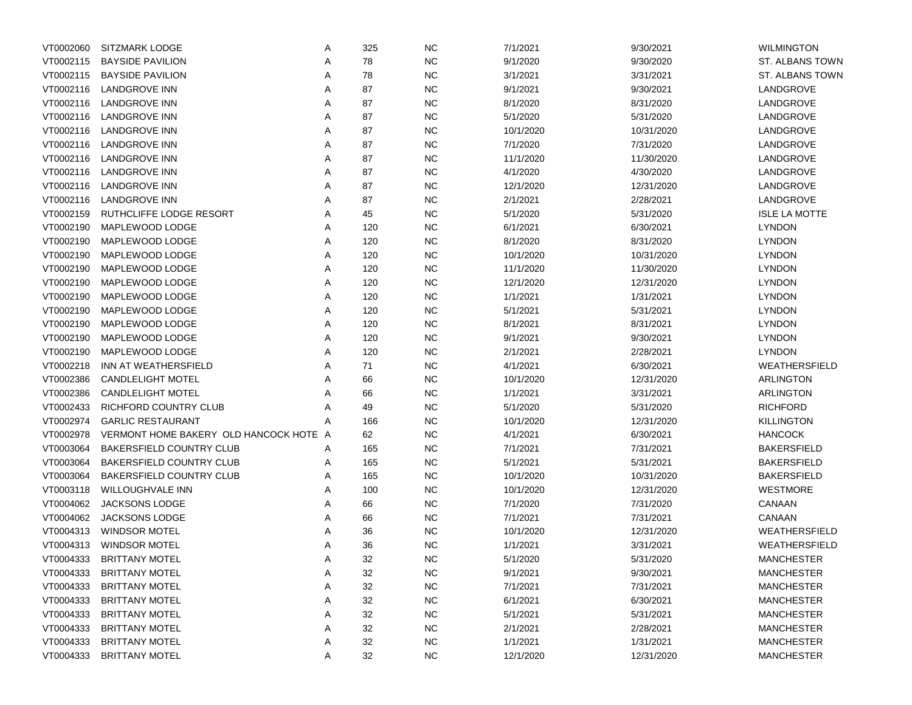| | | | | | | | |
|---|---|---|---|---|---|---|---|
| VT0002060 | SITZMARK LODGE | A | 325 | NC | 7/1/2021 | 9/30/2021 | WILMINGTON |
| VT0002115 | BAYSIDE PAVILION | A | 78 | NC | 9/1/2020 | 9/30/2020 | ST. ALBANS TOWN |
| VT0002115 | BAYSIDE PAVILION | A | 78 | NC | 3/1/2021 | 3/31/2021 | ST. ALBANS TOWN |
| VT0002116 | LANDGROVE INN | A | 87 | NC | 9/1/2021 | 9/30/2021 | LANDGROVE |
| VT0002116 | LANDGROVE INN | A | 87 | NC | 8/1/2020 | 8/31/2020 | LANDGROVE |
| VT0002116 | LANDGROVE INN | A | 87 | NC | 5/1/2020 | 5/31/2020 | LANDGROVE |
| VT0002116 | LANDGROVE INN | A | 87 | NC | 10/1/2020 | 10/31/2020 | LANDGROVE |
| VT0002116 | LANDGROVE INN | A | 87 | NC | 7/1/2020 | 7/31/2020 | LANDGROVE |
| VT0002116 | LANDGROVE INN | A | 87 | NC | 11/1/2020 | 11/30/2020 | LANDGROVE |
| VT0002116 | LANDGROVE INN | A | 87 | NC | 4/1/2020 | 4/30/2020 | LANDGROVE |
| VT0002116 | LANDGROVE INN | A | 87 | NC | 12/1/2020 | 12/31/2020 | LANDGROVE |
| VT0002116 | LANDGROVE INN | A | 87 | NC | 2/1/2021 | 2/28/2021 | LANDGROVE |
| VT0002159 | RUTHCLIFFE LODGE RESORT | A | 45 | NC | 5/1/2020 | 5/31/2020 | ISLE LA MOTTE |
| VT0002190 | MAPLEWOOD LODGE | A | 120 | NC | 6/1/2021 | 6/30/2021 | LYNDON |
| VT0002190 | MAPLEWOOD LODGE | A | 120 | NC | 8/1/2020 | 8/31/2020 | LYNDON |
| VT0002190 | MAPLEWOOD LODGE | A | 120 | NC | 10/1/2020 | 10/31/2020 | LYNDON |
| VT0002190 | MAPLEWOOD LODGE | A | 120 | NC | 11/1/2020 | 11/30/2020 | LYNDON |
| VT0002190 | MAPLEWOOD LODGE | A | 120 | NC | 12/1/2020 | 12/31/2020 | LYNDON |
| VT0002190 | MAPLEWOOD LODGE | A | 120 | NC | 1/1/2021 | 1/31/2021 | LYNDON |
| VT0002190 | MAPLEWOOD LODGE | A | 120 | NC | 5/1/2021 | 5/31/2021 | LYNDON |
| VT0002190 | MAPLEWOOD LODGE | A | 120 | NC | 8/1/2021 | 8/31/2021 | LYNDON |
| VT0002190 | MAPLEWOOD LODGE | A | 120 | NC | 9/1/2021 | 9/30/2021 | LYNDON |
| VT0002190 | MAPLEWOOD LODGE | A | 120 | NC | 2/1/2021 | 2/28/2021 | LYNDON |
| VT0002218 | INN AT WEATHERSFIELD | A | 71 | NC | 4/1/2021 | 6/30/2021 | WEATHERSFIELD |
| VT0002386 | CANDLELIGHT MOTEL | A | 66 | NC | 10/1/2020 | 12/31/2020 | ARLINGTON |
| VT0002386 | CANDLELIGHT MOTEL | A | 66 | NC | 1/1/2021 | 3/31/2021 | ARLINGTON |
| VT0002433 | RICHFORD COUNTRY CLUB | A | 49 | NC | 5/1/2020 | 5/31/2020 | RICHFORD |
| VT0002974 | GARLIC RESTAURANT | A | 166 | NC | 10/1/2020 | 12/31/2020 | KILLINGTON |
| VT0002978 | VERMONT HOME BAKERY OLD HANCOCK HOTE | A | 62 | NC | 4/1/2021 | 6/30/2021 | HANCOCK |
| VT0003064 | BAKERSFIELD COUNTRY CLUB | A | 165 | NC | 7/1/2021 | 7/31/2021 | BAKERSFIELD |
| VT0003064 | BAKERSFIELD COUNTRY CLUB | A | 165 | NC | 5/1/2021 | 5/31/2021 | BAKERSFIELD |
| VT0003064 | BAKERSFIELD COUNTRY CLUB | A | 165 | NC | 10/1/2020 | 10/31/2020 | BAKERSFIELD |
| VT0003118 | WILLOUGHVALE INN | A | 100 | NC | 10/1/2020 | 12/31/2020 | WESTMORE |
| VT0004062 | JACKSONS LODGE | A | 66 | NC | 7/1/2020 | 7/31/2020 | CANAAN |
| VT0004062 | JACKSONS LODGE | A | 66 | NC | 7/1/2021 | 7/31/2021 | CANAAN |
| VT0004313 | WINDSOR MOTEL | A | 36 | NC | 10/1/2020 | 12/31/2020 | WEATHERSFIELD |
| VT0004313 | WINDSOR MOTEL | A | 36 | NC | 1/1/2021 | 3/31/2021 | WEATHERSFIELD |
| VT0004333 | BRITTANY MOTEL | A | 32 | NC | 5/1/2020 | 5/31/2020 | MANCHESTER |
| VT0004333 | BRITTANY MOTEL | A | 32 | NC | 9/1/2021 | 9/30/2021 | MANCHESTER |
| VT0004333 | BRITTANY MOTEL | A | 32 | NC | 7/1/2021 | 7/31/2021 | MANCHESTER |
| VT0004333 | BRITTANY MOTEL | A | 32 | NC | 6/1/2021 | 6/30/2021 | MANCHESTER |
| VT0004333 | BRITTANY MOTEL | A | 32 | NC | 5/1/2021 | 5/31/2021 | MANCHESTER |
| VT0004333 | BRITTANY MOTEL | A | 32 | NC | 2/1/2021 | 2/28/2021 | MANCHESTER |
| VT0004333 | BRITTANY MOTEL | A | 32 | NC | 1/1/2021 | 1/31/2021 | MANCHESTER |
| VT0004333 | BRITTANY MOTEL | A | 32 | NC | 12/1/2020 | 12/31/2020 | MANCHESTER |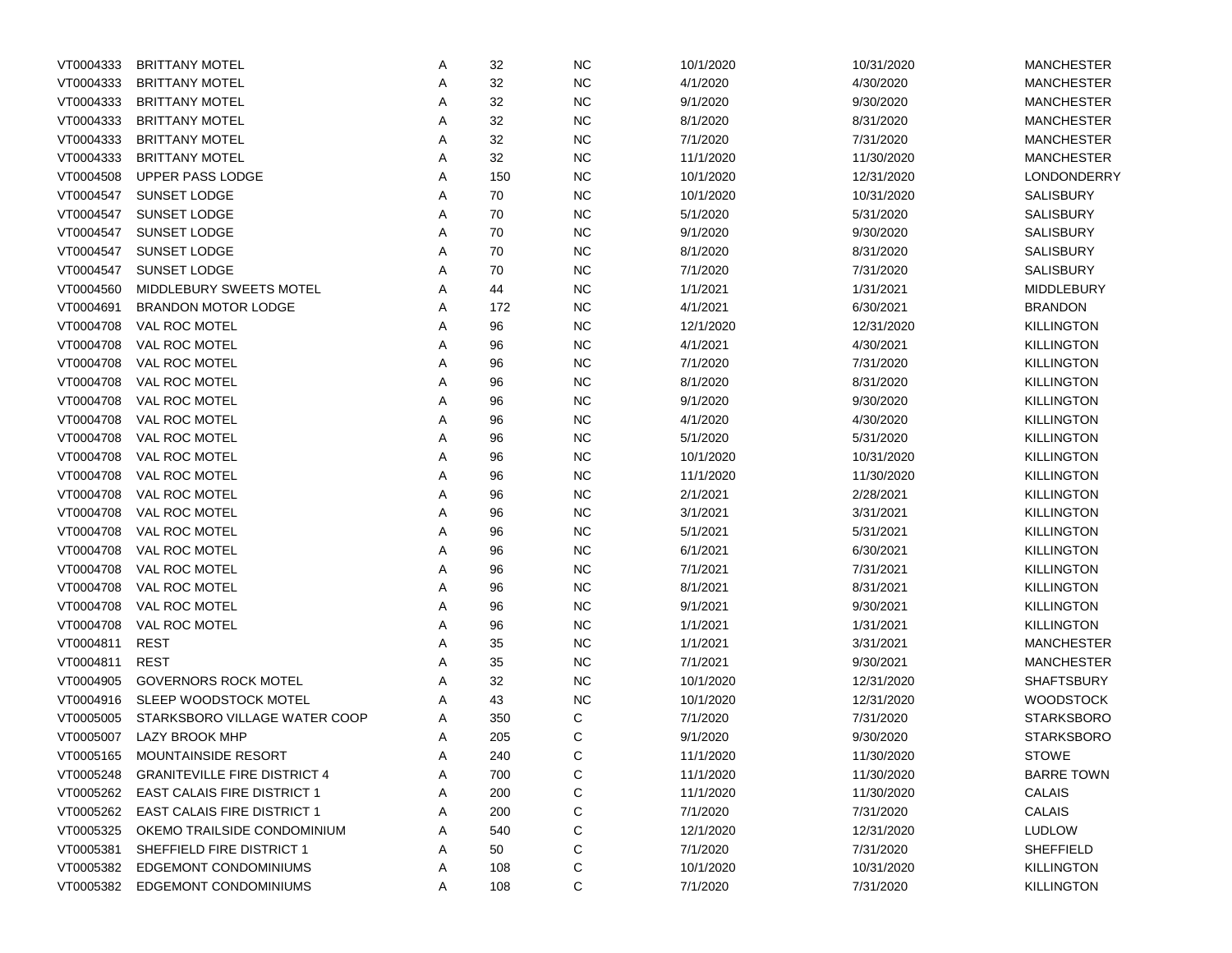| | | | | | | | |
|---|---|---|---|---|---|---|---|
| VT0004333 | BRITTANY MOTEL | A | 32 | NC | 10/1/2020 | 10/31/2020 | MANCHESTER |
| VT0004333 | BRITTANY MOTEL | A | 32 | NC | 4/1/2020 | 4/30/2020 | MANCHESTER |
| VT0004333 | BRITTANY MOTEL | A | 32 | NC | 9/1/2020 | 9/30/2020 | MANCHESTER |
| VT0004333 | BRITTANY MOTEL | A | 32 | NC | 8/1/2020 | 8/31/2020 | MANCHESTER |
| VT0004333 | BRITTANY MOTEL | A | 32 | NC | 7/1/2020 | 7/31/2020 | MANCHESTER |
| VT0004333 | BRITTANY MOTEL | A | 32 | NC | 11/1/2020 | 11/30/2020 | MANCHESTER |
| VT0004508 | UPPER PASS LODGE | A | 150 | NC | 10/1/2020 | 12/31/2020 | LONDONDERRY |
| VT0004547 | SUNSET LODGE | A | 70 | NC | 10/1/2020 | 10/31/2020 | SALISBURY |
| VT0004547 | SUNSET LODGE | A | 70 | NC | 5/1/2020 | 5/31/2020 | SALISBURY |
| VT0004547 | SUNSET LODGE | A | 70 | NC | 9/1/2020 | 9/30/2020 | SALISBURY |
| VT0004547 | SUNSET LODGE | A | 70 | NC | 8/1/2020 | 8/31/2020 | SALISBURY |
| VT0004547 | SUNSET LODGE | A | 70 | NC | 7/1/2020 | 7/31/2020 | SALISBURY |
| VT0004560 | MIDDLEBURY SWEETS MOTEL | A | 44 | NC | 1/1/2021 | 1/31/2021 | MIDDLEBURY |
| VT0004691 | BRANDON MOTOR LODGE | A | 172 | NC | 4/1/2021 | 6/30/2021 | BRANDON |
| VT0004708 | VAL ROC MOTEL | A | 96 | NC | 12/1/2020 | 12/31/2020 | KILLINGTON |
| VT0004708 | VAL ROC MOTEL | A | 96 | NC | 4/1/2021 | 4/30/2021 | KILLINGTON |
| VT0004708 | VAL ROC MOTEL | A | 96 | NC | 7/1/2020 | 7/31/2020 | KILLINGTON |
| VT0004708 | VAL ROC MOTEL | A | 96 | NC | 8/1/2020 | 8/31/2020 | KILLINGTON |
| VT0004708 | VAL ROC MOTEL | A | 96 | NC | 9/1/2020 | 9/30/2020 | KILLINGTON |
| VT0004708 | VAL ROC MOTEL | A | 96 | NC | 4/1/2020 | 4/30/2020 | KILLINGTON |
| VT0004708 | VAL ROC MOTEL | A | 96 | NC | 5/1/2020 | 5/31/2020 | KILLINGTON |
| VT0004708 | VAL ROC MOTEL | A | 96 | NC | 10/1/2020 | 10/31/2020 | KILLINGTON |
| VT0004708 | VAL ROC MOTEL | A | 96 | NC | 11/1/2020 | 11/30/2020 | KILLINGTON |
| VT0004708 | VAL ROC MOTEL | A | 96 | NC | 2/1/2021 | 2/28/2021 | KILLINGTON |
| VT0004708 | VAL ROC MOTEL | A | 96 | NC | 3/1/2021 | 3/31/2021 | KILLINGTON |
| VT0004708 | VAL ROC MOTEL | A | 96 | NC | 5/1/2021 | 5/31/2021 | KILLINGTON |
| VT0004708 | VAL ROC MOTEL | A | 96 | NC | 6/1/2021 | 6/30/2021 | KILLINGTON |
| VT0004708 | VAL ROC MOTEL | A | 96 | NC | 7/1/2021 | 7/31/2021 | KILLINGTON |
| VT0004708 | VAL ROC MOTEL | A | 96 | NC | 8/1/2021 | 8/31/2021 | KILLINGTON |
| VT0004708 | VAL ROC MOTEL | A | 96 | NC | 9/1/2021 | 9/30/2021 | KILLINGTON |
| VT0004708 | VAL ROC MOTEL | A | 96 | NC | 1/1/2021 | 1/31/2021 | KILLINGTON |
| VT0004811 | REST | A | 35 | NC | 1/1/2021 | 3/31/2021 | MANCHESTER |
| VT0004811 | REST | A | 35 | NC | 7/1/2021 | 9/30/2021 | MANCHESTER |
| VT0004905 | GOVERNORS ROCK MOTEL | A | 32 | NC | 10/1/2020 | 12/31/2020 | SHAFTSBURY |
| VT0004916 | SLEEP WOODSTOCK MOTEL | A | 43 | NC | 10/1/2020 | 12/31/2020 | WOODSTOCK |
| VT0005005 | STARKSBORO VILLAGE WATER COOP | A | 350 | C | 7/1/2020 | 7/31/2020 | STARKSBORO |
| VT0005007 | LAZY BROOK MHP | A | 205 | C | 9/1/2020 | 9/30/2020 | STARKSBORO |
| VT0005165 | MOUNTAINSIDE RESORT | A | 240 | C | 11/1/2020 | 11/30/2020 | STOWE |
| VT0005248 | GRANITEVILLE FIRE DISTRICT 4 | A | 700 | C | 11/1/2020 | 11/30/2020 | BARRE TOWN |
| VT0005262 | EAST CALAIS FIRE DISTRICT 1 | A | 200 | C | 11/1/2020 | 11/30/2020 | CALAIS |
| VT0005262 | EAST CALAIS FIRE DISTRICT 1 | A | 200 | C | 7/1/2020 | 7/31/2020 | CALAIS |
| VT0005325 | OKEMO TRAILSIDE CONDOMINIUM | A | 540 | C | 12/1/2020 | 12/31/2020 | LUDLOW |
| VT0005381 | SHEFFIELD FIRE DISTRICT 1 | A | 50 | C | 7/1/2020 | 7/31/2020 | SHEFFIELD |
| VT0005382 | EDGEMONT CONDOMINIUMS | A | 108 | C | 10/1/2020 | 10/31/2020 | KILLINGTON |
| VT0005382 | EDGEMONT CONDOMINIUMS | A | 108 | C | 7/1/2020 | 7/31/2020 | KILLINGTON |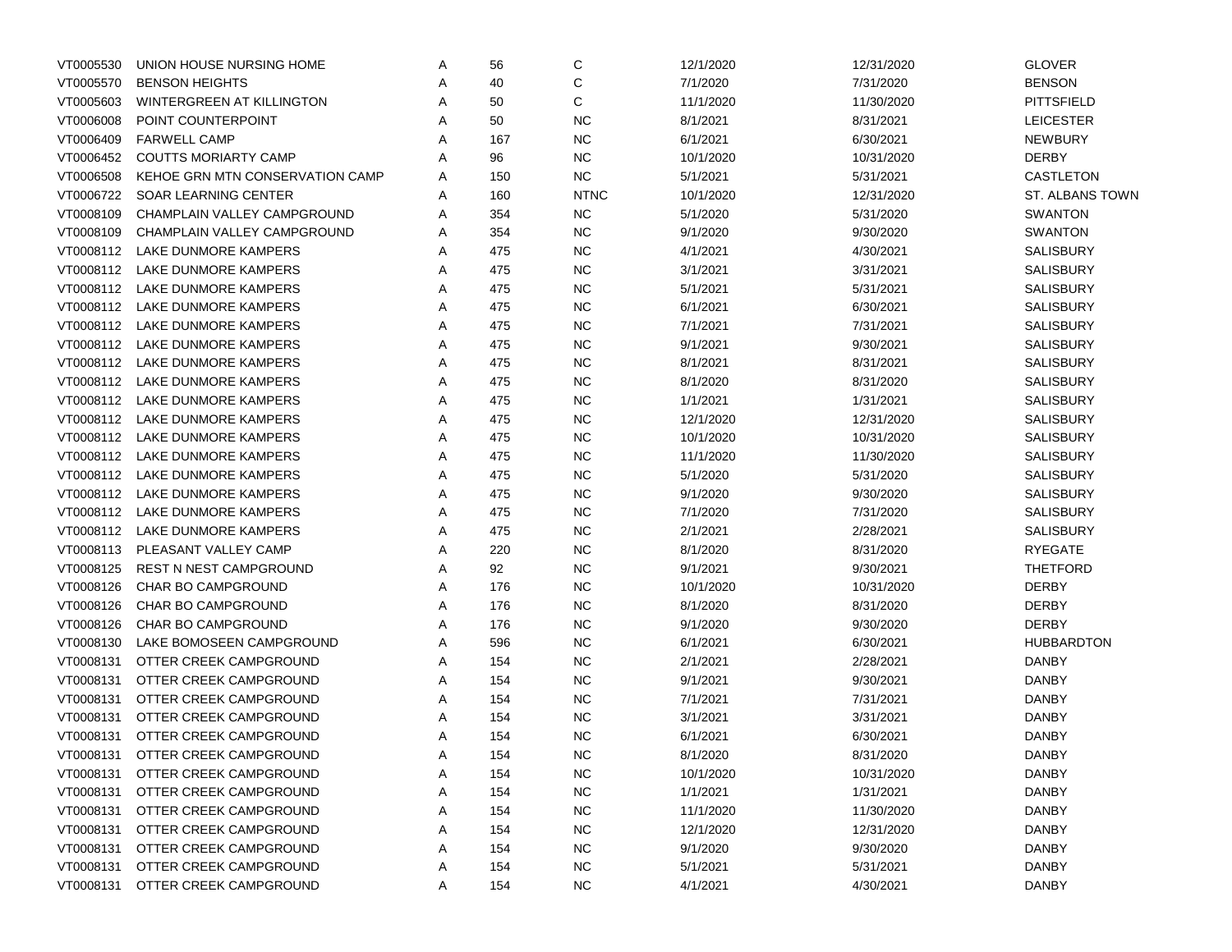| | | | | | | | |
|---|---|---|---|---|---|---|---|
| VT0005530 | UNION HOUSE NURSING HOME | A | 56 | C | 12/1/2020 | 12/31/2020 | GLOVER |
| VT0005570 | BENSON HEIGHTS | A | 40 | C | 7/1/2020 | 7/31/2020 | BENSON |
| VT0005603 | WINTERGREEN AT KILLINGTON | A | 50 | C | 11/1/2020 | 11/30/2020 | PITTSFIELD |
| VT0006008 | POINT COUNTERPOINT | A | 50 | NC | 8/1/2021 | 8/31/2021 | LEICESTER |
| VT0006409 | FARWELL CAMP | A | 167 | NC | 6/1/2021 | 6/30/2021 | NEWBURY |
| VT0006452 | COUTTS MORIARTY CAMP | A | 96 | NC | 10/1/2020 | 10/31/2020 | DERBY |
| VT0006508 | KEHOE GRN MTN CONSERVATION CAMP | A | 150 | NC | 5/1/2021 | 5/31/2021 | CASTLETON |
| VT0006722 | SOAR LEARNING CENTER | A | 160 | NTNC | 10/1/2020 | 12/31/2020 | ST. ALBANS TOWN |
| VT0008109 | CHAMPLAIN VALLEY CAMPGROUND | A | 354 | NC | 5/1/2020 | 5/31/2020 | SWANTON |
| VT0008109 | CHAMPLAIN VALLEY CAMPGROUND | A | 354 | NC | 9/1/2020 | 9/30/2020 | SWANTON |
| VT0008112 | LAKE DUNMORE KAMPERS | A | 475 | NC | 4/1/2021 | 4/30/2021 | SALISBURY |
| VT0008112 | LAKE DUNMORE KAMPERS | A | 475 | NC | 3/1/2021 | 3/31/2021 | SALISBURY |
| VT0008112 | LAKE DUNMORE KAMPERS | A | 475 | NC | 5/1/2021 | 5/31/2021 | SALISBURY |
| VT0008112 | LAKE DUNMORE KAMPERS | A | 475 | NC | 6/1/2021 | 6/30/2021 | SALISBURY |
| VT0008112 | LAKE DUNMORE KAMPERS | A | 475 | NC | 7/1/2021 | 7/31/2021 | SALISBURY |
| VT0008112 | LAKE DUNMORE KAMPERS | A | 475 | NC | 9/1/2021 | 9/30/2021 | SALISBURY |
| VT0008112 | LAKE DUNMORE KAMPERS | A | 475 | NC | 8/1/2021 | 8/31/2021 | SALISBURY |
| VT0008112 | LAKE DUNMORE KAMPERS | A | 475 | NC | 8/1/2020 | 8/31/2020 | SALISBURY |
| VT0008112 | LAKE DUNMORE KAMPERS | A | 475 | NC | 1/1/2021 | 1/31/2021 | SALISBURY |
| VT0008112 | LAKE DUNMORE KAMPERS | A | 475 | NC | 12/1/2020 | 12/31/2020 | SALISBURY |
| VT0008112 | LAKE DUNMORE KAMPERS | A | 475 | NC | 10/1/2020 | 10/31/2020 | SALISBURY |
| VT0008112 | LAKE DUNMORE KAMPERS | A | 475 | NC | 11/1/2020 | 11/30/2020 | SALISBURY |
| VT0008112 | LAKE DUNMORE KAMPERS | A | 475 | NC | 5/1/2020 | 5/31/2020 | SALISBURY |
| VT0008112 | LAKE DUNMORE KAMPERS | A | 475 | NC | 9/1/2020 | 9/30/2020 | SALISBURY |
| VT0008112 | LAKE DUNMORE KAMPERS | A | 475 | NC | 7/1/2020 | 7/31/2020 | SALISBURY |
| VT0008112 | LAKE DUNMORE KAMPERS | A | 475 | NC | 2/1/2021 | 2/28/2021 | SALISBURY |
| VT0008113 | PLEASANT VALLEY CAMP | A | 220 | NC | 8/1/2020 | 8/31/2020 | RYEGATE |
| VT0008125 | REST N NEST CAMPGROUND | A | 92 | NC | 9/1/2021 | 9/30/2021 | THETFORD |
| VT0008126 | CHAR BO CAMPGROUND | A | 176 | NC | 10/1/2020 | 10/31/2020 | DERBY |
| VT0008126 | CHAR BO CAMPGROUND | A | 176 | NC | 8/1/2020 | 8/31/2020 | DERBY |
| VT0008126 | CHAR BO CAMPGROUND | A | 176 | NC | 9/1/2020 | 9/30/2020 | DERBY |
| VT0008130 | LAKE BOMOSEEN CAMPGROUND | A | 596 | NC | 6/1/2021 | 6/30/2021 | HUBBARDTON |
| VT0008131 | OTTER CREEK CAMPGROUND | A | 154 | NC | 2/1/2021 | 2/28/2021 | DANBY |
| VT0008131 | OTTER CREEK CAMPGROUND | A | 154 | NC | 9/1/2021 | 9/30/2021 | DANBY |
| VT0008131 | OTTER CREEK CAMPGROUND | A | 154 | NC | 7/1/2021 | 7/31/2021 | DANBY |
| VT0008131 | OTTER CREEK CAMPGROUND | A | 154 | NC | 3/1/2021 | 3/31/2021 | DANBY |
| VT0008131 | OTTER CREEK CAMPGROUND | A | 154 | NC | 6/1/2021 | 6/30/2021 | DANBY |
| VT0008131 | OTTER CREEK CAMPGROUND | A | 154 | NC | 8/1/2020 | 8/31/2020 | DANBY |
| VT0008131 | OTTER CREEK CAMPGROUND | A | 154 | NC | 10/1/2020 | 10/31/2020 | DANBY |
| VT0008131 | OTTER CREEK CAMPGROUND | A | 154 | NC | 1/1/2021 | 1/31/2021 | DANBY |
| VT0008131 | OTTER CREEK CAMPGROUND | A | 154 | NC | 11/1/2020 | 11/30/2020 | DANBY |
| VT0008131 | OTTER CREEK CAMPGROUND | A | 154 | NC | 12/1/2020 | 12/31/2020 | DANBY |
| VT0008131 | OTTER CREEK CAMPGROUND | A | 154 | NC | 9/1/2020 | 9/30/2020 | DANBY |
| VT0008131 | OTTER CREEK CAMPGROUND | A | 154 | NC | 5/1/2021 | 5/31/2021 | DANBY |
| VT0008131 | OTTER CREEK CAMPGROUND | A | 154 | NC | 4/1/2021 | 4/30/2021 | DANBY |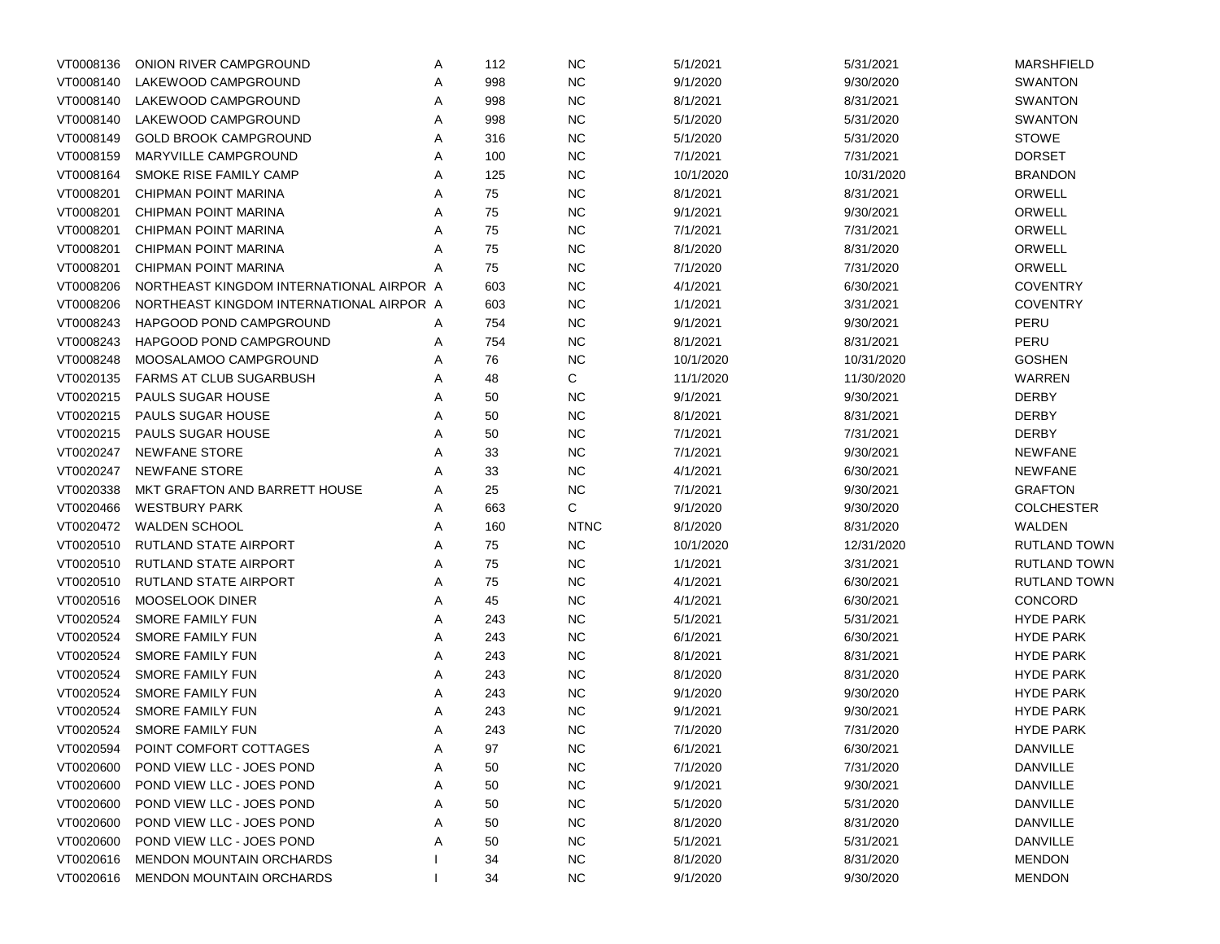| | | | | | | | |
|---|---|---|---|---|---|---|---|
| VT0008136 | ONION RIVER CAMPGROUND | A | 112 | NC | 5/1/2021 | 5/31/2021 | MARSHFIELD |
| VT0008140 | LAKEWOOD CAMPGROUND | A | 998 | NC | 9/1/2020 | 9/30/2020 | SWANTON |
| VT0008140 | LAKEWOOD CAMPGROUND | A | 998 | NC | 8/1/2021 | 8/31/2021 | SWANTON |
| VT0008140 | LAKEWOOD CAMPGROUND | A | 998 | NC | 5/1/2020 | 5/31/2020 | SWANTON |
| VT0008149 | GOLD BROOK CAMPGROUND | A | 316 | NC | 5/1/2020 | 5/31/2020 | STOWE |
| VT0008159 | MARYVILLE CAMPGROUND | A | 100 | NC | 7/1/2021 | 7/31/2021 | DORSET |
| VT0008164 | SMOKE RISE FAMILY CAMP | A | 125 | NC | 10/1/2020 | 10/31/2020 | BRANDON |
| VT0008201 | CHIPMAN POINT MARINA | A | 75 | NC | 8/1/2021 | 8/31/2021 | ORWELL |
| VT0008201 | CHIPMAN POINT MARINA | A | 75 | NC | 9/1/2021 | 9/30/2021 | ORWELL |
| VT0008201 | CHIPMAN POINT MARINA | A | 75 | NC | 7/1/2021 | 7/31/2021 | ORWELL |
| VT0008201 | CHIPMAN POINT MARINA | A | 75 | NC | 8/1/2020 | 8/31/2020 | ORWELL |
| VT0008201 | CHIPMAN POINT MARINA | A | 75 | NC | 7/1/2020 | 7/31/2020 | ORWELL |
| VT0008206 | NORTHEAST KINGDOM INTERNATIONAL AIRPOR | A | 603 | NC | 4/1/2021 | 6/30/2021 | COVENTRY |
| VT0008206 | NORTHEAST KINGDOM INTERNATIONAL AIRPOR | A | 603 | NC | 1/1/2021 | 3/31/2021 | COVENTRY |
| VT0008243 | HAPGOOD POND CAMPGROUND | A | 754 | NC | 9/1/2021 | 9/30/2021 | PERU |
| VT0008243 | HAPGOOD POND CAMPGROUND | A | 754 | NC | 8/1/2021 | 8/31/2021 | PERU |
| VT0008248 | MOOSALAMOO CAMPGROUND | A | 76 | NC | 10/1/2020 | 10/31/2020 | GOSHEN |
| VT0020135 | FARMS AT CLUB SUGARBUSH | A | 48 | C | 11/1/2020 | 11/30/2020 | WARREN |
| VT0020215 | PAULS SUGAR HOUSE | A | 50 | NC | 9/1/2021 | 9/30/2021 | DERBY |
| VT0020215 | PAULS SUGAR HOUSE | A | 50 | NC | 8/1/2021 | 8/31/2021 | DERBY |
| VT0020215 | PAULS SUGAR HOUSE | A | 50 | NC | 7/1/2021 | 7/31/2021 | DERBY |
| VT0020247 | NEWFANE STORE | A | 33 | NC | 7/1/2021 | 9/30/2021 | NEWFANE |
| VT0020247 | NEWFANE STORE | A | 33 | NC | 4/1/2021 | 6/30/2021 | NEWFANE |
| VT0020338 | MKT GRAFTON AND BARRETT HOUSE | A | 25 | NC | 7/1/2021 | 9/30/2021 | GRAFTON |
| VT0020466 | WESTBURY PARK | A | 663 | C | 9/1/2020 | 9/30/2020 | COLCHESTER |
| VT0020472 | WALDEN SCHOOL | A | 160 | NTNC | 8/1/2020 | 8/31/2020 | WALDEN |
| VT0020510 | RUTLAND STATE AIRPORT | A | 75 | NC | 10/1/2020 | 12/31/2020 | RUTLAND TOWN |
| VT0020510 | RUTLAND STATE AIRPORT | A | 75 | NC | 1/1/2021 | 3/31/2021 | RUTLAND TOWN |
| VT0020510 | RUTLAND STATE AIRPORT | A | 75 | NC | 4/1/2021 | 6/30/2021 | RUTLAND TOWN |
| VT0020516 | MOOSELOOK DINER | A | 45 | NC | 4/1/2021 | 6/30/2021 | CONCORD |
| VT0020524 | SMORE FAMILY FUN | A | 243 | NC | 5/1/2021 | 5/31/2021 | HYDE PARK |
| VT0020524 | SMORE FAMILY FUN | A | 243 | NC | 6/1/2021 | 6/30/2021 | HYDE PARK |
| VT0020524 | SMORE FAMILY FUN | A | 243 | NC | 8/1/2021 | 8/31/2021 | HYDE PARK |
| VT0020524 | SMORE FAMILY FUN | A | 243 | NC | 8/1/2020 | 8/31/2020 | HYDE PARK |
| VT0020524 | SMORE FAMILY FUN | A | 243 | NC | 9/1/2020 | 9/30/2020 | HYDE PARK |
| VT0020524 | SMORE FAMILY FUN | A | 243 | NC | 9/1/2021 | 9/30/2021 | HYDE PARK |
| VT0020524 | SMORE FAMILY FUN | A | 243 | NC | 7/1/2020 | 7/31/2020 | HYDE PARK |
| VT0020594 | POINT COMFORT COTTAGES | A | 97 | NC | 6/1/2021 | 6/30/2021 | DANVILLE |
| VT0020600 | POND VIEW LLC - JOES POND | A | 50 | NC | 7/1/2020 | 7/31/2020 | DANVILLE |
| VT0020600 | POND VIEW LLC - JOES POND | A | 50 | NC | 9/1/2021 | 9/30/2021 | DANVILLE |
| VT0020600 | POND VIEW LLC - JOES POND | A | 50 | NC | 5/1/2020 | 5/31/2020 | DANVILLE |
| VT0020600 | POND VIEW LLC - JOES POND | A | 50 | NC | 8/1/2020 | 8/31/2020 | DANVILLE |
| VT0020600 | POND VIEW LLC - JOES POND | A | 50 | NC | 5/1/2021 | 5/31/2021 | DANVILLE |
| VT0020616 | MENDON MOUNTAIN ORCHARDS | I | 34 | NC | 8/1/2020 | 8/31/2020 | MENDON |
| VT0020616 | MENDON MOUNTAIN ORCHARDS | I | 34 | NC | 9/1/2020 | 9/30/2020 | MENDON |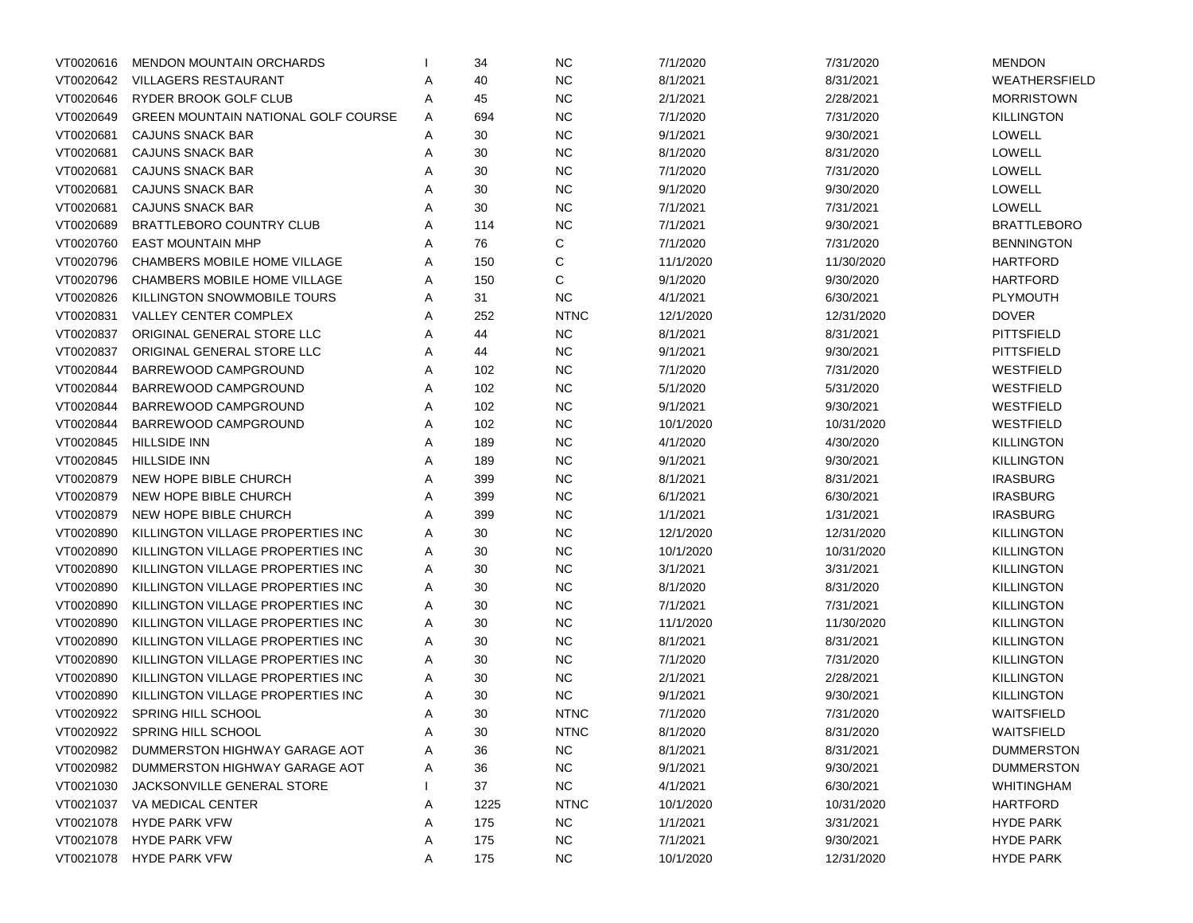| | | | | | | | |
|---|---|---|---|---|---|---|---|
| VT0020616 | MENDON MOUNTAIN ORCHARDS | I | 34 | NC | 7/1/2020 | 7/31/2020 | MENDON |
| VT0020642 | VILLAGERS RESTAURANT | A | 40 | NC | 8/1/2021 | 8/31/2021 | WEATHERSFIELD |
| VT0020646 | RYDER BROOK GOLF CLUB | A | 45 | NC | 2/1/2021 | 2/28/2021 | MORRISTOWN |
| VT0020649 | GREEN MOUNTAIN NATIONAL GOLF COURSE | A | 694 | NC | 7/1/2020 | 7/31/2020 | KILLINGTON |
| VT0020681 | CAJUNS SNACK BAR | A | 30 | NC | 9/1/2021 | 9/30/2021 | LOWELL |
| VT0020681 | CAJUNS SNACK BAR | A | 30 | NC | 8/1/2020 | 8/31/2020 | LOWELL |
| VT0020681 | CAJUNS SNACK BAR | A | 30 | NC | 7/1/2020 | 7/31/2020 | LOWELL |
| VT0020681 | CAJUNS SNACK BAR | A | 30 | NC | 9/1/2020 | 9/30/2020 | LOWELL |
| VT0020681 | CAJUNS SNACK BAR | A | 30 | NC | 7/1/2021 | 7/31/2021 | LOWELL |
| VT0020689 | BRATTLEBORO COUNTRY CLUB | A | 114 | NC | 7/1/2021 | 9/30/2021 | BRATTLEBORO |
| VT0020760 | EAST MOUNTAIN MHP | A | 76 | C | 7/1/2020 | 7/31/2020 | BENNINGTON |
| VT0020796 | CHAMBERS MOBILE HOME VILLAGE | A | 150 | C | 11/1/2020 | 11/30/2020 | HARTFORD |
| VT0020796 | CHAMBERS MOBILE HOME VILLAGE | A | 150 | C | 9/1/2020 | 9/30/2020 | HARTFORD |
| VT0020826 | KILLINGTON SNOWMOBILE TOURS | A | 31 | NC | 4/1/2021 | 6/30/2021 | PLYMOUTH |
| VT0020831 | VALLEY CENTER COMPLEX | A | 252 | NTNC | 12/1/2020 | 12/31/2020 | DOVER |
| VT0020837 | ORIGINAL GENERAL STORE LLC | A | 44 | NC | 8/1/2021 | 8/31/2021 | PITTSFIELD |
| VT0020837 | ORIGINAL GENERAL STORE LLC | A | 44 | NC | 9/1/2021 | 9/30/2021 | PITTSFIELD |
| VT0020844 | BARREWOOD CAMPGROUND | A | 102 | NC | 7/1/2020 | 7/31/2020 | WESTFIELD |
| VT0020844 | BARREWOOD CAMPGROUND | A | 102 | NC | 5/1/2020 | 5/31/2020 | WESTFIELD |
| VT0020844 | BARREWOOD CAMPGROUND | A | 102 | NC | 9/1/2021 | 9/30/2021 | WESTFIELD |
| VT0020844 | BARREWOOD CAMPGROUND | A | 102 | NC | 10/1/2020 | 10/31/2020 | WESTFIELD |
| VT0020845 | HILLSIDE INN | A | 189 | NC | 4/1/2020 | 4/30/2020 | KILLINGTON |
| VT0020845 | HILLSIDE INN | A | 189 | NC | 9/1/2021 | 9/30/2021 | KILLINGTON |
| VT0020879 | NEW HOPE BIBLE CHURCH | A | 399 | NC | 8/1/2021 | 8/31/2021 | IRASBURG |
| VT0020879 | NEW HOPE BIBLE CHURCH | A | 399 | NC | 6/1/2021 | 6/30/2021 | IRASBURG |
| VT0020879 | NEW HOPE BIBLE CHURCH | A | 399 | NC | 1/1/2021 | 1/31/2021 | IRASBURG |
| VT0020890 | KILLINGTON VILLAGE PROPERTIES INC | A | 30 | NC | 12/1/2020 | 12/31/2020 | KILLINGTON |
| VT0020890 | KILLINGTON VILLAGE PROPERTIES INC | A | 30 | NC | 10/1/2020 | 10/31/2020 | KILLINGTON |
| VT0020890 | KILLINGTON VILLAGE PROPERTIES INC | A | 30 | NC | 3/1/2021 | 3/31/2021 | KILLINGTON |
| VT0020890 | KILLINGTON VILLAGE PROPERTIES INC | A | 30 | NC | 8/1/2020 | 8/31/2020 | KILLINGTON |
| VT0020890 | KILLINGTON VILLAGE PROPERTIES INC | A | 30 | NC | 7/1/2021 | 7/31/2021 | KILLINGTON |
| VT0020890 | KILLINGTON VILLAGE PROPERTIES INC | A | 30 | NC | 11/1/2020 | 11/30/2020 | KILLINGTON |
| VT0020890 | KILLINGTON VILLAGE PROPERTIES INC | A | 30 | NC | 8/1/2021 | 8/31/2021 | KILLINGTON |
| VT0020890 | KILLINGTON VILLAGE PROPERTIES INC | A | 30 | NC | 7/1/2020 | 7/31/2020 | KILLINGTON |
| VT0020890 | KILLINGTON VILLAGE PROPERTIES INC | A | 30 | NC | 2/1/2021 | 2/28/2021 | KILLINGTON |
| VT0020890 | KILLINGTON VILLAGE PROPERTIES INC | A | 30 | NC | 9/1/2021 | 9/30/2021 | KILLINGTON |
| VT0020922 | SPRING HILL SCHOOL | A | 30 | NTNC | 7/1/2020 | 7/31/2020 | WAITSFIELD |
| VT0020922 | SPRING HILL SCHOOL | A | 30 | NTNC | 8/1/2020 | 8/31/2020 | WAITSFIELD |
| VT0020982 | DUMMERSTON HIGHWAY GARAGE AOT | A | 36 | NC | 8/1/2021 | 8/31/2021 | DUMMERSTON |
| VT0020982 | DUMMERSTON HIGHWAY GARAGE AOT | A | 36 | NC | 9/1/2021 | 9/30/2021 | DUMMERSTON |
| VT0021030 | JACKSONVILLE GENERAL STORE | I | 37 | NC | 4/1/2021 | 6/30/2021 | WHITINGHAM |
| VT0021037 | VA MEDICAL CENTER | A | 1225 | NTNC | 10/1/2020 | 10/31/2020 | HARTFORD |
| VT0021078 | HYDE PARK VFW | A | 175 | NC | 1/1/2021 | 3/31/2021 | HYDE PARK |
| VT0021078 | HYDE PARK VFW | A | 175 | NC | 7/1/2021 | 9/30/2021 | HYDE PARK |
| VT0021078 | HYDE PARK VFW | A | 175 | NC | 10/1/2020 | 12/31/2020 | HYDE PARK |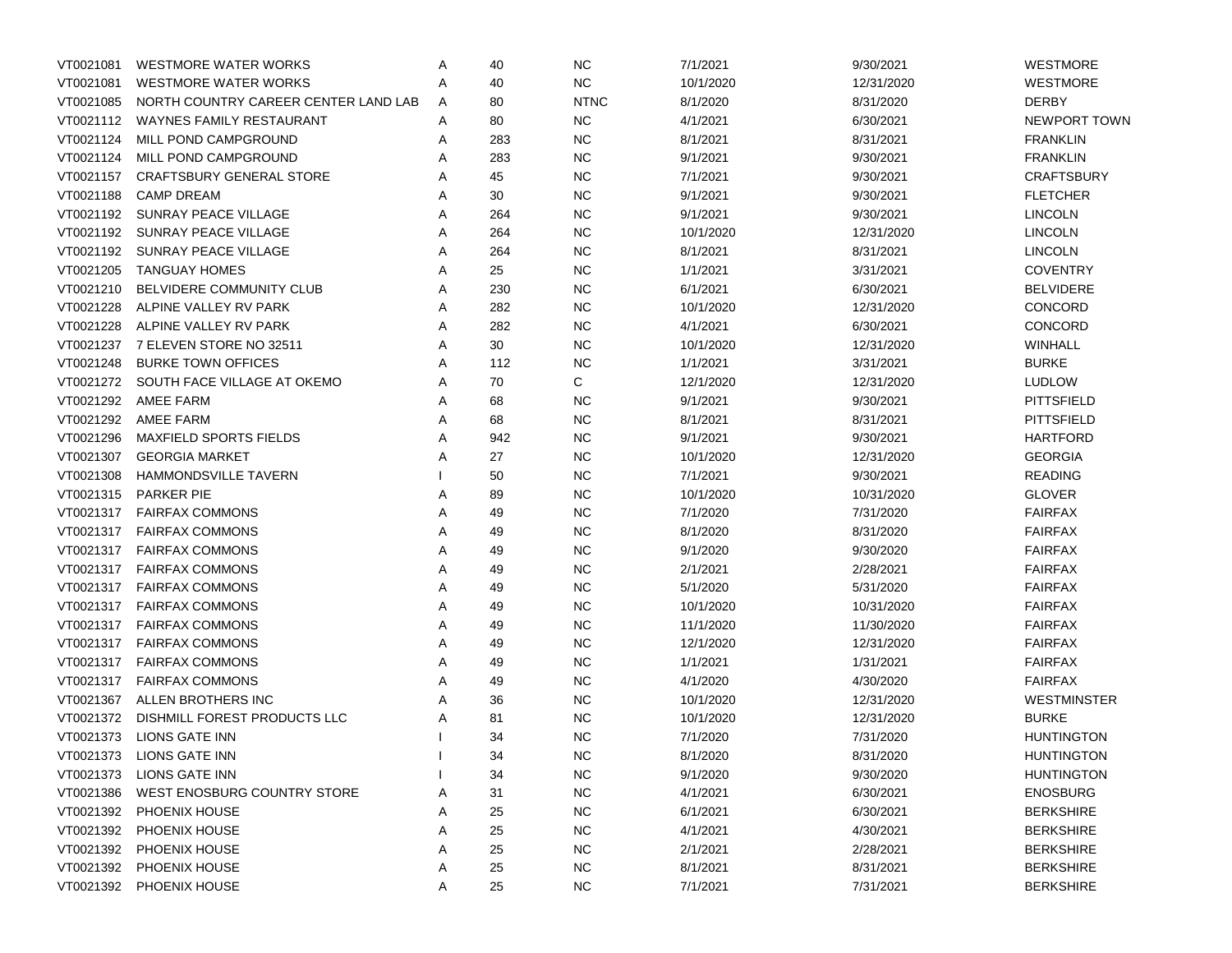| | | | | | | | |
|---|---|---|---|---|---|---|---|
| VT0021081 | WESTMORE WATER WORKS | A | 40 | NC | 7/1/2021 | 9/30/2021 | WESTMORE |
| VT0021081 | WESTMORE WATER WORKS | A | 40 | NC | 10/1/2020 | 12/31/2020 | WESTMORE |
| VT0021085 | NORTH COUNTRY CAREER CENTER LAND LAB | A | 80 | NTNC | 8/1/2020 | 8/31/2020 | DERBY |
| VT0021112 | WAYNES FAMILY RESTAURANT | A | 80 | NC | 4/1/2021 | 6/30/2021 | NEWPORT TOWN |
| VT0021124 | MILL POND CAMPGROUND | A | 283 | NC | 8/1/2021 | 8/31/2021 | FRANKLIN |
| VT0021124 | MILL POND CAMPGROUND | A | 283 | NC | 9/1/2021 | 9/30/2021 | FRANKLIN |
| VT0021157 | CRAFTSBURY GENERAL STORE | A | 45 | NC | 7/1/2021 | 9/30/2021 | CRAFTSBURY |
| VT0021188 | CAMP DREAM | A | 30 | NC | 9/1/2021 | 9/30/2021 | FLETCHER |
| VT0021192 | SUNRAY PEACE VILLAGE | A | 264 | NC | 9/1/2021 | 9/30/2021 | LINCOLN |
| VT0021192 | SUNRAY PEACE VILLAGE | A | 264 | NC | 10/1/2020 | 12/31/2020 | LINCOLN |
| VT0021192 | SUNRAY PEACE VILLAGE | A | 264 | NC | 8/1/2021 | 8/31/2021 | LINCOLN |
| VT0021205 | TANGUAY HOMES | A | 25 | NC | 1/1/2021 | 3/31/2021 | COVENTRY |
| VT0021210 | BELVIDERE COMMUNITY CLUB | A | 230 | NC | 6/1/2021 | 6/30/2021 | BELVIDERE |
| VT0021228 | ALPINE VALLEY RV PARK | A | 282 | NC | 10/1/2020 | 12/31/2020 | CONCORD |
| VT0021228 | ALPINE VALLEY RV PARK | A | 282 | NC | 4/1/2021 | 6/30/2021 | CONCORD |
| VT0021237 | 7 ELEVEN STORE NO 32511 | A | 30 | NC | 10/1/2020 | 12/31/2020 | WINHALL |
| VT0021248 | BURKE TOWN OFFICES | A | 112 | NC | 1/1/2021 | 3/31/2021 | BURKE |
| VT0021272 | SOUTH FACE VILLAGE AT OKEMO | A | 70 | C | 12/1/2020 | 12/31/2020 | LUDLOW |
| VT0021292 | AMEE FARM | A | 68 | NC | 9/1/2021 | 9/30/2021 | PITTSFIELD |
| VT0021292 | AMEE FARM | A | 68 | NC | 8/1/2021 | 8/31/2021 | PITTSFIELD |
| VT0021296 | MAXFIELD SPORTS FIELDS | A | 942 | NC | 9/1/2021 | 9/30/2021 | HARTFORD |
| VT0021307 | GEORGIA MARKET | A | 27 | NC | 10/1/2020 | 12/31/2020 | GEORGIA |
| VT0021308 | HAMMONDSVILLE TAVERN | I | 50 | NC | 7/1/2021 | 9/30/2021 | READING |
| VT0021315 | PARKER PIE | A | 89 | NC | 10/1/2020 | 10/31/2020 | GLOVER |
| VT0021317 | FAIRFAX COMMONS | A | 49 | NC | 7/1/2020 | 7/31/2020 | FAIRFAX |
| VT0021317 | FAIRFAX COMMONS | A | 49 | NC | 8/1/2020 | 8/31/2020 | FAIRFAX |
| VT0021317 | FAIRFAX COMMONS | A | 49 | NC | 9/1/2020 | 9/30/2020 | FAIRFAX |
| VT0021317 | FAIRFAX COMMONS | A | 49 | NC | 2/1/2021 | 2/28/2021 | FAIRFAX |
| VT0021317 | FAIRFAX COMMONS | A | 49 | NC | 5/1/2020 | 5/31/2020 | FAIRFAX |
| VT0021317 | FAIRFAX COMMONS | A | 49 | NC | 10/1/2020 | 10/31/2020 | FAIRFAX |
| VT0021317 | FAIRFAX COMMONS | A | 49 | NC | 11/1/2020 | 11/30/2020 | FAIRFAX |
| VT0021317 | FAIRFAX COMMONS | A | 49 | NC | 12/1/2020 | 12/31/2020 | FAIRFAX |
| VT0021317 | FAIRFAX COMMONS | A | 49 | NC | 1/1/2021 | 1/31/2021 | FAIRFAX |
| VT0021317 | FAIRFAX COMMONS | A | 49 | NC | 4/1/2020 | 4/30/2020 | FAIRFAX |
| VT0021367 | ALLEN BROTHERS INC | A | 36 | NC | 10/1/2020 | 12/31/2020 | WESTMINSTER |
| VT0021372 | DISHMILL FOREST PRODUCTS LLC | A | 81 | NC | 10/1/2020 | 12/31/2020 | BURKE |
| VT0021373 | LIONS GATE INN | I | 34 | NC | 7/1/2020 | 7/31/2020 | HUNTINGTON |
| VT0021373 | LIONS GATE INN | I | 34 | NC | 8/1/2020 | 8/31/2020 | HUNTINGTON |
| VT0021373 | LIONS GATE INN | I | 34 | NC | 9/1/2020 | 9/30/2020 | HUNTINGTON |
| VT0021386 | WEST ENOSBURG COUNTRY STORE | A | 31 | NC | 4/1/2021 | 6/30/2021 | ENOSBURG |
| VT0021392 | PHOENIX HOUSE | A | 25 | NC | 6/1/2021 | 6/30/2021 | BERKSHIRE |
| VT0021392 | PHOENIX HOUSE | A | 25 | NC | 4/1/2021 | 4/30/2021 | BERKSHIRE |
| VT0021392 | PHOENIX HOUSE | A | 25 | NC | 2/1/2021 | 2/28/2021 | BERKSHIRE |
| VT0021392 | PHOENIX HOUSE | A | 25 | NC | 8/1/2021 | 8/31/2021 | BERKSHIRE |
| VT0021392 | PHOENIX HOUSE | A | 25 | NC | 7/1/2021 | 7/31/2021 | BERKSHIRE |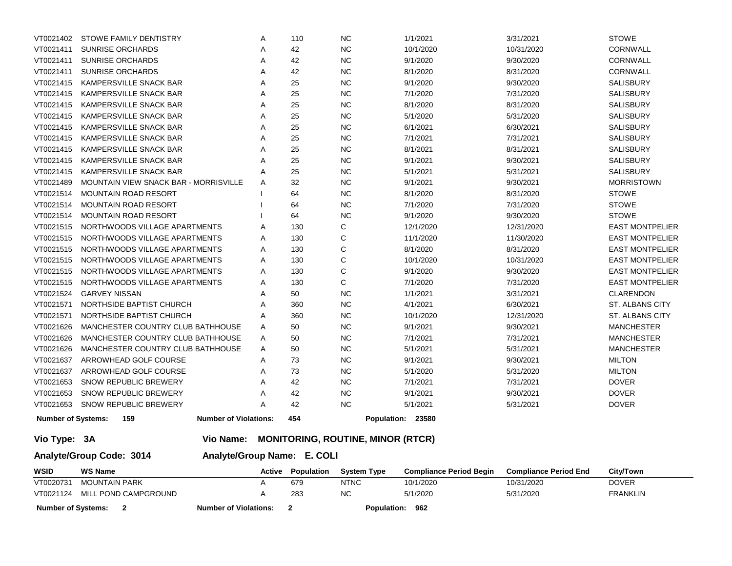| WSID | WS Name | Active | Population | System Type | Compliance Period Begin | Compliance Period End | City/Town |
|---|---|---|---|---|---|---|---|
| VT0021402 | STOWE FAMILY DENTISTRY | A | 110 | NC | 1/1/2021 | 3/31/2021 | STOWE |
| VT0021411 | SUNRISE ORCHARDS | A | 42 | NC | 10/1/2020 | 10/31/2020 | CORNWALL |
| VT0021411 | SUNRISE ORCHARDS | A | 42 | NC | 9/1/2020 | 9/30/2020 | CORNWALL |
| VT0021411 | SUNRISE ORCHARDS | A | 42 | NC | 8/1/2020 | 8/31/2020 | CORNWALL |
| VT0021415 | KAMPERSVILLE SNACK BAR | A | 25 | NC | 9/1/2020 | 9/30/2020 | SALISBURY |
| VT0021415 | KAMPERSVILLE SNACK BAR | A | 25 | NC | 7/1/2020 | 7/31/2020 | SALISBURY |
| VT0021415 | KAMPERSVILLE SNACK BAR | A | 25 | NC | 8/1/2020 | 8/31/2020 | SALISBURY |
| VT0021415 | KAMPERSVILLE SNACK BAR | A | 25 | NC | 5/1/2020 | 5/31/2020 | SALISBURY |
| VT0021415 | KAMPERSVILLE SNACK BAR | A | 25 | NC | 6/1/2021 | 6/30/2021 | SALISBURY |
| VT0021415 | KAMPERSVILLE SNACK BAR | A | 25 | NC | 7/1/2021 | 7/31/2021 | SALISBURY |
| VT0021415 | KAMPERSVILLE SNACK BAR | A | 25 | NC | 8/1/2021 | 8/31/2021 | SALISBURY |
| VT0021415 | KAMPERSVILLE SNACK BAR | A | 25 | NC | 9/1/2021 | 9/30/2021 | SALISBURY |
| VT0021415 | KAMPERSVILLE SNACK BAR | A | 25 | NC | 5/1/2021 | 5/31/2021 | SALISBURY |
| VT0021489 | MOUNTAIN VIEW SNACK BAR - MORRISVILLE | A | 32 | NC | 9/1/2021 | 9/30/2021 | MORRISTOWN |
| VT0021514 | MOUNTAIN ROAD RESORT | I | 64 | NC | 8/1/2020 | 8/31/2020 | STOWE |
| VT0021514 | MOUNTAIN ROAD RESORT | I | 64 | NC | 7/1/2020 | 7/31/2020 | STOWE |
| VT0021514 | MOUNTAIN ROAD RESORT | I | 64 | NC | 9/1/2020 | 9/30/2020 | STOWE |
| VT0021515 | NORTHWOODS VILLAGE APARTMENTS | A | 130 | C | 12/1/2020 | 12/31/2020 | EAST MONTPELIER |
| VT0021515 | NORTHWOODS VILLAGE APARTMENTS | A | 130 | C | 11/1/2020 | 11/30/2020 | EAST MONTPELIER |
| VT0021515 | NORTHWOODS VILLAGE APARTMENTS | A | 130 | C | 8/1/2020 | 8/31/2020 | EAST MONTPELIER |
| VT0021515 | NORTHWOODS VILLAGE APARTMENTS | A | 130 | C | 10/1/2020 | 10/31/2020 | EAST MONTPELIER |
| VT0021515 | NORTHWOODS VILLAGE APARTMENTS | A | 130 | C | 9/1/2020 | 9/30/2020 | EAST MONTPELIER |
| VT0021515 | NORTHWOODS VILLAGE APARTMENTS | A | 130 | C | 7/1/2020 | 7/31/2020 | EAST MONTPELIER |
| VT0021524 | GARVEY NISSAN | A | 50 | NC | 1/1/2021 | 3/31/2021 | CLARENDON |
| VT0021571 | NORTHSIDE BAPTIST CHURCH | A | 360 | NC | 4/1/2021 | 6/30/2021 | ST. ALBANS CITY |
| VT0021571 | NORTHSIDE BAPTIST CHURCH | A | 360 | NC | 10/1/2020 | 12/31/2020 | ST. ALBANS CITY |
| VT0021626 | MANCHESTER COUNTRY CLUB BATHHOUSE | A | 50 | NC | 9/1/2021 | 9/30/2021 | MANCHESTER |
| VT0021626 | MANCHESTER COUNTRY CLUB BATHHOUSE | A | 50 | NC | 7/1/2021 | 7/31/2021 | MANCHESTER |
| VT0021626 | MANCHESTER COUNTRY CLUB BATHHOUSE | A | 50 | NC | 5/1/2021 | 5/31/2021 | MANCHESTER |
| VT0021637 | ARROWHEAD GOLF COURSE | A | 73 | NC | 9/1/2021 | 9/30/2021 | MILTON |
| VT0021637 | ARROWHEAD GOLF COURSE | A | 73 | NC | 5/1/2020 | 5/31/2020 | MILTON |
| VT0021653 | SNOW REPUBLIC BREWERY | A | 42 | NC | 7/1/2021 | 7/31/2021 | DOVER |
| VT0021653 | SNOW REPUBLIC BREWERY | A | 42 | NC | 9/1/2021 | 9/30/2021 | DOVER |
| VT0021653 | SNOW REPUBLIC BREWERY | A | 42 | NC | 5/1/2021 | 5/31/2021 | DOVER |

**Number of Systems: 159 Number of Violations: 454 Population: 23580**

## Vio Type: 3A Vio Name: MONITORING, ROUTINE, MINOR (RTCR)

### Analyte/Group Code: 3014 Analyte/Group Name: E. COLI

| WSID | WS Name | Active | Population | System Type | Compliance Period Begin | Compliance Period End | City/Town |
|---|---|---|---|---|---|---|---|
| VT0020731 | MOUNTAIN PARK | A | 679 | NTNC | 10/1/2020 | 10/31/2020 | DOVER |
| VT0021124 | MILL POND CAMPGROUND | A | 283 | NC | 5/1/2020 | 5/31/2020 | FRANKLIN |

**Number of Systems: 2 Number of Violations: 2 Population: 962**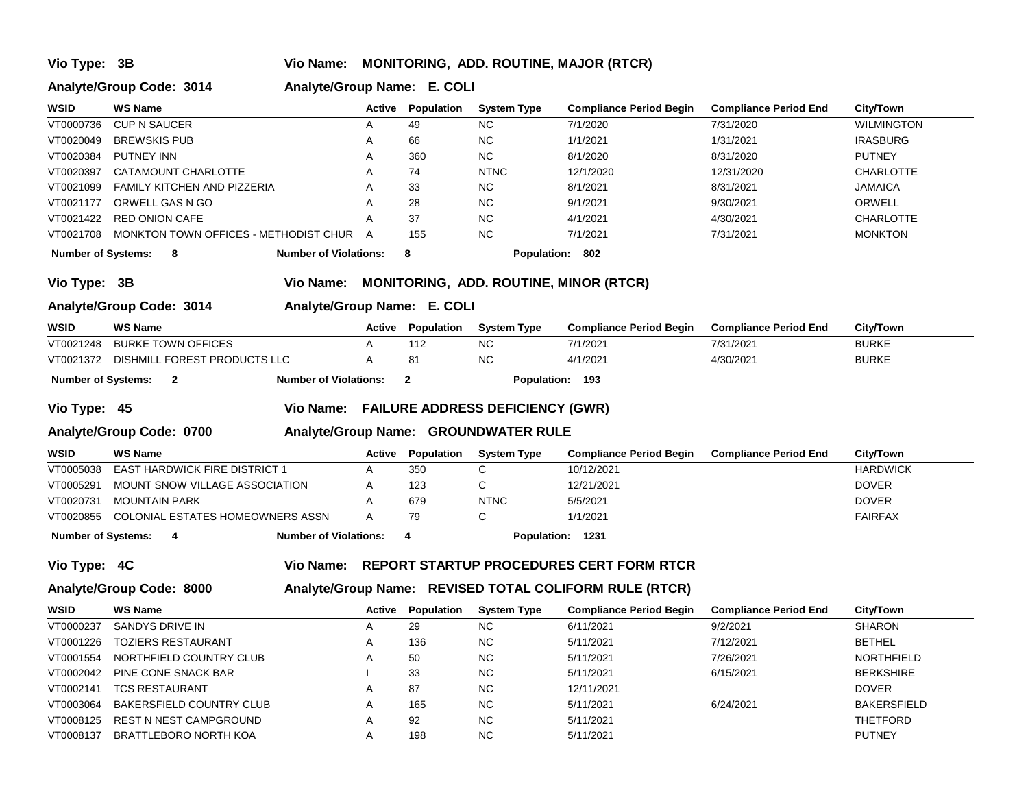**Vio Type: 3B** **Vio Name: MONITORING, ADD. ROUTINE, MAJOR (RTCR)**

**Analyte/Group Code: 3014** **Analyte/Group Name: E. COLI**

| WSID | WS Name | Active | Population | System Type | Compliance Period Begin | Compliance Period End | City/Town |
|---|---|---|---|---|---|---|---|
| VT0000736 | CUP N SAUCER | A | 49 | NC | 7/1/2020 | 7/31/2020 | WILMINGTON |
| VT0020049 | BREWSKIS PUB | A | 66 | NC | 1/1/2021 | 1/31/2021 | IRASBURG |
| VT0020384 | PUTNEY INN | A | 360 | NC | 8/1/2020 | 8/31/2020 | PUTNEY |
| VT0020397 | CATAMOUNT CHARLOTTE | A | 74 | NTNC | 12/1/2020 | 12/31/2020 | CHARLOTTE |
| VT0021099 | FAMILY KITCHEN AND PIZZERIA | A | 33 | NC | 8/1/2021 | 8/31/2021 | JAMAICA |
| VT0021177 | ORWELL GAS N GO | A | 28 | NC | 9/1/2021 | 9/30/2021 | ORWELL |
| VT0021422 | RED ONION CAFE | A | 37 | NC | 4/1/2021 | 4/30/2021 | CHARLOTTE |
| VT0021708 | MONKTON TOWN OFFICES - METHODIST CHUR | A | 155 | NC | 7/1/2021 | 7/31/2021 | MONKTON |

**Number of Systems: 8** **Number of Violations: 8** **Population: 802**

**Vio Type: 3B** **Vio Name: MONITORING, ADD. ROUTINE, MINOR (RTCR)**

**Analyte/Group Code: 3014** **Analyte/Group Name: E. COLI**

| WSID | WS Name | Active | Population | System Type | Compliance Period Begin | Compliance Period End | City/Town |
|---|---|---|---|---|---|---|---|
| VT0021248 | BURKE TOWN OFFICES | A | 112 | NC | 7/1/2021 | 7/31/2021 | BURKE |
| VT0021372 | DISHMILL FOREST PRODUCTS LLC | A | 81 | NC | 4/1/2021 | 4/30/2021 | BURKE |

**Number of Systems: 2** **Number of Violations: 2** **Population: 193**

**Vio Type: 45** **Vio Name: FAILURE ADDRESS DEFICIENCY (GWR)**

**Analyte/Group Code: 0700** **Analyte/Group Name: GROUNDWATER RULE**

| WSID | WS Name | Active | Population | System Type | Compliance Period Begin | Compliance Period End | City/Town |
|---|---|---|---|---|---|---|---|
| VT0005038 | EAST HARDWICK FIRE DISTRICT 1 | A | 350 | C | 10/12/2021 | | HARDWICK |
| VT0005291 | MOUNT SNOW VILLAGE ASSOCIATION | A | 123 | C | 12/21/2021 | | DOVER |
| VT0020731 | MOUNTAIN PARK | A | 679 | NTNC | 5/5/2021 | | DOVER |
| VT0020855 | COLONIAL ESTATES HOMEOWNERS ASSN | A | 79 | C | 1/1/2021 | | FAIRFAX |

**Number of Systems: 4** **Number of Violations: 4** **Population: 1231**

**Vio Type: 4C** **Vio Name: REPORT STARTUP PROCEDURES CERT FORM RTCR**

**Analyte/Group Code: 8000** **Analyte/Group Name: REVISED TOTAL COLIFORM RULE (RTCR)**

| WSID | WS Name | Active | Population | System Type | Compliance Period Begin | Compliance Period End | City/Town |
|---|---|---|---|---|---|---|---|
| VT0000237 | SANDYS DRIVE IN | A | 29 | NC | 6/11/2021 | 9/2/2021 | SHARON |
| VT0001226 | TOZIERS RESTAURANT | A | 136 | NC | 5/11/2021 | 7/12/2021 | BETHEL |
| VT0001554 | NORTHFIELD COUNTRY CLUB | A | 50 | NC | 5/11/2021 | 7/26/2021 | NORTHFIELD |
| VT0002042 | PINE CONE SNACK BAR | I | 33 | NC | 5/11/2021 | 6/15/2021 | BERKSHIRE |
| VT0002141 | TCS RESTAURANT | A | 87 | NC | 12/11/2021 | | DOVER |
| VT0003064 | BAKERSFIELD COUNTRY CLUB | A | 165 | NC | 5/11/2021 | 6/24/2021 | BAKERSFIELD |
| VT0008125 | REST N NEST CAMPGROUND | A | 92 | NC | 5/11/2021 | | THETFORD |
| VT0008137 | BRATTLEBORO NORTH KOA | A | 198 | NC | 5/11/2021 | | PUTNEY |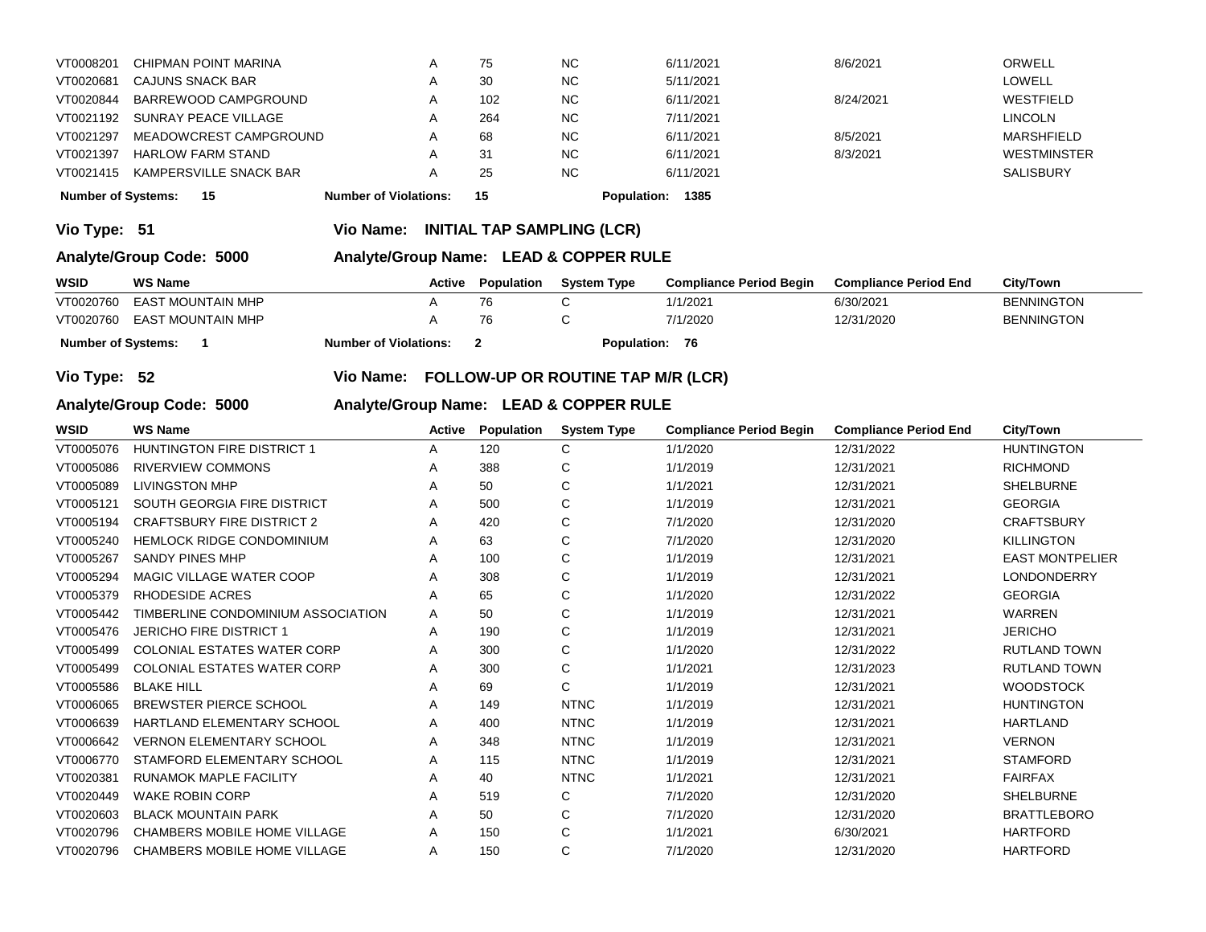| VT0008201 | CHIPMAN POINT MARINA | A | 75 | NC | 6/11/2021 | 8/6/2021 | ORWELL |
|---|---|---|---|---|---|---|---|
| VT0020681 | CAJUNS SNACK BAR | A | 30 | NC | 5/11/2021 | | LOWELL |
| VT0020844 | BARREWOOD CAMPGROUND | A | 102 | NC | 6/11/2021 | 8/24/2021 | WESTFIELD |
| VT0021192 | SUNRAY PEACE VILLAGE | A | 264 | NC | 7/11/2021 | | LINCOLN |
| VT0021297 | MEADOWCREST CAMPGROUND | A | 68 | NC | 6/11/2021 | 8/5/2021 | MARSHFIELD |
| VT0021397 | HARLOW FARM STAND | A | 31 | NC | 6/11/2021 | 8/3/2021 | WESTMINSTER |
| VT0021415 | KAMPERSVILLE SNACK BAR | A | 25 | NC | 6/11/2021 | | SALISBURY |

**Number of Systems: 15** **Number of Violations: 15** **Population: 1385**

**Vio Type: 51** **Vio Name: INITIAL TAP SAMPLING (LCR)**

**Analyte/Group Code: 5000** **Analyte/Group Name: LEAD & COPPER RULE**

| WSID | WS Name | Active | Population | System Type | Compliance Period Begin | Compliance Period End | City/Town |
|---|---|---|---|---|---|---|---|
| VT0020760 | EAST MOUNTAIN MHP | A | 76 | C | 1/1/2021 | 6/30/2021 | BENNINGTON |
| VT0020760 | EAST MOUNTAIN MHP | A | 76 | C | 7/1/2020 | 12/31/2020 | BENNINGTON |

**Number of Systems: 1** **Number of Violations: 2** **Population: 76**

**Vio Type: 52** **Vio Name: FOLLOW-UP OR ROUTINE TAP M/R (LCR)**

**Analyte/Group Code: 5000** **Analyte/Group Name: LEAD & COPPER RULE**

| WSID | WS Name | Active | Population | System Type | Compliance Period Begin | Compliance Period End | City/Town |
|---|---|---|---|---|---|---|---|
| VT0005076 | HUNTINGTON FIRE DISTRICT 1 | A | 120 | C | 1/1/2020 | 12/31/2022 | HUNTINGTON |
| VT0005086 | RIVERVIEW COMMONS | A | 388 | C | 1/1/2019 | 12/31/2021 | RICHMOND |
| VT0005089 | LIVINGSTON MHP | A | 50 | C | 1/1/2021 | 12/31/2021 | SHELBURNE |
| VT0005121 | SOUTH GEORGIA FIRE DISTRICT | A | 500 | C | 1/1/2019 | 12/31/2021 | GEORGIA |
| VT0005194 | CRAFTSBURY FIRE DISTRICT 2 | A | 420 | C | 7/1/2020 | 12/31/2020 | CRAFTSBURY |
| VT0005240 | HEMLOCK RIDGE CONDOMINIUM | A | 63 | C | 7/1/2020 | 12/31/2020 | KILLINGTON |
| VT0005267 | SANDY PINES MHP | A | 100 | C | 1/1/2019 | 12/31/2021 | EAST MONTPELIER |
| VT0005294 | MAGIC VILLAGE WATER COOP | A | 308 | C | 1/1/2019 | 12/31/2021 | LONDONDERRY |
| VT0005379 | RHODESIDE ACRES | A | 65 | C | 1/1/2020 | 12/31/2022 | GEORGIA |
| VT0005442 | TIMBERLINE CONDOMINIUM ASSOCIATION | A | 50 | C | 1/1/2019 | 12/31/2021 | WARREN |
| VT0005476 | JERICHO FIRE DISTRICT 1 | A | 190 | C | 1/1/2019 | 12/31/2021 | JERICHO |
| VT0005499 | COLONIAL ESTATES WATER CORP | A | 300 | C | 1/1/2020 | 12/31/2022 | RUTLAND TOWN |
| VT0005499 | COLONIAL ESTATES WATER CORP | A | 300 | C | 1/1/2021 | 12/31/2023 | RUTLAND TOWN |
| VT0005586 | BLAKE HILL | A | 69 | C | 1/1/2019 | 12/31/2021 | WOODSTOCK |
| VT0006065 | BREWSTER PIERCE SCHOOL | A | 149 | NTNC | 1/1/2019 | 12/31/2021 | HUNTINGTON |
| VT0006639 | HARTLAND ELEMENTARY SCHOOL | A | 400 | NTNC | 1/1/2019 | 12/31/2021 | HARTLAND |
| VT0006642 | VERNON ELEMENTARY SCHOOL | A | 348 | NTNC | 1/1/2019 | 12/31/2021 | VERNON |
| VT0006770 | STAMFORD ELEMENTARY SCHOOL | A | 115 | NTNC | 1/1/2019 | 12/31/2021 | STAMFORD |
| VT0020381 | RUNAMOK MAPLE FACILITY | A | 40 | NTNC | 1/1/2021 | 12/31/2021 | FAIRFAX |
| VT0020449 | WAKE ROBIN CORP | A | 519 | C | 7/1/2020 | 12/31/2020 | SHELBURNE |
| VT0020603 | BLACK MOUNTAIN PARK | A | 50 | C | 7/1/2020 | 12/31/2020 | BRATTLEBORO |
| VT0020796 | CHAMBERS MOBILE HOME VILLAGE | A | 150 | C | 1/1/2021 | 6/30/2021 | HARTFORD |
| VT0020796 | CHAMBERS MOBILE HOME VILLAGE | A | 150 | C | 7/1/2020 | 12/31/2020 | HARTFORD |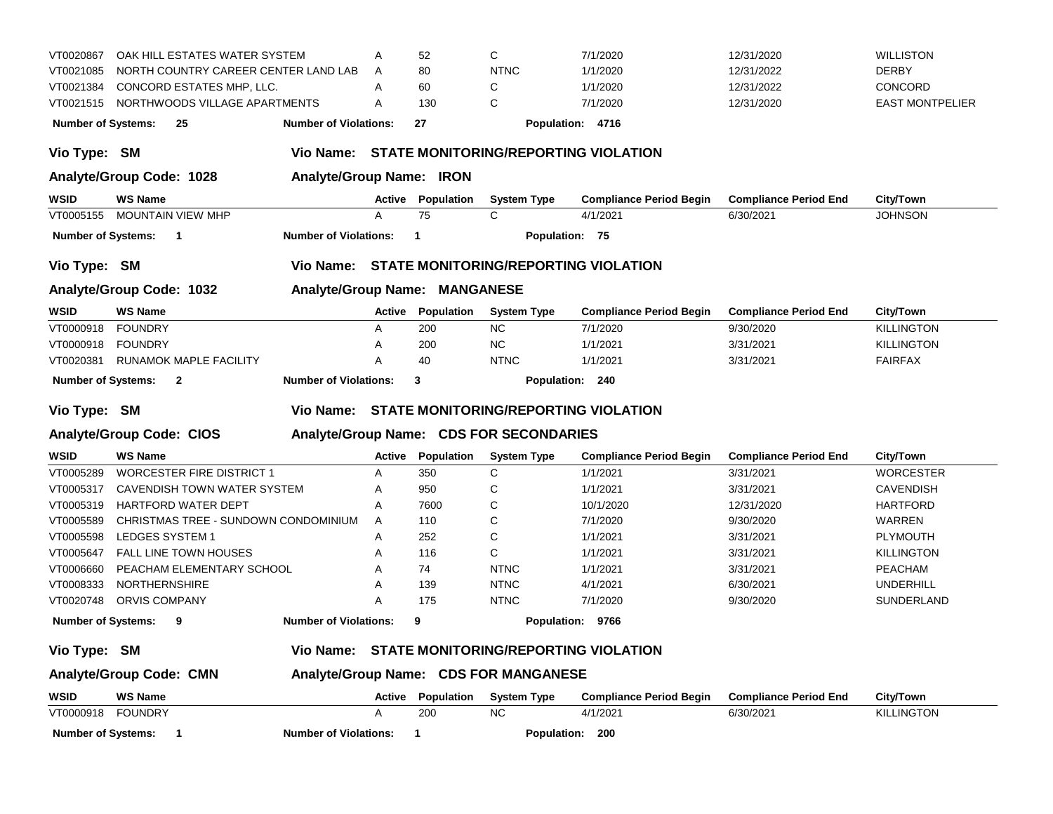| WSID | WS Name | Active | Population | System Type | Compliance Period Begin | Compliance Period End | City/Town |
|---|---|---|---|---|---|---|---|
| VT0020867 | OAK HILL ESTATES WATER SYSTEM | A | 52 | C | 7/1/2020 | 12/31/2020 | WILLISTON |
| VT0021085 | NORTH COUNTRY CAREER CENTER LAND LAB | A | 80 | NTNC | 1/1/2020 | 12/31/2022 | DERBY |
| VT0021384 | CONCORD ESTATES MHP, LLC. | A | 60 | C | 1/1/2020 | 12/31/2022 | CONCORD |
| VT0021515 | NORTHWOODS VILLAGE APARTMENTS | A | 130 | C | 7/1/2020 | 12/31/2020 | EAST MONTPELIER |

**Number of Systems: 25** **Number of Violations: 27** **Population: 4716**

**Vio Type: SM** **Vio Name: STATE MONITORING/REPORTING VIOLATION**

**Analyte/Group Code: 1028** **Analyte/Group Name: IRON**

| WSID | WS Name | Active | Population | System Type | Compliance Period Begin | Compliance Period End | City/Town |
|---|---|---|---|---|---|---|---|
| VT0005155 | MOUNTAIN VIEW MHP | A | 75 | C | 4/1/2021 | 6/30/2021 | JOHNSON |

**Number of Systems: 1** **Number of Violations: 1** **Population: 75**

**Vio Type: SM** **Vio Name: STATE MONITORING/REPORTING VIOLATION**

**Analyte/Group Code: 1032** **Analyte/Group Name: MANGANESE**

| WSID | WS Name | Active | Population | System Type | Compliance Period Begin | Compliance Period End | City/Town |
|---|---|---|---|---|---|---|---|
| VT0000918 | FOUNDRY | A | 200 | NC | 7/1/2020 | 9/30/2020 | KILLINGTON |
| VT0000918 | FOUNDRY | A | 200 | NC | 1/1/2021 | 3/31/2021 | KILLINGTON |
| VT0020381 | RUNAMOK MAPLE FACILITY | A | 40 | NTNC | 1/1/2021 | 3/31/2021 | FAIRFAX |

**Number of Systems: 2** **Number of Violations: 3** **Population: 240**

**Vio Type: SM** **Vio Name: STATE MONITORING/REPORTING VIOLATION**

**Analyte/Group Code: CIOS** **Analyte/Group Name: CDS FOR SECONDARIES**

| WSID | WS Name | Active | Population | System Type | Compliance Period Begin | Compliance Period End | City/Town |
|---|---|---|---|---|---|---|---|
| VT0005289 | WORCESTER FIRE DISTRICT 1 | A | 350 | C | 1/1/2021 | 3/31/2021 | WORCESTER |
| VT0005317 | CAVENDISH TOWN WATER SYSTEM | A | 950 | C | 1/1/2021 | 3/31/2021 | CAVENDISH |
| VT0005319 | HARTFORD WATER DEPT | A | 7600 | C | 10/1/2020 | 12/31/2020 | HARTFORD |
| VT0005589 | CHRISTMAS TREE - SUNDOWN CONDOMINIUM | A | 110 | C | 7/1/2020 | 9/30/2020 | WARREN |
| VT0005598 | LEDGES SYSTEM 1 | A | 252 | C | 1/1/2021 | 3/31/2021 | PLYMOUTH |
| VT0005647 | FALL LINE TOWN HOUSES | A | 116 | C | 1/1/2021 | 3/31/2021 | KILLINGTON |
| VT0006660 | PEACHAM ELEMENTARY SCHOOL | A | 74 | NTNC | 1/1/2021 | 3/31/2021 | PEACHAM |
| VT0008333 | NORTHERNSHIRE | A | 139 | NTNC | 4/1/2021 | 6/30/2021 | UNDERHILL |
| VT0020748 | ORVIS COMPANY | A | 175 | NTNC | 7/1/2020 | 9/30/2020 | SUNDERLAND |

**Number of Systems: 9** **Number of Violations: 9** **Population: 9766**

**Vio Type: SM** **Vio Name: STATE MONITORING/REPORTING VIOLATION**

**Analyte/Group Code: CMN** **Analyte/Group Name: CDS FOR MANGANESE**

| WSID | WS Name | Active | Population | System Type | Compliance Period Begin | Compliance Period End | City/Town |
|---|---|---|---|---|---|---|---|
| VT0000918 | FOUNDRY | A | 200 | NC | 4/1/2021 | 6/30/2021 | KILLINGTON |

**Number of Systems: 1** **Number of Violations: 1** **Population: 200**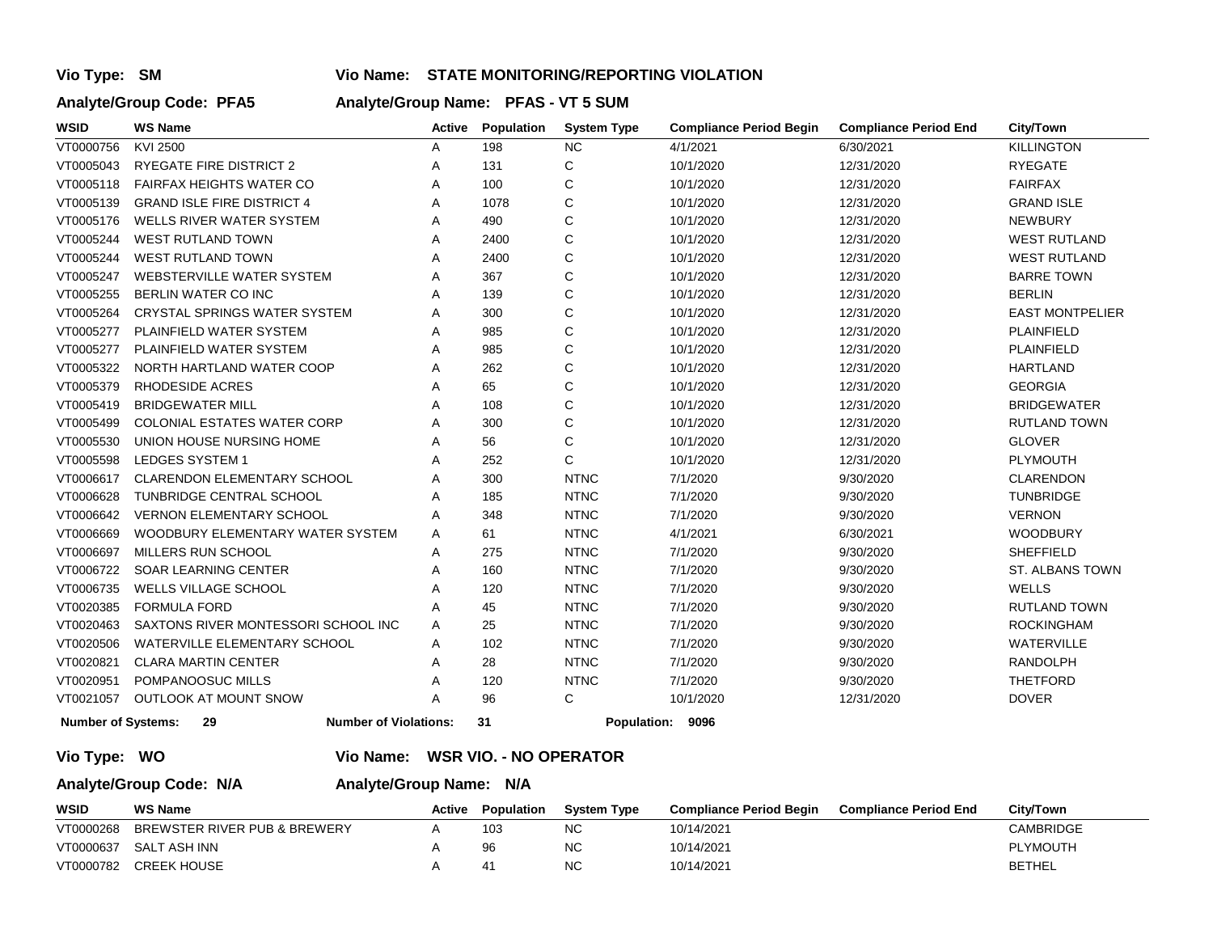**Vio Type: SM** **Vio Name: STATE MONITORING/REPORTING VIOLATION**

**Analyte/Group Code: PFA5** **Analyte/Group Name: PFAS - VT 5 SUM**

| WSID | WS Name | Active | Population | System Type | Compliance Period Begin | Compliance Period End | City/Town |
|---|---|---|---|---|---|---|---|
| VT0000756 | KVI 2500 | A | 198 | NC | 4/1/2021 | 6/30/2021 | KILLINGTON |
| VT0005043 | RYEGATE FIRE DISTRICT 2 | A | 131 | C | 10/1/2020 | 12/31/2020 | RYEGATE |
| VT0005118 | FAIRFAX HEIGHTS WATER CO | A | 100 | C | 10/1/2020 | 12/31/2020 | FAIRFAX |
| VT0005139 | GRAND ISLE FIRE DISTRICT 4 | A | 1078 | C | 10/1/2020 | 12/31/2020 | GRAND ISLE |
| VT0005176 | WELLS RIVER WATER SYSTEM | A | 490 | C | 10/1/2020 | 12/31/2020 | NEWBURY |
| VT0005244 | WEST RUTLAND TOWN | A | 2400 | C | 10/1/2020 | 12/31/2020 | WEST RUTLAND |
| VT0005244 | WEST RUTLAND TOWN | A | 2400 | C | 10/1/2020 | 12/31/2020 | WEST RUTLAND |
| VT0005247 | WEBSTERVILLE WATER SYSTEM | A | 367 | C | 10/1/2020 | 12/31/2020 | BARRE TOWN |
| VT0005255 | BERLIN WATER CO INC | A | 139 | C | 10/1/2020 | 12/31/2020 | BERLIN |
| VT0005264 | CRYSTAL SPRINGS WATER SYSTEM | A | 300 | C | 10/1/2020 | 12/31/2020 | EAST MONTPELIER |
| VT0005277 | PLAINFIELD WATER SYSTEM | A | 985 | C | 10/1/2020 | 12/31/2020 | PLAINFIELD |
| VT0005277 | PLAINFIELD WATER SYSTEM | A | 985 | C | 10/1/2020 | 12/31/2020 | PLAINFIELD |
| VT0005322 | NORTH HARTLAND WATER COOP | A | 262 | C | 10/1/2020 | 12/31/2020 | HARTLAND |
| VT0005379 | RHODESIDE ACRES | A | 65 | C | 10/1/2020 | 12/31/2020 | GEORGIA |
| VT0005419 | BRIDGEWATER MILL | A | 108 | C | 10/1/2020 | 12/31/2020 | BRIDGEWATER |
| VT0005499 | COLONIAL ESTATES WATER CORP | A | 300 | C | 10/1/2020 | 12/31/2020 | RUTLAND TOWN |
| VT0005530 | UNION HOUSE NURSING HOME | A | 56 | C | 10/1/2020 | 12/31/2020 | GLOVER |
| VT0005598 | LEDGES SYSTEM 1 | A | 252 | C | 10/1/2020 | 12/31/2020 | PLYMOUTH |
| VT0006617 | CLARENDON ELEMENTARY SCHOOL | A | 300 | NTNC | 7/1/2020 | 9/30/2020 | CLARENDON |
| VT0006628 | TUNBRIDGE CENTRAL SCHOOL | A | 185 | NTNC | 7/1/2020 | 9/30/2020 | TUNBRIDGE |
| VT0006642 | VERNON ELEMENTARY SCHOOL | A | 348 | NTNC | 7/1/2020 | 9/30/2020 | VERNON |
| VT0006669 | WOODBURY ELEMENTARY WATER SYSTEM | A | 61 | NTNC | 4/1/2021 | 6/30/2021 | WOODBURY |
| VT0006697 | MILLERS RUN SCHOOL | A | 275 | NTNC | 7/1/2020 | 9/30/2020 | SHEFFIELD |
| VT0006722 | SOAR LEARNING CENTER | A | 160 | NTNC | 7/1/2020 | 9/30/2020 | ST. ALBANS TOWN |
| VT0006735 | WELLS VILLAGE SCHOOL | A | 120 | NTNC | 7/1/2020 | 9/30/2020 | WELLS |
| VT0020385 | FORMULA FORD | A | 45 | NTNC | 7/1/2020 | 9/30/2020 | RUTLAND TOWN |
| VT0020463 | SAXTONS RIVER MONTESSORI SCHOOL INC | A | 25 | NTNC | 7/1/2020 | 9/30/2020 | ROCKINGHAM |
| VT0020506 | WATERVILLE ELEMENTARY SCHOOL | A | 102 | NTNC | 7/1/2020 | 9/30/2020 | WATERVILLE |
| VT0020821 | CLARA MARTIN CENTER | A | 28 | NTNC | 7/1/2020 | 9/30/2020 | RANDOLPH |
| VT0020951 | POMPANOOSUC MILLS | A | 120 | NTNC | 7/1/2020 | 9/30/2020 | THETFORD |
| VT0021057 | OUTLOOK AT MOUNT SNOW | A | 96 | C | 10/1/2020 | 12/31/2020 | DOVER |

**Number of Systems: 29** **Number of Violations: 31** **Population: 9096**

**Vio Type: WO** **Vio Name: WSR VIO. - NO OPERATOR**

**Analyte/Group Code: N/A** **Analyte/Group Name: N/A**

| WSID | WS Name | Active | Population | System Type | Compliance Period Begin | Compliance Period End | City/Town |
|---|---|---|---|---|---|---|---|
| VT0000268 | BREWSTER RIVER PUB & BREWERY | A | 103 | NC | 10/14/2021 | | CAMBRIDGE |
| VT0000637 | SALT ASH INN | A | 96 | NC | 10/14/2021 | | PLYMOUTH |
| VT0000782 | CREEK HOUSE | A | 41 | NC | 10/14/2021 | | BETHEL |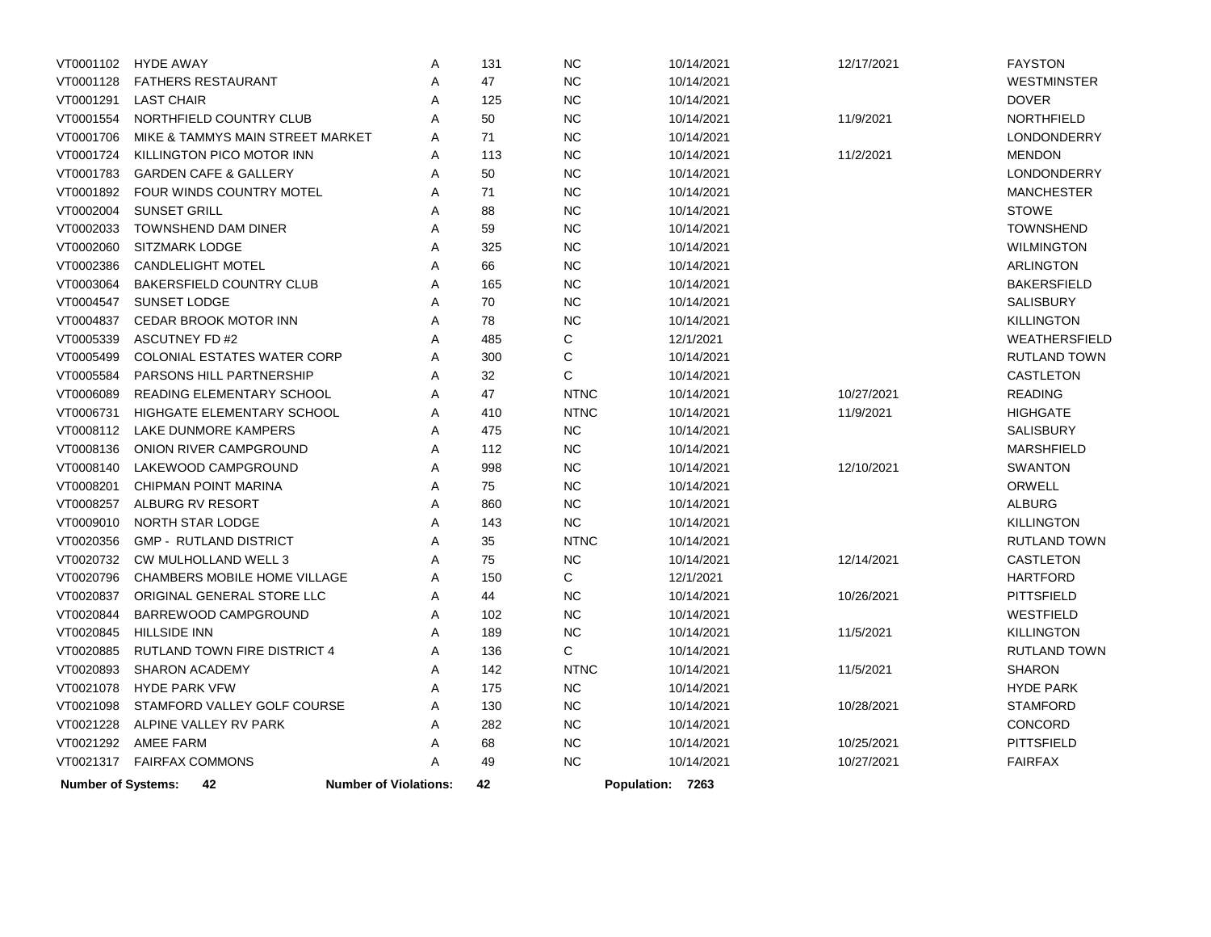| | | | | | | | |
|---|---|---|---|---|---|---|---|
| VT0001102 | HYDE AWAY | A | 131 | NC | 10/14/2021 | 12/17/2021 | FAYSTON |
| VT0001128 | FATHERS RESTAURANT | A | 47 | NC | 10/14/2021 | | WESTMINSTER |
| VT0001291 | LAST CHAIR | A | 125 | NC | 10/14/2021 | | DOVER |
| VT0001554 | NORTHFIELD COUNTRY CLUB | A | 50 | NC | 10/14/2021 | 11/9/2021 | NORTHFIELD |
| VT0001706 | MIKE & TAMMYS MAIN STREET MARKET | A | 71 | NC | 10/14/2021 | | LONDONDERRY |
| VT0001724 | KILLINGTON PICO MOTOR INN | A | 113 | NC | 10/14/2021 | 11/2/2021 | MENDON |
| VT0001783 | GARDEN CAFE & GALLERY | A | 50 | NC | 10/14/2021 | | LONDONDERRY |
| VT0001892 | FOUR WINDS COUNTRY MOTEL | A | 71 | NC | 10/14/2021 | | MANCHESTER |
| VT0002004 | SUNSET GRILL | A | 88 | NC | 10/14/2021 | | STOWE |
| VT0002033 | TOWNSHEND DAM DINER | A | 59 | NC | 10/14/2021 | | TOWNSHEND |
| VT0002060 | SITZMARK LODGE | A | 325 | NC | 10/14/2021 | | WILMINGTON |
| VT0002386 | CANDLELIGHT MOTEL | A | 66 | NC | 10/14/2021 | | ARLINGTON |
| VT0003064 | BAKERSFIELD COUNTRY CLUB | A | 165 | NC | 10/14/2021 | | BAKERSFIELD |
| VT0004547 | SUNSET LODGE | A | 70 | NC | 10/14/2021 | | SALISBURY |
| VT0004837 | CEDAR BROOK MOTOR INN | A | 78 | NC | 10/14/2021 | | KILLINGTON |
| VT0005339 | ASCUTNEY FD #2 | A | 485 | C | 12/1/2021 | | WEATHERSFIELD |
| VT0005499 | COLONIAL ESTATES WATER CORP | A | 300 | C | 10/14/2021 | | RUTLAND TOWN |
| VT0005584 | PARSONS HILL PARTNERSHIP | A | 32 | C | 10/14/2021 | | CASTLETON |
| VT0006089 | READING ELEMENTARY SCHOOL | A | 47 | NTNC | 10/14/2021 | 10/27/2021 | READING |
| VT0006731 | HIGHGATE ELEMENTARY SCHOOL | A | 410 | NTNC | 10/14/2021 | 11/9/2021 | HIGHGATE |
| VT0008112 | LAKE DUNMORE KAMPERS | A | 475 | NC | 10/14/2021 | | SALISBURY |
| VT0008136 | ONION RIVER CAMPGROUND | A | 112 | NC | 10/14/2021 | | MARSHFIELD |
| VT0008140 | LAKEWOOD CAMPGROUND | A | 998 | NC | 10/14/2021 | 12/10/2021 | SWANTON |
| VT0008201 | CHIPMAN POINT MARINA | A | 75 | NC | 10/14/2021 | | ORWELL |
| VT0008257 | ALBURG RV RESORT | A | 860 | NC | 10/14/2021 | | ALBURG |
| VT0009010 | NORTH STAR LODGE | A | 143 | NC | 10/14/2021 | | KILLINGTON |
| VT0020356 | GMP - RUTLAND DISTRICT | A | 35 | NTNC | 10/14/2021 | | RUTLAND TOWN |
| VT0020732 | CW MULHOLLAND WELL 3 | A | 75 | NC | 10/14/2021 | 12/14/2021 | CASTLETON |
| VT0020796 | CHAMBERS MOBILE HOME VILLAGE | A | 150 | C | 12/1/2021 | | HARTFORD |
| VT0020837 | ORIGINAL GENERAL STORE LLC | A | 44 | NC | 10/14/2021 | 10/26/2021 | PITTSFIELD |
| VT0020844 | BARREWOOD CAMPGROUND | A | 102 | NC | 10/14/2021 | | WESTFIELD |
| VT0020845 | HILLSIDE INN | A | 189 | NC | 10/14/2021 | 11/5/2021 | KILLINGTON |
| VT0020885 | RUTLAND TOWN FIRE DISTRICT 4 | A | 136 | C | 10/14/2021 | | RUTLAND TOWN |
| VT0020893 | SHARON ACADEMY | A | 142 | NTNC | 10/14/2021 | 11/5/2021 | SHARON |
| VT0021078 | HYDE PARK VFW | A | 175 | NC | 10/14/2021 | | HYDE PARK |
| VT0021098 | STAMFORD VALLEY GOLF COURSE | A | 130 | NC | 10/14/2021 | 10/28/2021 | STAMFORD |
| VT0021228 | ALPINE VALLEY RV PARK | A | 282 | NC | 10/14/2021 | | CONCORD |
| VT0021292 | AMEE FARM | A | 68 | NC | 10/14/2021 | 10/25/2021 | PITTSFIELD |
| VT0021317 | FAIRFAX COMMONS | A | 49 | NC | 10/14/2021 | 10/27/2021 | FAIRFAX |

**Number of Systems: 42** **Number of Violations: 42** **Population: 7263**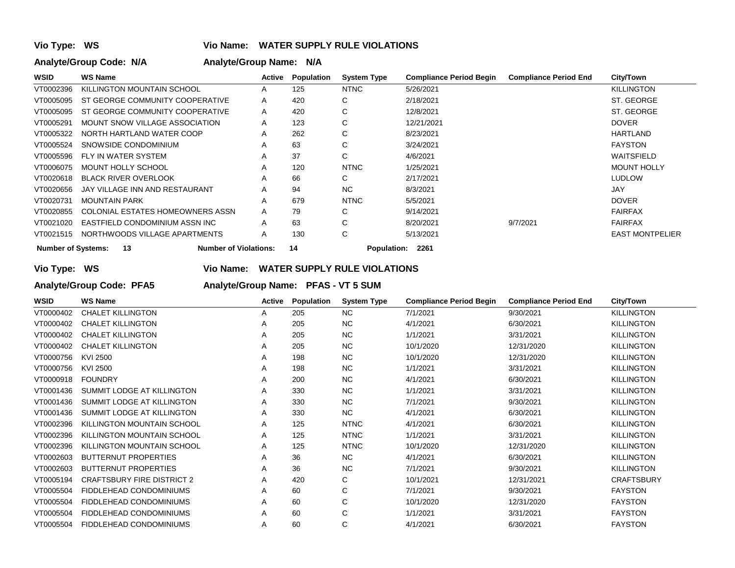**Vio Type: WS** **Vio Name: WATER SUPPLY RULE VIOLATIONS**

**Analyte/Group Code: N/A** **Analyte/Group Name: N/A**

| WSID | WS Name | Active | Population | System Type | Compliance Period Begin | Compliance Period End | City/Town |
|---|---|---|---|---|---|---|---|
| VT0002396 | KILLINGTON MOUNTAIN SCHOOL | A | 125 | NTNC | 5/26/2021 | | KILLINGTON |
| VT0005095 | ST GEORGE COMMUNITY COOPERATIVE | A | 420 | C | 2/18/2021 | | ST. GEORGE |
| VT0005095 | ST GEORGE COMMUNITY COOPERATIVE | A | 420 | C | 12/8/2021 | | ST. GEORGE |
| VT0005291 | MOUNT SNOW VILLAGE ASSOCIATION | A | 123 | C | 12/21/2021 | | DOVER |
| VT0005322 | NORTH HARTLAND WATER COOP | A | 262 | C | 8/23/2021 | | HARTLAND |
| VT0005524 | SNOWSIDE CONDOMINIUM | A | 63 | C | 3/24/2021 | | FAYSTON |
| VT0005596 | FLY IN WATER SYSTEM | A | 37 | C | 4/6/2021 | | WAITSFIELD |
| VT0006075 | MOUNT HOLLY SCHOOL | A | 120 | NTNC | 1/25/2021 | | MOUNT HOLLY |
| VT0020618 | BLACK RIVER OVERLOOK | A | 66 | C | 2/17/2021 | | LUDLOW |
| VT0020656 | JAY VILLAGE INN AND RESTAURANT | A | 94 | NC | 8/3/2021 | | JAY |
| VT0020731 | MOUNTAIN PARK | A | 679 | NTNC | 5/5/2021 | | DOVER |
| VT0020855 | COLONIAL ESTATES HOMEOWNERS ASSN | A | 79 | C | 9/14/2021 | | FAIRFAX |
| VT0021020 | EASTFIELD CONDOMINIUM ASSN INC | A | 63 | C | 8/20/2021 | 9/7/2021 | FAIRFAX |
| VT0021515 | NORTHWOODS VILLAGE APARTMENTS | A | 130 | C | 5/13/2021 | | EAST MONTPELIER |

**Number of Systems: 13** **Number of Violations: 14** **Population: 2261**

**Vio Type: WS** **Vio Name: WATER SUPPLY RULE VIOLATIONS**

**Analyte/Group Code: PFA5** **Analyte/Group Name: PFAS - VT 5 SUM**

| WSID | WS Name | Active | Population | System Type | Compliance Period Begin | Compliance Period End | City/Town |
|---|---|---|---|---|---|---|---|
| VT0000402 | CHALET KILLINGTON | A | 205 | NC | 7/1/2021 | 9/30/2021 | KILLINGTON |
| VT0000402 | CHALET KILLINGTON | A | 205 | NC | 4/1/2021 | 6/30/2021 | KILLINGTON |
| VT0000402 | CHALET KILLINGTON | A | 205 | NC | 1/1/2021 | 3/31/2021 | KILLINGTON |
| VT0000402 | CHALET KILLINGTON | A | 205 | NC | 10/1/2020 | 12/31/2020 | KILLINGTON |
| VT0000756 | KVI 2500 | A | 198 | NC | 10/1/2020 | 12/31/2020 | KILLINGTON |
| VT0000756 | KVI 2500 | A | 198 | NC | 1/1/2021 | 3/31/2021 | KILLINGTON |
| VT0000918 | FOUNDRY | A | 200 | NC | 4/1/2021 | 6/30/2021 | KILLINGTON |
| VT0001436 | SUMMIT LODGE AT KILLINGTON | A | 330 | NC | 1/1/2021 | 3/31/2021 | KILLINGTON |
| VT0001436 | SUMMIT LODGE AT KILLINGTON | A | 330 | NC | 7/1/2021 | 9/30/2021 | KILLINGTON |
| VT0001436 | SUMMIT LODGE AT KILLINGTON | A | 330 | NC | 4/1/2021 | 6/30/2021 | KILLINGTON |
| VT0002396 | KILLINGTON MOUNTAIN SCHOOL | A | 125 | NTNC | 4/1/2021 | 6/30/2021 | KILLINGTON |
| VT0002396 | KILLINGTON MOUNTAIN SCHOOL | A | 125 | NTNC | 1/1/2021 | 3/31/2021 | KILLINGTON |
| VT0002396 | KILLINGTON MOUNTAIN SCHOOL | A | 125 | NTNC | 10/1/2020 | 12/31/2020 | KILLINGTON |
| VT0002603 | BUTTERNUT PROPERTIES | A | 36 | NC | 4/1/2021 | 6/30/2021 | KILLINGTON |
| VT0002603 | BUTTERNUT PROPERTIES | A | 36 | NC | 7/1/2021 | 9/30/2021 | KILLINGTON |
| VT0005194 | CRAFTSBURY FIRE DISTRICT 2 | A | 420 | C | 10/1/2021 | 12/31/2021 | CRAFTSBURY |
| VT0005504 | FIDDLEHEAD CONDOMINIUMS | A | 60 | C | 7/1/2021 | 9/30/2021 | FAYSTON |
| VT0005504 | FIDDLEHEAD CONDOMINIUMS | A | 60 | C | 10/1/2020 | 12/31/2020 | FAYSTON |
| VT0005504 | FIDDLEHEAD CONDOMINIUMS | A | 60 | C | 1/1/2021 | 3/31/2021 | FAYSTON |
| VT0005504 | FIDDLEHEAD CONDOMINIUMS | A | 60 | C | 4/1/2021 | 6/30/2021 | FAYSTON |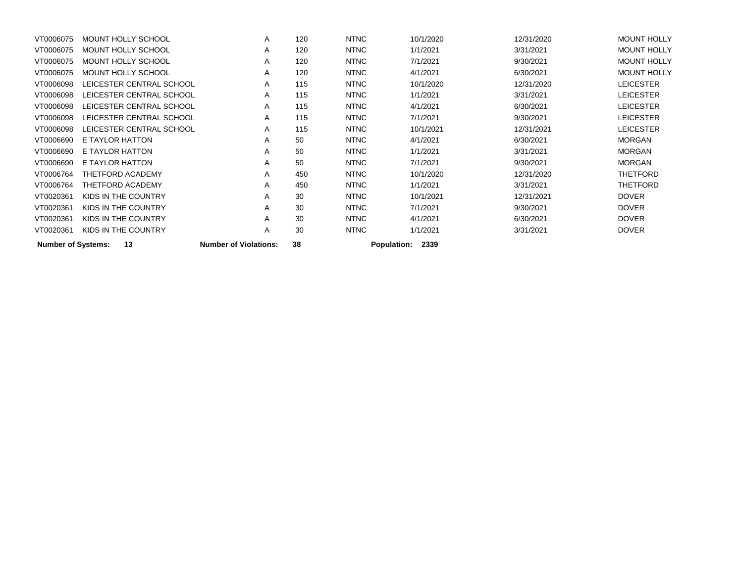| | | | | | | | |
|---|---|---|---|---|---|---|---|
| VT0006075 | MOUNT HOLLY SCHOOL | A | 120 | NTNC | 10/1/2020 | 12/31/2020 | MOUNT HOLLY |
| VT0006075 | MOUNT HOLLY SCHOOL | A | 120 | NTNC | 1/1/2021 | 3/31/2021 | MOUNT HOLLY |
| VT0006075 | MOUNT HOLLY SCHOOL | A | 120 | NTNC | 7/1/2021 | 9/30/2021 | MOUNT HOLLY |
| VT0006075 | MOUNT HOLLY SCHOOL | A | 120 | NTNC | 4/1/2021 | 6/30/2021 | MOUNT HOLLY |
| VT0006098 | LEICESTER CENTRAL SCHOOL | A | 115 | NTNC | 10/1/2020 | 12/31/2020 | LEICESTER |
| VT0006098 | LEICESTER CENTRAL SCHOOL | A | 115 | NTNC | 1/1/2021 | 3/31/2021 | LEICESTER |
| VT0006098 | LEICESTER CENTRAL SCHOOL | A | 115 | NTNC | 4/1/2021 | 6/30/2021 | LEICESTER |
| VT0006098 | LEICESTER CENTRAL SCHOOL | A | 115 | NTNC | 7/1/2021 | 9/30/2021 | LEICESTER |
| VT0006098 | LEICESTER CENTRAL SCHOOL | A | 115 | NTNC | 10/1/2021 | 12/31/2021 | LEICESTER |
| VT0006690 | E TAYLOR HATTON | A | 50 | NTNC | 4/1/2021 | 6/30/2021 | MORGAN |
| VT0006690 | E TAYLOR HATTON | A | 50 | NTNC | 1/1/2021 | 3/31/2021 | MORGAN |
| VT0006690 | E TAYLOR HATTON | A | 50 | NTNC | 7/1/2021 | 9/30/2021 | MORGAN |
| VT0006764 | THETFORD ACADEMY | A | 450 | NTNC | 10/1/2020 | 12/31/2020 | THETFORD |
| VT0006764 | THETFORD ACADEMY | A | 450 | NTNC | 1/1/2021 | 3/31/2021 | THETFORD |
| VT0020361 | KIDS IN THE COUNTRY | A | 30 | NTNC | 10/1/2021 | 12/31/2021 | DOVER |
| VT0020361 | KIDS IN THE COUNTRY | A | 30 | NTNC | 7/1/2021 | 9/30/2021 | DOVER |
| VT0020361 | KIDS IN THE COUNTRY | A | 30 | NTNC | 4/1/2021 | 6/30/2021 | DOVER |
| VT0020361 | KIDS IN THE COUNTRY | A | 30 | NTNC | 1/1/2021 | 3/31/2021 | DOVER |

**Number of Systems: 13** **Number of Violations: 38** **Population: 2339**